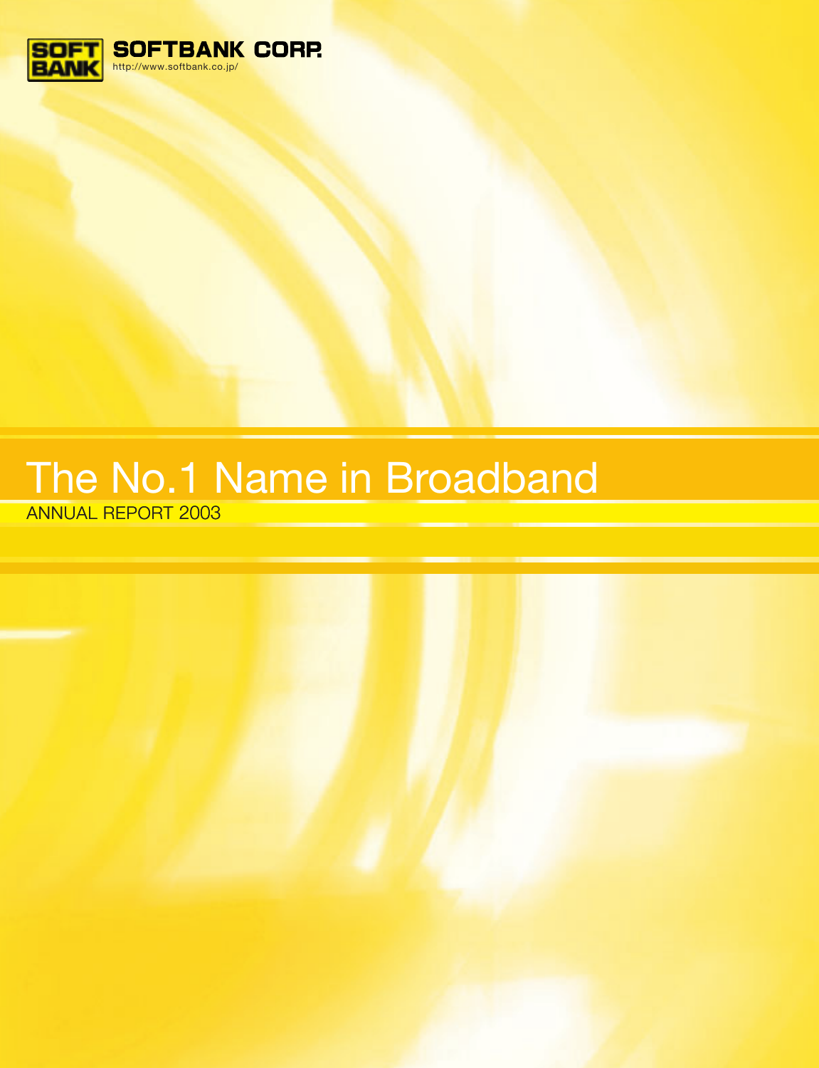SOFTBANK CORP.

http://www.softbank.co.jp/

# The No.1 Name in Broadband

ANNUAL REPORT 2003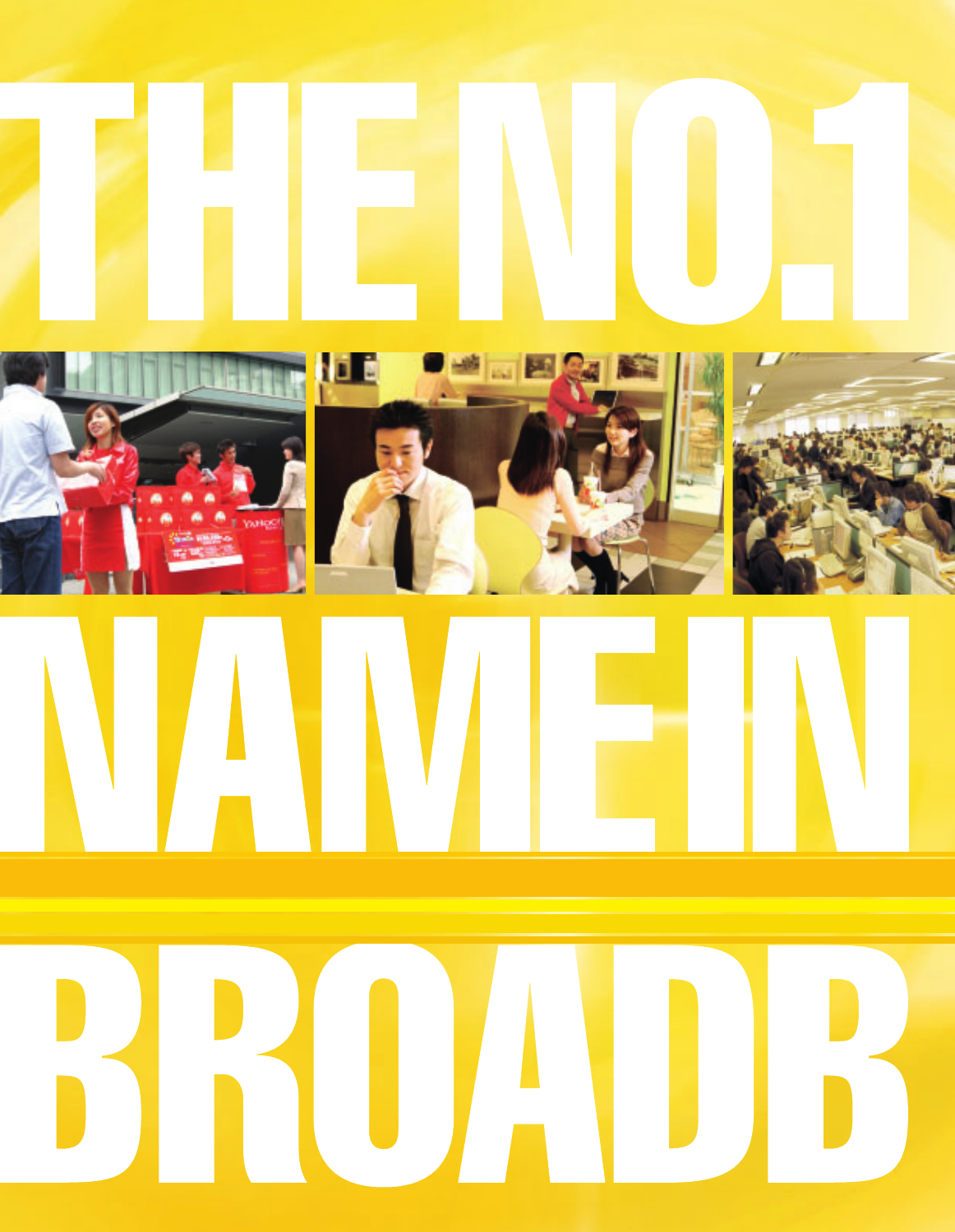# THE NO.1 NAME IN BROADB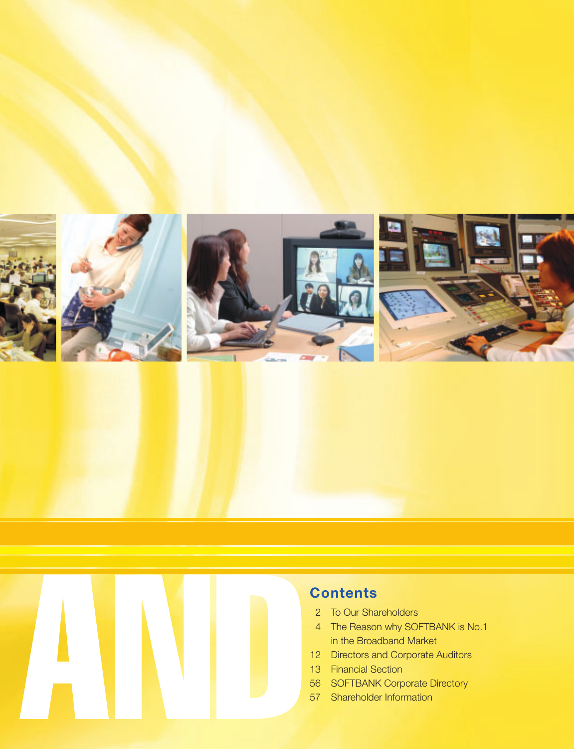AND

## Contents

- 2 To Our Shareholders
- 4 The Reason why SOFTBANK is No.1 in the Broadband Market
- 12 Directors and Corporate Auditors
- 13 Financial Section
- 56 SOFTBANK Corporate Directory
- 57 Shareholder Information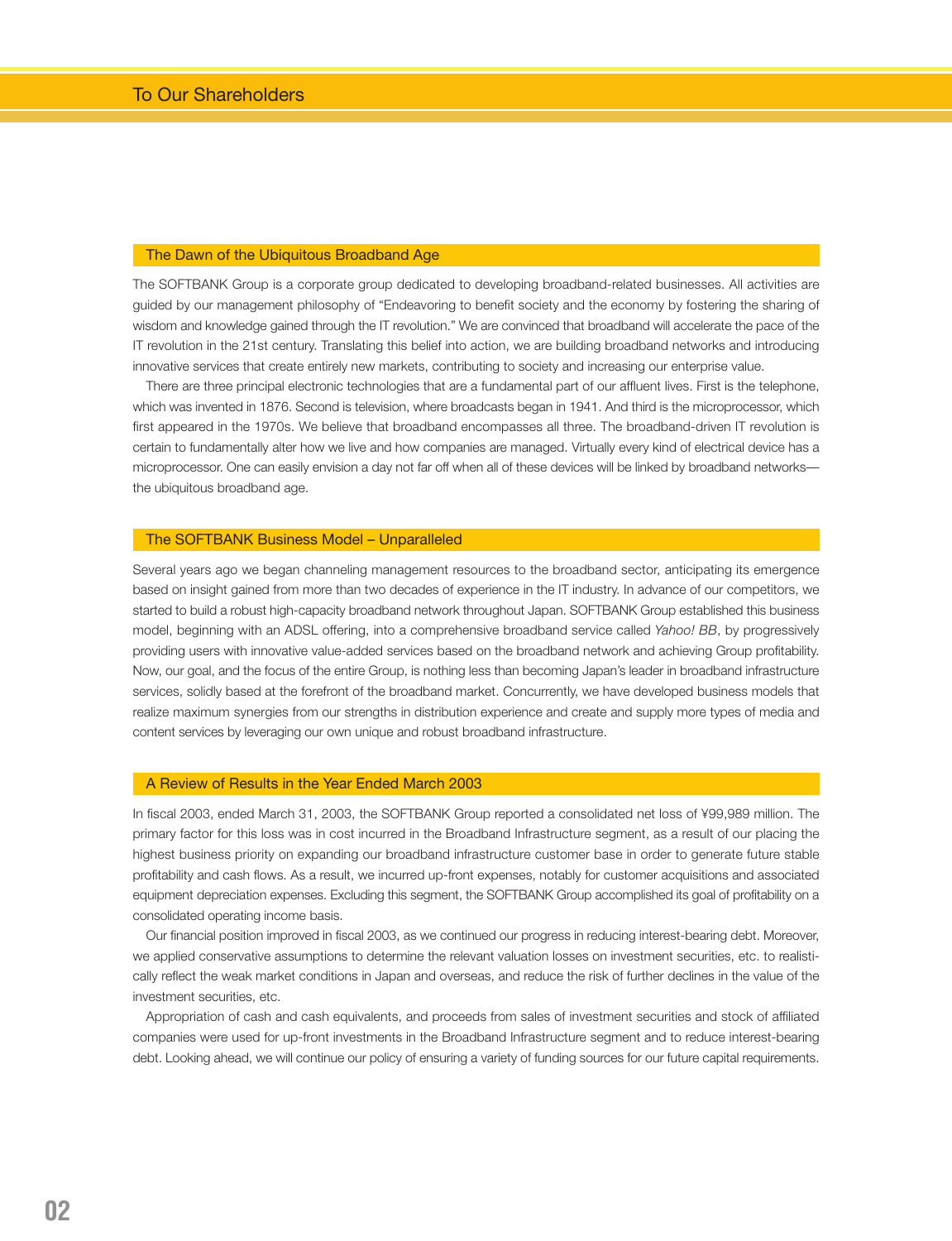# To Our Shareholders

## The Dawn of the Ubiquitous Broadband Age

The SOFTBANK Group is a corporate group dedicated to developing broadband-related businesses. All activities are guided by our management philosophy of "Endeavoring to benefit society and the economy by fostering the sharing of wisdom and knowledge gained through the IT revolution." We are convinced that broadband will accelerate the pace of the IT revolution in the 21st century. Translating this belief into action, we are building broadband networks and introducing innovative services that create entirely new markets, contributing to society and increasing our enterprise value.

There are three principal electronic technologies that are a fundamental part of our affluent lives. First is the telephone, which was invented in 1876. Second is television, where broadcasts began in 1941. And third is the microprocessor, which first appeared in the 1970s. We believe that broadband encompasses all three. The broadband-driven IT revolution is certain to fundamentally alter how we live and how companies are managed. Virtually every kind of electrical device has a microprocessor. One can easily envision a day not far off when all of these devices will be linked by broadband networks—the ubiquitous broadband age.

## The SOFTBANK Business Model – Unparalleled

Several years ago we began channeling management resources to the broadband sector, anticipating its emergence based on insight gained from more than two decades of experience in the IT industry. In advance of our competitors, we started to build a robust high-capacity broadband network throughout Japan. SOFTBANK Group established this business model, beginning with an ADSL offering, into a comprehensive broadband service called *Yahoo! BB*, by progressively providing users with innovative value-added services based on the broadband network and achieving Group profitability. Now, our goal, and the focus of the entire Group, is nothing less than becoming Japan's leader in broadband infrastructure services, solidly based at the forefront of the broadband market. Concurrently, we have developed business models that realize maximum synergies from our strengths in distribution experience and create and supply more types of media and content services by leveraging our own unique and robust broadband infrastructure.

## A Review of Results in the Year Ended March 2003

In fiscal 2003, ended March 31, 2003, the SOFTBANK Group reported a consolidated net loss of ¥99,989 million. The primary factor for this loss was in cost incurred in the Broadband Infrastructure segment, as a result of our placing the highest business priority on expanding our broadband infrastructure customer base in order to generate future stable profitability and cash flows. As a result, we incurred up-front expenses, notably for customer acquisitions and associated equipment depreciation expenses. Excluding this segment, the SOFTBANK Group accomplished its goal of profitability on a consolidated operating income basis.

Our financial position improved in fiscal 2003, as we continued our progress in reducing interest-bearing debt. Moreover, we applied conservative assumptions to determine the relevant valuation losses on investment securities, etc. to realistically reflect the weak market conditions in Japan and overseas, and reduce the risk of further declines in the value of the investment securities, etc.

Appropriation of cash and cash equivalents, and proceeds from sales of investment securities and stock of affiliated companies were used for up-front investments in the Broadband Infrastructure segment and to reduce interest-bearing debt. Looking ahead, we will continue our policy of ensuring a variety of funding sources for our future capital requirements.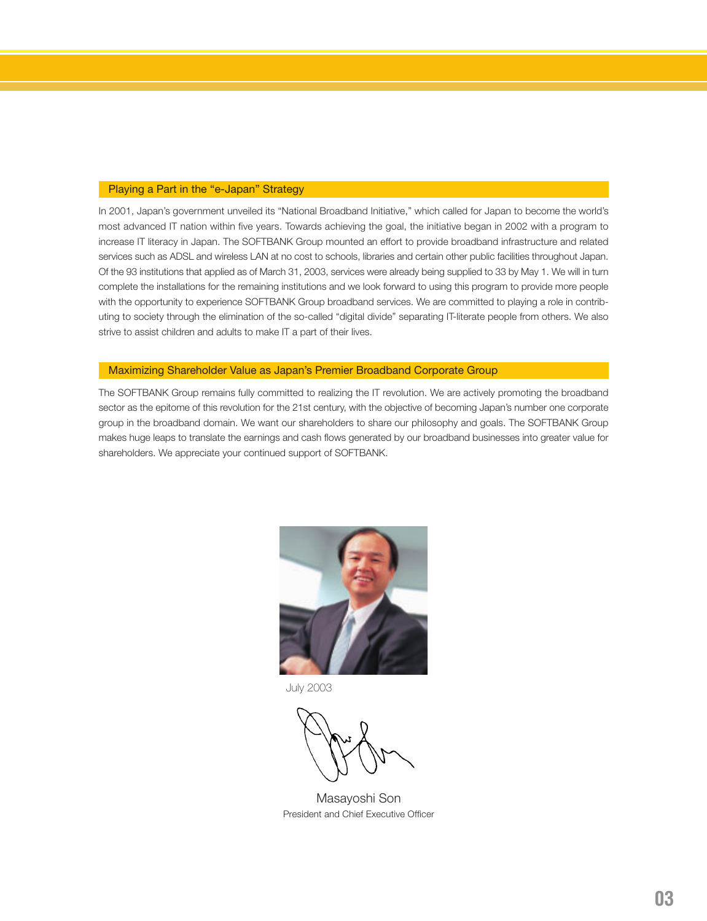## Playing a Part in the “e-Japan” Strategy

In 2001, Japan’s government unveiled its “National Broadband Initiative,” which called for Japan to become the world’s most advanced IT nation within five years. Towards achieving the goal, the initiative began in 2002 with a program to increase IT literacy in Japan. The SOFTBANK Group mounted an effort to provide broadband infrastructure and related services such as ADSL and wireless LAN at no cost to schools, libraries and certain other public facilities throughout Japan. Of the 93 institutions that applied as of March 31, 2003, services were already being supplied to 33 by May 1. We will in turn complete the installations for the remaining institutions and we look forward to using this program to provide more people with the opportunity to experience SOFTBANK Group broadband services. We are committed to playing a role in contributing to society through the elimination of the so-called “digital divide” separating IT-literate people from others. We also strive to assist children and adults to make IT a part of their lives.

## Maximizing Shareholder Value as Japan’s Premier Broadband Corporate Group

The SOFTBANK Group remains fully committed to realizing the IT revolution. We are actively promoting the broadband sector as the epitome of this revolution for the 21st century, with the objective of becoming Japan’s number one corporate group in the broadband domain. We want our shareholders to share our philosophy and goals. The SOFTBANK Group makes huge leaps to translate the earnings and cash flows generated by our broadband businesses into greater value for shareholders. We appreciate your continued support of SOFTBANK.

July 2003

Masayoshi Son
President and Chief Executive Officer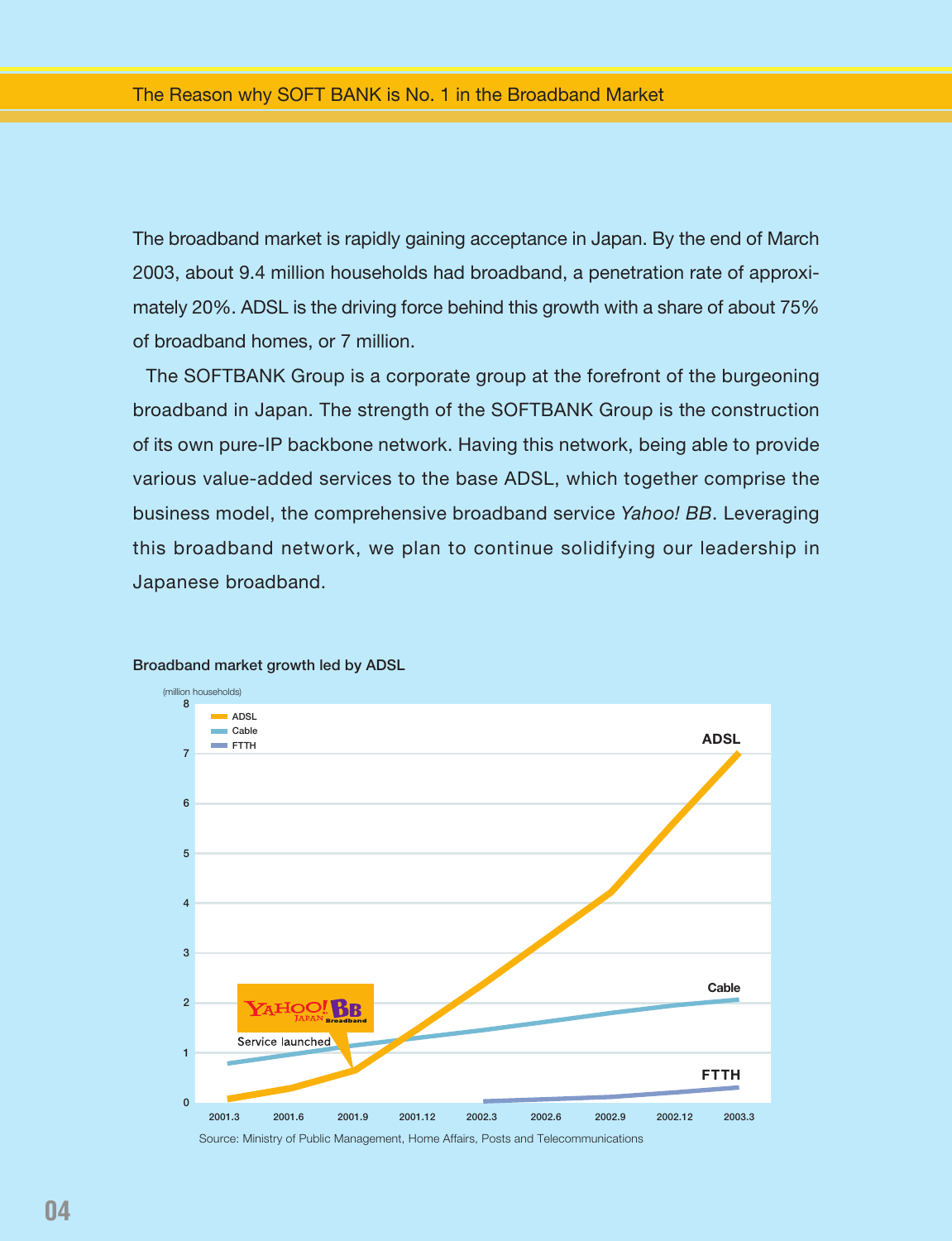# The Reason why SOFT BANK is No. 1 in the Broadband Market

The broadband market is rapidly gaining acceptance in Japan. By the end of March 2003, about 9.4 million households had broadband, a penetration rate of approximately 20%. ADSL is the driving force behind this growth with a share of about 75% of broadband homes, or 7 million.

The SOFTBANK Group is a corporate group at the forefront of the burgeoning broadband in Japan. The strength of the SOFTBANK Group is the construction of its own pure-IP backbone network. Having this network, being able to provide various value-added services to the base ADSL, which together comprise the business model, the comprehensive broadband service *Yahoo! BB*. Leveraging this broadband network, we plan to continue solidifying our leadership in Japanese broadband.

**Broadband market growth led by ADSL**

(million households)

Legend: ADSL, Cable, FTTH

Y-axis: 0, 1, 2, 3, 4, 5, 6, 7, 8

X-axis: 2001.3, 2001.6, 2001.9, 2001.12, 2002.3, 2002.6, 2002.9, 2002.12, 2003.3

Line labels: ADSL, Cable, FTTH

YAHOO! JAPAN BB Broadband — Service launched

Source: Ministry of Public Management, Home Affairs, Posts and Telecommunications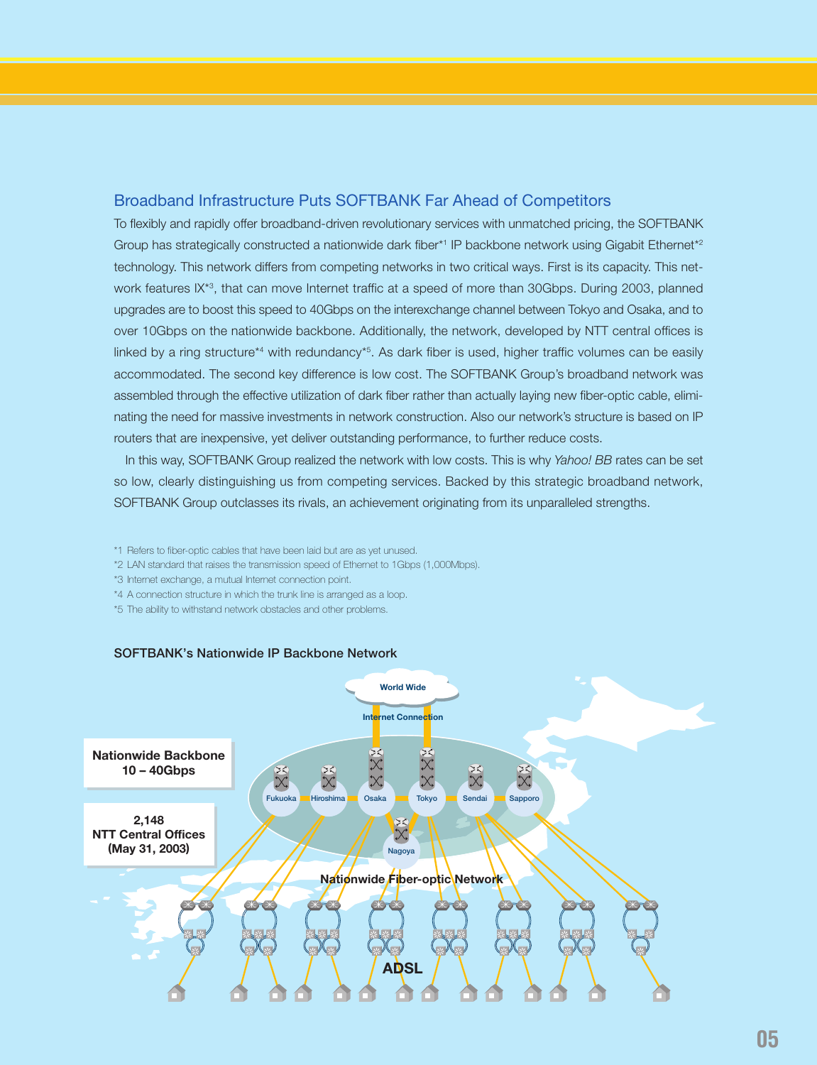## Broadband Infrastructure Puts SOFTBANK Far Ahead of Competitors

To flexibly and rapidly offer broadband-driven revolutionary services with unmatched pricing, the SOFTBANK Group has strategically constructed a nationwide dark fiber[*1] IP backbone network using Gigabit Ethernet[*2] technology. This network differs from competing networks in two critical ways. First is its capacity. This network features IX[*3], that can move Internet traffic at a speed of more than 30Gbps. During 2003, planned upgrades are to boost this speed to 40Gbps on the interexchange channel between Tokyo and Osaka, and to over 10Gbps on the nationwide backbone. Additionally, the network, developed by NTT central offices is linked by a ring structure[*4] with redundancy[*5]. As dark fiber is used, higher traffic volumes can be easily accommodated. The second key difference is low cost. The SOFTBANK Group's broadband network was assembled through the effective utilization of dark fiber rather than actually laying new fiber-optic cable, eliminating the need for massive investments in network construction. Also our network's structure is based on IP routers that are inexpensive, yet deliver outstanding performance, to further reduce costs.

In this way, SOFTBANK Group realized the network with low costs. This is why *Yahoo! BB* rates can be set so low, clearly distinguishing us from competing services. Backed by this strategic broadband network, SOFTBANK Group outclasses its rivals, an achievement originating from its unparalleled strengths.

*1 Refers to fiber-optic cables that have been laid but are as yet unused.
*2 LAN standard that raises the transmission speed of Ethernet to 1Gbps (1,000Mbps).
*3 Internet exchange, a mutual Internet connection point.
*4 A connection structure in which the trunk line is arranged as a loop.
*5 The ability to withstand network obstacles and other problems.

**SOFTBANK's Nationwide IP Backbone Network**

World Wide Internet Connection

**Nationwide Backbone 10 – 40Gbps**

**2,148 NTT Central Offices (May 31, 2003)**

Fukuoka, Hiroshima, Osaka, Tokyo, Sendai, Sapporo, Nagoya

**Nationwide Fiber-optic Network**

**ADSL**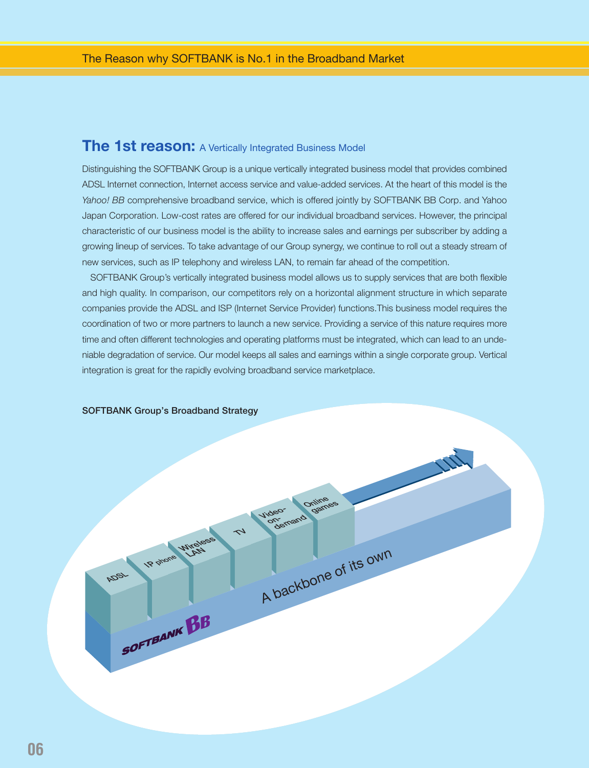## The 1st reason: A Vertically Integrated Business Model

Distinguishing the SOFTBANK Group is a unique vertically integrated business model that provides combined ADSL Internet connection, Internet access service and value-added services. At the heart of this model is the *Yahoo! BB* comprehensive broadband service, which is offered jointly by SOFTBANK BB Corp. and Yahoo Japan Corporation. Low-cost rates are offered for our individual broadband services. However, the principal characteristic of our business model is the ability to increase sales and earnings per subscriber by adding a growing lineup of services. To take advantage of our Group synergy, we continue to roll out a steady stream of new services, such as IP telephony and wireless LAN, to remain far ahead of the competition.

SOFTBANK Group's vertically integrated business model allows us to supply services that are both flexible and high quality. In comparison, our competitors rely on a horizontal alignment structure in which separate companies provide the ADSL and ISP (Internet Service Provider) functions.This business model requires the coordination of two or more partners to launch a new service. Providing a service of this nature requires more time and often different technologies and operating platforms must be integrated, which can lead to an undeniable degradation of service. Our model keeps all sales and earnings within a single corporate group. Vertical integration is great for the rapidly evolving broadband service marketplace.

**SOFTBANK Group's Broadband Strategy**

ADSL | IP phone | Wireless LAN | TV | Video-on-demand | Online games

A backbone of its own

SOFTBANK BB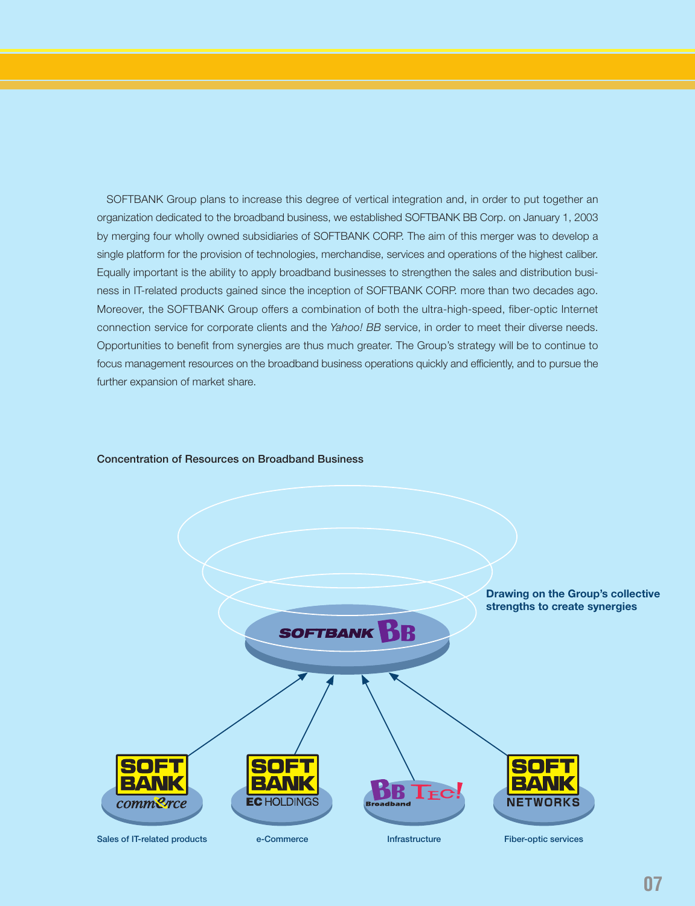SOFTBANK Group plans to increase this degree of vertical integration and, in order to put together an organization dedicated to the broadband business, we established SOFTBANK BB Corp. on January 1, 2003 by merging four wholly owned subsidiaries of SOFTBANK CORP. The aim of this merger was to develop a single platform for the provision of technologies, merchandise, services and operations of the highest caliber. Equally important is the ability to apply broadband businesses to strengthen the sales and distribution business in IT-related products gained since the inception of SOFTBANK CORP. more than two decades ago. Moreover, the SOFTBANK Group offers a combination of both the ultra-high-speed, fiber-optic Internet connection service for corporate clients and the *Yahoo! BB* service, in order to meet their diverse needs. Opportunities to benefit from synergies are thus much greater. The Group's strategy will be to continue to focus management resources on the broadband business operations quickly and efficiently, and to pursue the further expansion of market share.

**Concentration of Resources on Broadband Business**

SOFTBANK BB

**Drawing on the Group's collective strengths to create synergies**

- SOFTBANK commerce — Sales of IT-related products
- SOFTBANK EC HOLDINGS — e-Commerce
- BB TEC! Broadband — Infrastructure
- SOFTBANK NETWORKS — Fiber-optic services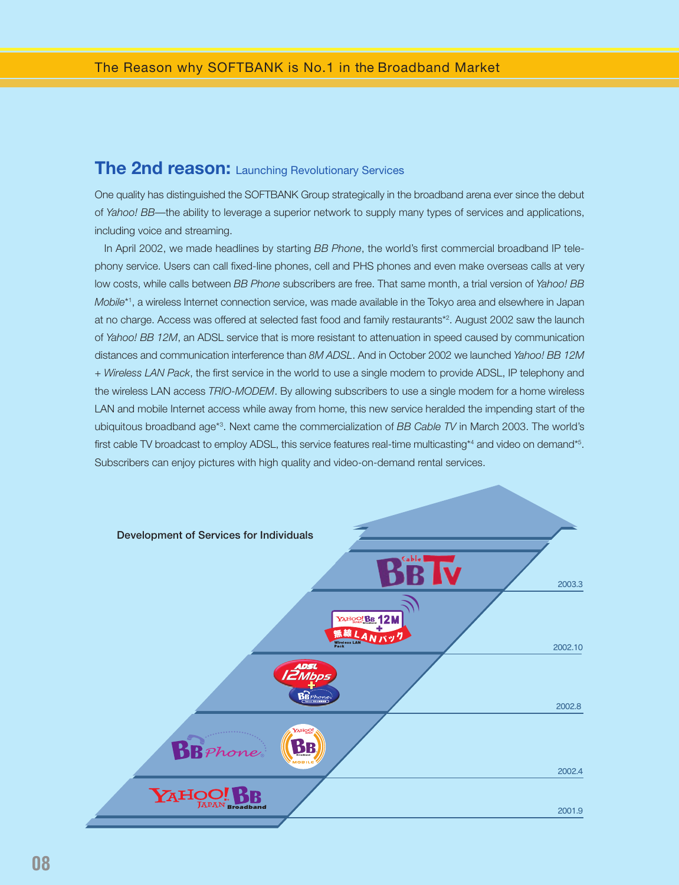## The 2nd reason: Launching Revolutionary Services

One quality has distinguished the SOFTBANK Group strategically in the broadband arena ever since the debut of *Yahoo! BB*—the ability to leverage a superior network to supply many types of services and applications, including voice and streaming.

In April 2002, we made headlines by starting *BB Phone*, the world's first commercial broadband IP telephony service. Users can call fixed-line phones, cell and PHS phones and even make overseas calls at very low costs, while calls between *BB Phone* subscribers are free. That same month, a trial version of *Yahoo! BB Mobile*[*1], a wireless Internet connection service, was made available in the Tokyo area and elsewhere in Japan at no charge. Access was offered at selected fast food and family restaurants[*2]. August 2002 saw the launch of *Yahoo! BB 12M*, an ADSL service that is more resistant to attenuation in speed caused by communication distances and communication interference than *8M ADSL*. And in October 2002 we launched *Yahoo! BB 12M + Wireless LAN Pack*, the first service in the world to use a single modem to provide ADSL, IP telephony and the wireless LAN access *TRIO-MODEM*. By allowing subscribers to use a single modem for a home wireless LAN and mobile Internet access while away from home, this new service heralded the impending start of the ubiquitous broadband age[*3]. Next came the commercialization of *BB Cable TV* in March 2003. The world's first cable TV broadcast to employ ADSL, this service features real-time multicasting[*4] and video on demand[*5]. Subscribers can enjoy pictures with high quality and video-on-demand rental services.

**Development of Services for Individuals**

| Date | Service |
|---|---|
| 2003.3 | Cable BB TV |
| 2002.10 | YAHOO! BB 12M + 無線LANパック (Wireless LAN Pack) |
| 2002.8 | ADSL 12Mbps + BB Phone |
| 2002.4 | BB Phone / YAHOO! BB MOBILE |
| 2001.9 | YAHOO! JAPAN BB Broadband |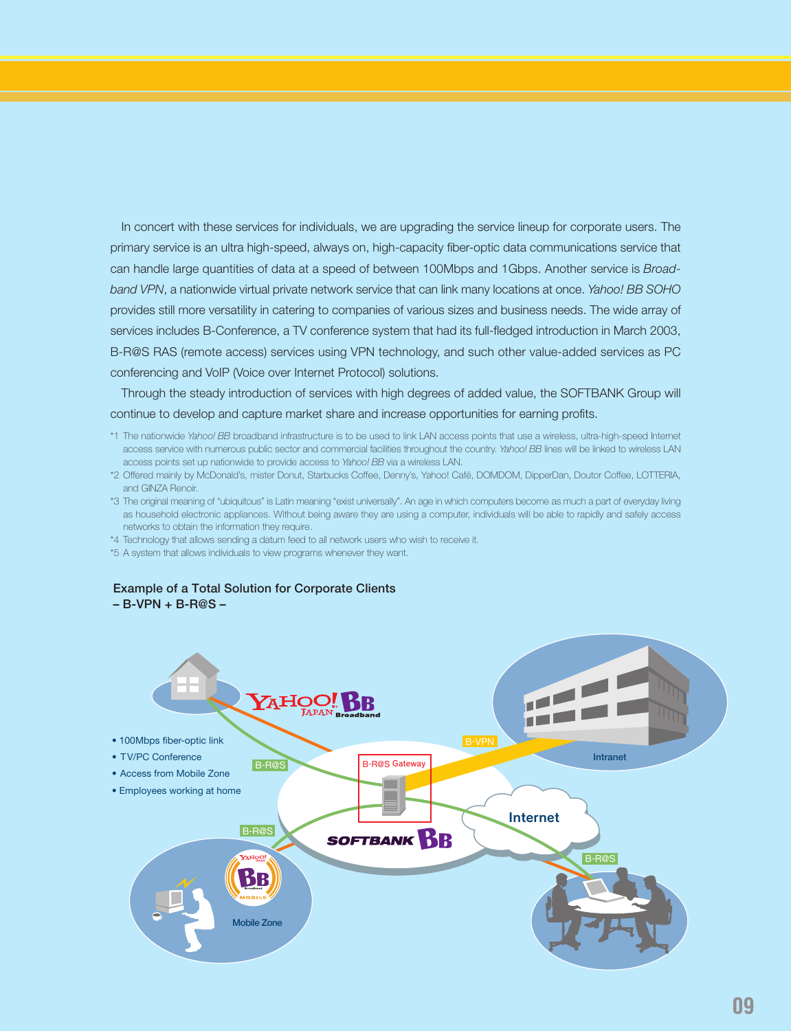In concert with these services for individuals, we are upgrading the service lineup for corporate users. The primary service is an ultra high-speed, always on, high-capacity fiber-optic data communications service that can handle large quantities of data at a speed of between 100Mbps and 1Gbps. Another service is *Broadband VPN*, a nationwide virtual private network service that can link many locations at once. *Yahoo! BB SOHO* provides still more versatility in catering to companies of various sizes and business needs. The wide array of services includes B-Conference, a TV conference system that had its full-fledged introduction in March 2003, B-R@S RAS (remote access) services using VPN technology, and such other value-added services as PC conferencing and VoIP (Voice over Internet Protocol) solutions.

Through the steady introduction of services with high degrees of added value, the SOFTBANK Group will continue to develop and capture market share and increase opportunities for earning profits.

*1 The nationwide *Yahoo! BB* broadband infrastructure is to be used to link LAN access points that use a wireless, ultra-high-speed Internet access service with numerous public sector and commercial facilities throughout the country. *Yahoo! BB* lines will be linked to wireless LAN access points set up nationwide to provide access to *Yahoo! BB* via a wireless LAN.

*2 Offered mainly by McDonald's, mister Donut, Starbucks Coffee, Denny's, Yahoo! Café, DOMDOM, DipperDan, Doutor Coffee, LOTTERIA, and GINZA Renoir.

*3 The original meaning of "ubiquitous" is Latin meaning "exist universally". An age in which computers become as much a part of everyday living as household electronic appliances. Without being aware they are using a computer, individuals will be able to rapidly and safely access networks to obtain the information they require.

*4 Technology that allows sending a datum feed to all network users who wish to receive it.

*5 A system that allows individuals to view programs whenever they want.

**Example of a Total Solution for Corporate Clients**
**– B-VPN + B-R@S –**

- 100Mbps fiber-optic link
- TV/PC Conference
- Access from Mobile Zone
- Employees working at home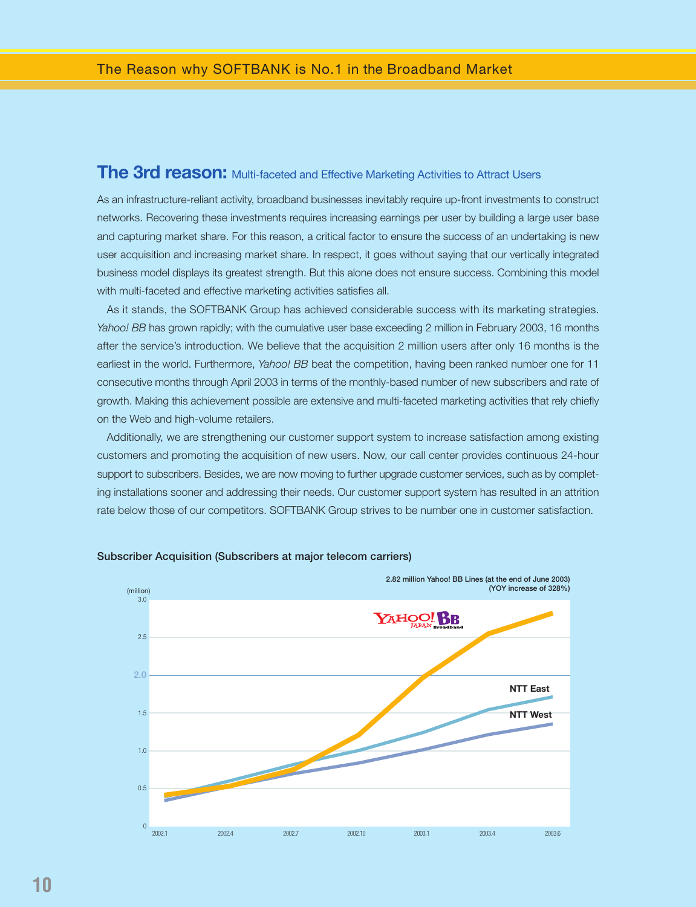## The 3rd reason: Multi-faceted and Effective Marketing Activities to Attract Users

As an infrastructure-reliant activity, broadband businesses inevitably require up-front investments to construct networks. Recovering these investments requires increasing earnings per user by building a large user base and capturing market share. For this reason, a critical factor to ensure the success of an undertaking is new user acquisition and increasing market share. In respect, it goes without saying that our vertically integrated business model displays its greatest strength. But this alone does not ensure success. Combining this model with multi-faceted and effective marketing activities satisfies all.

As it stands, the SOFTBANK Group has achieved considerable success with its marketing strategies. *Yahoo! BB* has grown rapidly; with the cumulative user base exceeding 2 million in February 2003, 16 months after the service's introduction. We believe that the acquisition 2 million users after only 16 months is the earliest in the world. Furthermore, *Yahoo! BB* beat the competition, having been ranked number one for 11 consecutive months through April 2003 in terms of the monthly-based number of new subscribers and rate of growth. Making this achievement possible are extensive and multi-faceted marketing activities that rely chiefly on the Web and high-volume retailers.

Additionally, we are strengthening our customer support system to increase satisfaction among existing customers and promoting the acquisition of new users. Now, our call center provides continuous 24-hour support to subscribers. Besides, we are now moving to further upgrade customer services, such as by completing installations sooner and addressing their needs. Our customer support system has resulted in an attrition rate below those of our competitors. SOFTBANK Group strives to be number one in customer satisfaction.

**Subscriber Acquisition (Subscribers at major telecom carriers)**

2.82 million Yahoo! BB Lines (at the end of June 2003)
(YOY increase of 328%)

(million)

Yahoo! BB | NTT East | NTT West

2002.1 | 2002.4 | 2002.7 | 2002.10 | 2003.1 | 2003.4 | 2003.6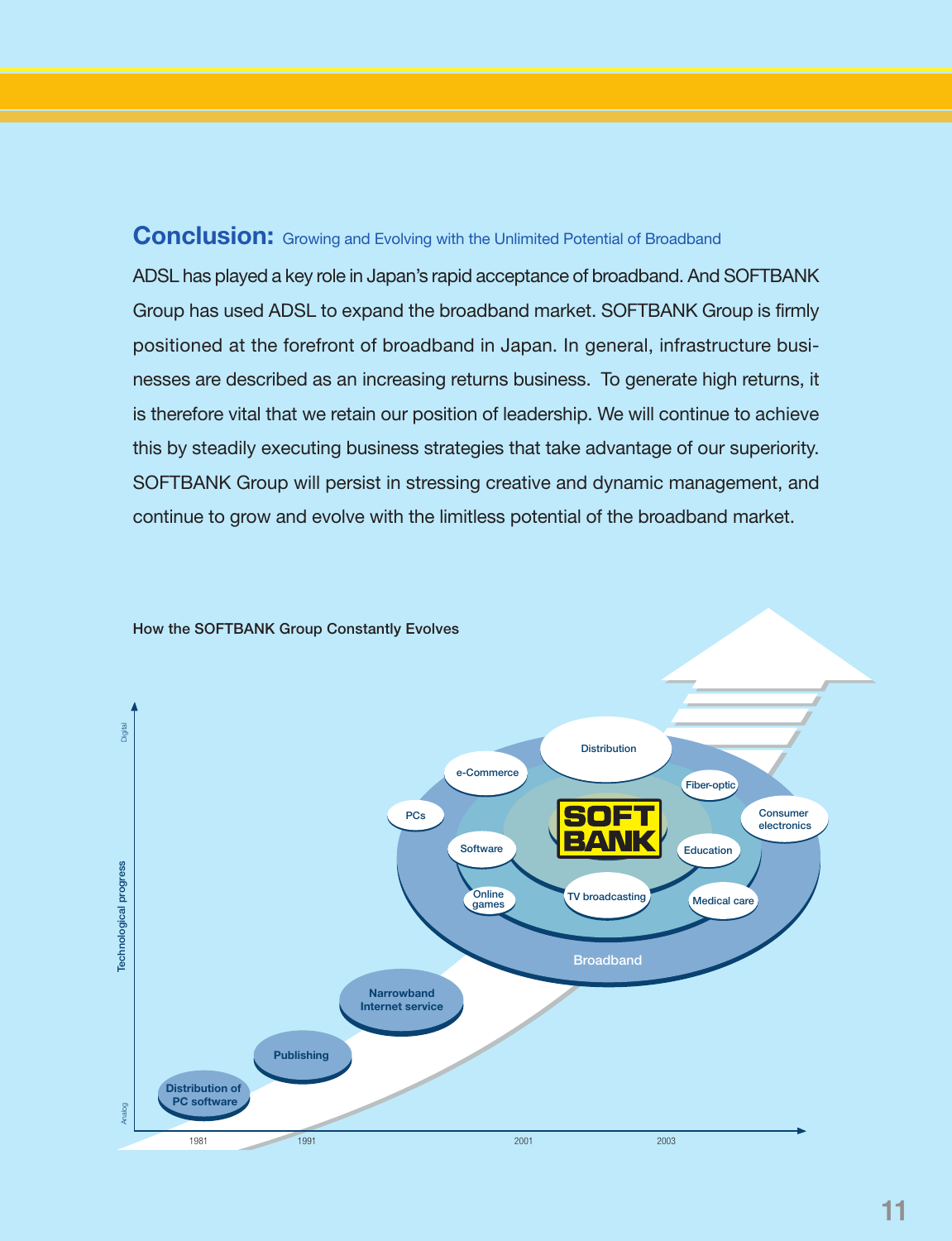## Conclusion: Growing and Evolving with the Unlimited Potential of Broadband

ADSL has played a key role in Japan's rapid acceptance of broadband. And SOFTBANK Group has used ADSL to expand the broadband market. SOFTBANK Group is firmly positioned at the forefront of broadband in Japan. In general, infrastructure businesses are described as an increasing returns business. To generate high returns, it is therefore vital that we retain our position of leadership. We will continue to achieve this by steadily executing business strategies that take advantage of our superiority. SOFTBANK Group will persist in stressing creative and dynamic management, and continue to grow and evolve with the limitless potential of the broadband market.

How the SOFTBANK Group Constantly Evolves

Technological progress (Analog → Digital)

1981 — Distribution of PC software
1991 — Publishing
Narrowband Internet service
2001–2003 — Broadband: SOFTBANK; PCs, e-Commerce, Distribution, Fiber-optic, Consumer electronics, Software, Education, Online games, TV broadcasting, Medical care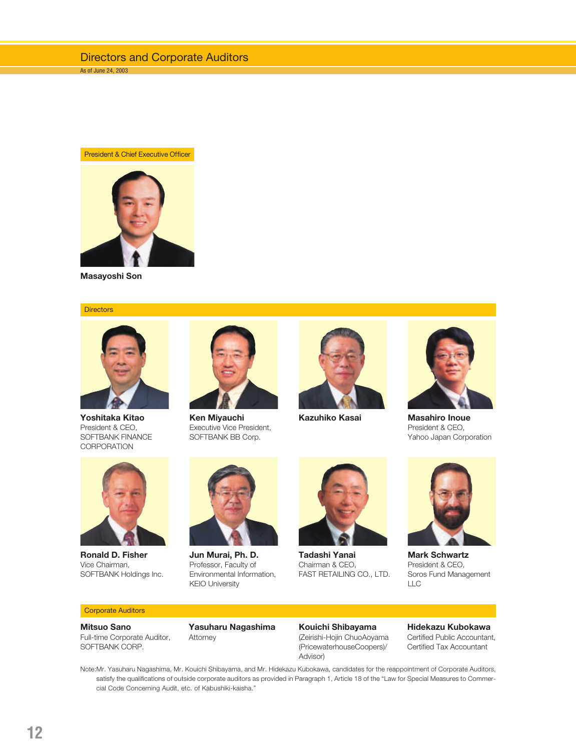# Directors and Corporate Auditors

As of June 24, 2003

## President & Chief Executive Officer

**Masayoshi Son**

## Directors

**Yoshitaka Kitao**
President & CEO,
SOFTBANK FINANCE CORPORATION

**Ken Miyauchi**
Executive Vice President,
SOFTBANK BB Corp.

**Kazuhiko Kasai**

**Masahiro Inoue**
President & CEO,
Yahoo Japan Corporation

**Ronald D. Fisher**
Vice Chairman,
SOFTBANK Holdings Inc.

**Jun Murai, Ph. D.**
Professor, Faculty of Environmental Information,
KEIO University

**Tadashi Yanai**
Chairman & CEO,
FAST RETAILING CO., LTD.

**Mark Schwartz**
President & CEO,
Soros Fund Management LLC

## Corporate Auditors

**Mitsuo Sano**
Full-time Corporate Auditor,
SOFTBANK CORP.

**Yasuharu Nagashima**
Attorney

**Kouichi Shibayama**
(Zeirishi-Hojin ChuoAoyama (PricewaterhouseCoopers)/ Advisor)

**Hidekazu Kubokawa**
Certified Public Accountant,
Certified Tax Accountant

Note:Mr. Yasuharu Nagashima, Mr. Kouichi Shibayama, and Mr. Hidekazu Kubokawa, candidates for the reappointment of Corporate Auditors, satisfy the qualifications of outside corporate auditors as provided in Paragraph 1, Article 18 of the "Law for Special Measures to Commercial Code Concerning Audit, etc. of Kabushiki-kaisha."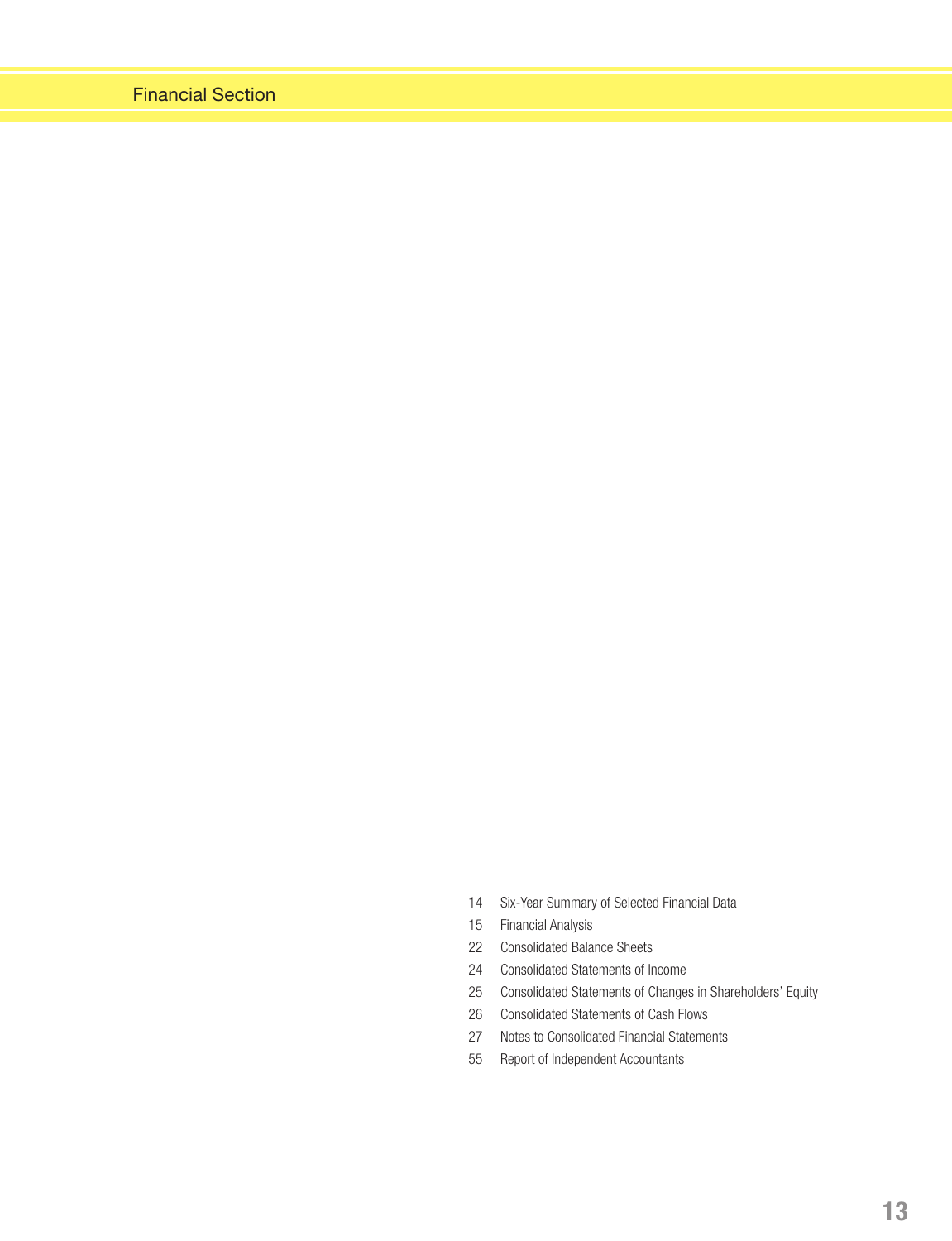# Financial Section

- 14 Six-Year Summary of Selected Financial Data
- 15 Financial Analysis
- 22 Consolidated Balance Sheets
- 24 Consolidated Statements of Income
- 25 Consolidated Statements of Changes in Shareholders' Equity
- 26 Consolidated Statements of Cash Flows
- 27 Notes to Consolidated Financial Statements
- 55 Report of Independent Accountants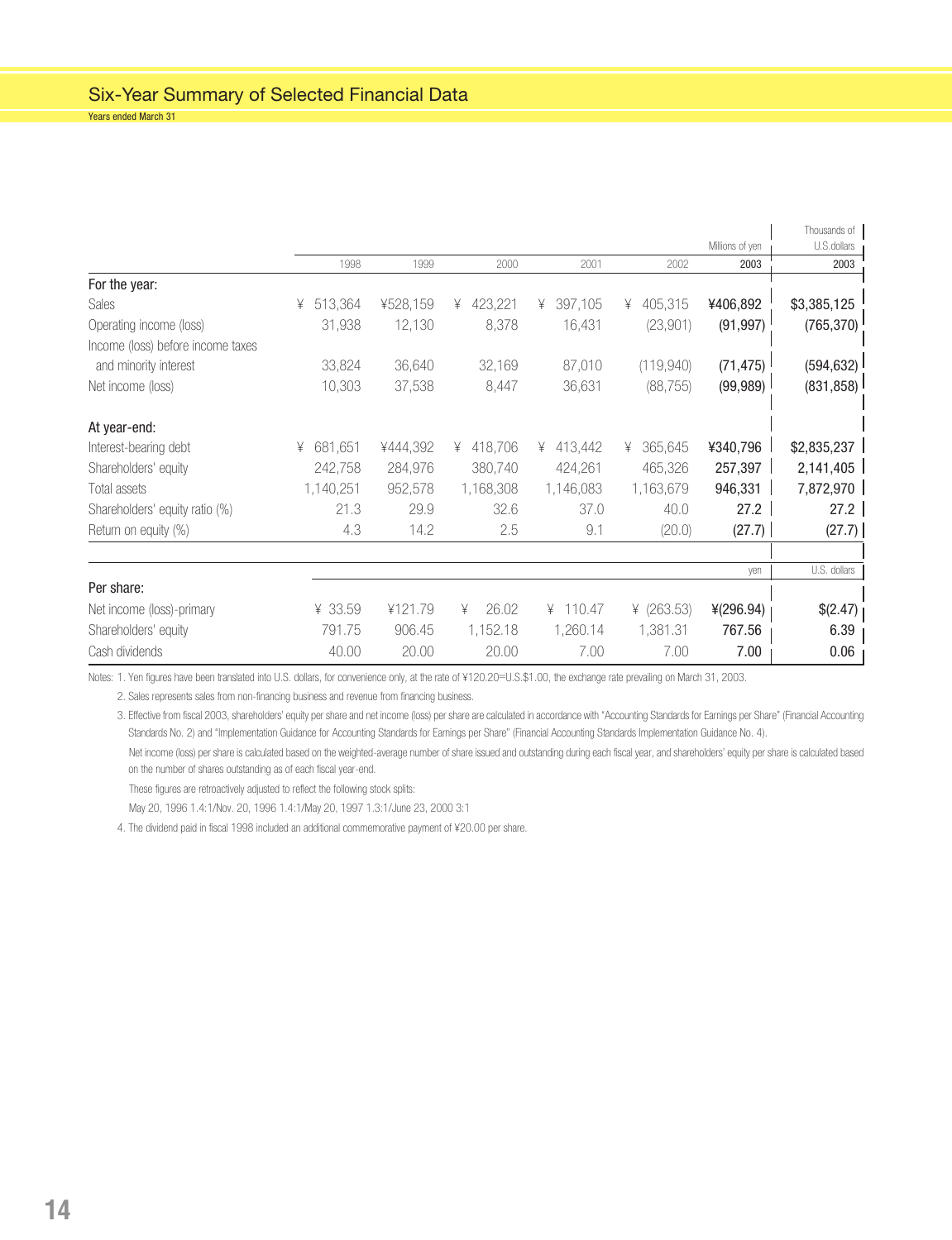## Six-Year Summary of Selected Financial Data

Years ended March 31

| | | | | | Millions of yen | | Thousands of U.S.dollars |
|---|---|---|---|---|---|---|---|
| | 1998 | 1999 | 2000 | 2001 | 2002 | 2003 | 2003 |
| **For the year:** | | | | | | | |
| Sales | ¥ 513,364 | ¥528,159 | ¥ 423,221 | ¥ 397,105 | ¥ 405,315 | ¥406,892 | $3,385,125 |
| Operating income (loss) | 31,938 | 12,130 | 8,378 | 16,431 | (23,901) | (91,997) | (765,370) |
| Income (loss) before income taxes and minority interest | 33,824 | 36,640 | 32,169 | 87,010 | (119,940) | (71,475) | (594,632) |
| Net income (loss) | 10,303 | 37,538 | 8,447 | 36,631 | (88,755) | (99,989) | (831,858) |
| **At year-end:** | | | | | | | |
| Interest-bearing debt | ¥ 681,651 | ¥444,392 | ¥ 418,706 | ¥ 413,442 | ¥ 365,645 | ¥340,796 | $2,835,237 |
| Shareholders' equity | 242,758 | 284,976 | 380,740 | 424,261 | 465,326 | 257,397 | 2,141,405 |
| Total assets | 1,140,251 | 952,578 | 1,168,308 | 1,146,083 | 1,163,679 | 946,331 | 7,872,970 |
| Shareholders' equity ratio (%) | 21.3 | 29.9 | 32.6 | 37.0 | 40.0 | 27.2 | 27.2 |
| Return on equity (%) | 4.3 | 14.2 | 2.5 | 9.1 | (20.0) | (27.7) | (27.7) |
| | | | | | | yen | U.S. dollars |
| **Per share:** | | | | | | | |
| Net income (loss)-primary | ¥ 33.59 | ¥121.79 | ¥ 26.02 | ¥ 110.47 | ¥ (263.53) | ¥(296.94) | $(2.47) |
| Shareholders' equity | 791.75 | 906.45 | 1,152.18 | 1,260.14 | 1,381.31 | 767.56 | 6.39 |
| Cash dividends | 40.00 | 20.00 | 20.00 | 7.00 | 7.00 | 7.00 | 0.06 |

Notes: 1. Yen figures have been translated into U.S. dollars, for convenience only, at the rate of ¥120.20=U.S.$1.00, the exchange rate prevailing on March 31, 2003.

2. Sales represents sales from non-financing business and revenue from financing business.

3. Effective from fiscal 2003, shareholders' equity per share and net income (loss) per share are calculated in accordance with "Accounting Standards for Earnings per Share" (Financial Accounting Standards No. 2) and "Implementation Guidance for Accounting Standards for Earnings per Share" (Financial Accounting Standards Implementation Guidance No. 4).

Net income (loss) per share is calculated based on the weighted-average number of share issued and outstanding during each fiscal year, and shareholders' equity per share is calculated based on the number of shares outstanding as of each fiscal year-end.

These figures are retroactively adjusted to reflect the following stock splits:

May 20, 1996 1.4:1/Nov. 20, 1996 1.4:1/May 20, 1997 1.3:1/June 23, 2000 3:1

4. The dividend paid in fiscal 1998 included an additional commemorative payment of ¥20.00 per share.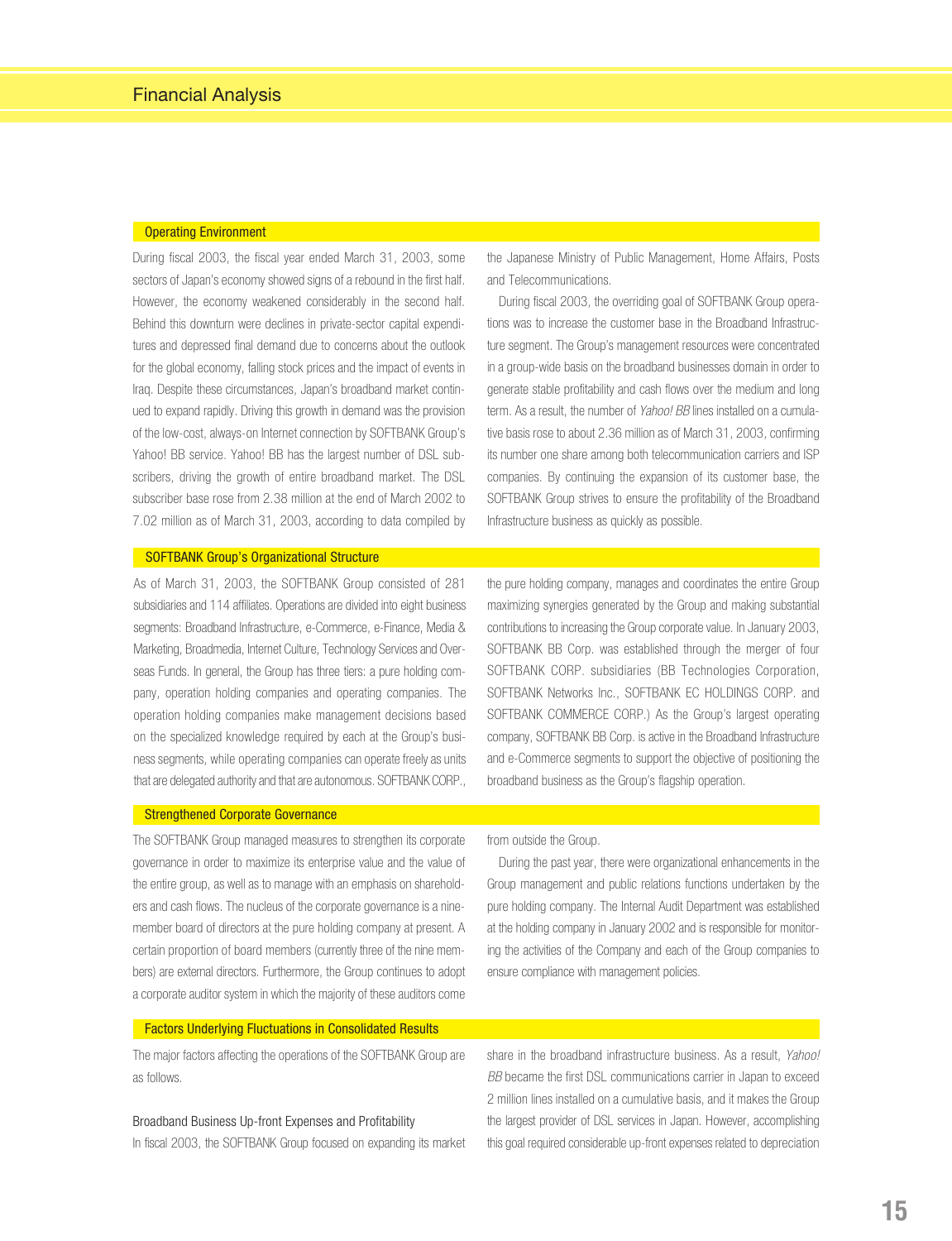# Financial Analysis

## Operating Environment

During fiscal 2003, the fiscal year ended March 31, 2003, some sectors of Japan's economy showed signs of a rebound in the first half. However, the economy weakened considerably in the second half. Behind this downturn were declines in private-sector capital expenditures and depressed final demand due to concerns about the outlook for the global economy, falling stock prices and the impact of events in Iraq. Despite these circumstances, Japan's broadband market continued to expand rapidly. Driving this growth in demand was the provision of the low-cost, always-on Internet connection by SOFTBANK Group's Yahoo! BB service. Yahoo! BB has the largest number of DSL subscribers, driving the growth of entire broadband market. The DSL subscriber base rose from 2.38 million at the end of March 2002 to 7.02 million as of March 31, 2003, according to data compiled by the Japanese Ministry of Public Management, Home Affairs, Posts and Telecommunications.

During fiscal 2003, the overriding goal of SOFTBANK Group operations was to increase the customer base in the Broadband Infrastructure segment. The Group's management resources were concentrated in a group-wide basis on the broadband businesses domain in order to generate stable profitability and cash flows over the medium and long term. As a result, the number of *Yahoo! BB* lines installed on a cumulative basis rose to about 2.36 million as of March 31, 2003, confirming its number one share among both telecommunication carriers and ISP companies. By continuing the expansion of its customer base, the SOFTBANK Group strives to ensure the profitability of the Broadband Infrastructure business as quickly as possible.

## SOFTBANK Group's Organizational Structure

As of March 31, 2003, the SOFTBANK Group consisted of 281 subsidiaries and 114 affiliates. Operations are divided into eight business segments: Broadband Infrastructure, e-Commerce, e-Finance, Media & Marketing, Broadmedia, Internet Culture, Technology Services and Overseas Funds. In general, the Group has three tiers: a pure holding company, operation holding companies and operating companies. The operation holding companies make management decisions based on the specialized knowledge required by each at the Group's business segments, while operating companies can operate freely as units that are delegated authority and that are autonomous. SOFTBANK CORP., the pure holding company, manages and coordinates the entire Group maximizing synergies generated by the Group and making substantial contributions to increasing the Group corporate value. In January 2003, SOFTBANK BB Corp. was established through the merger of four SOFTBANK CORP. subsidiaries (BB Technologies Corporation, SOFTBANK Networks Inc., SOFTBANK EC HOLDINGS CORP. and SOFTBANK COMMERCE CORP.) As the Group's largest operating company, SOFTBANK BB Corp. is active in the Broadband Infrastructure and e-Commerce segments to support the objective of positioning the broadband business as the Group's flagship operation.

## Strengthened Corporate Governance

The SOFTBANK Group managed measures to strengthen its corporate governance in order to maximize its enterprise value and the value of the entire group, as well as to manage with an emphasis on shareholders and cash flows. The nucleus of the corporate governance is a nine-member board of directors at the pure holding company at present. A certain proportion of board members (currently three of the nine members) are external directors. Furthermore, the Group continues to adopt a corporate auditor system in which the majority of these auditors come from outside the Group.

During the past year, there were organizational enhancements in the Group management and public relations functions undertaken by the pure holding company. The Internal Audit Department was established at the holding company in January 2002 and is responsible for monitoring the activities of the Company and each of the Group companies to ensure compliance with management policies.

## Factors Underlying Fluctuations in Consolidated Results

The major factors affecting the operations of the SOFTBANK Group are as follows.

### Broadband Business Up-front Expenses and Profitability

In fiscal 2003, the SOFTBANK Group focused on expanding its market share in the broadband infrastructure business. As a result, *Yahoo! BB* became the first DSL communications carrier in Japan to exceed 2 million lines installed on a cumulative basis, and it makes the Group the largest provider of DSL services in Japan. However, accomplishing this goal required considerable up-front expenses related to depreciation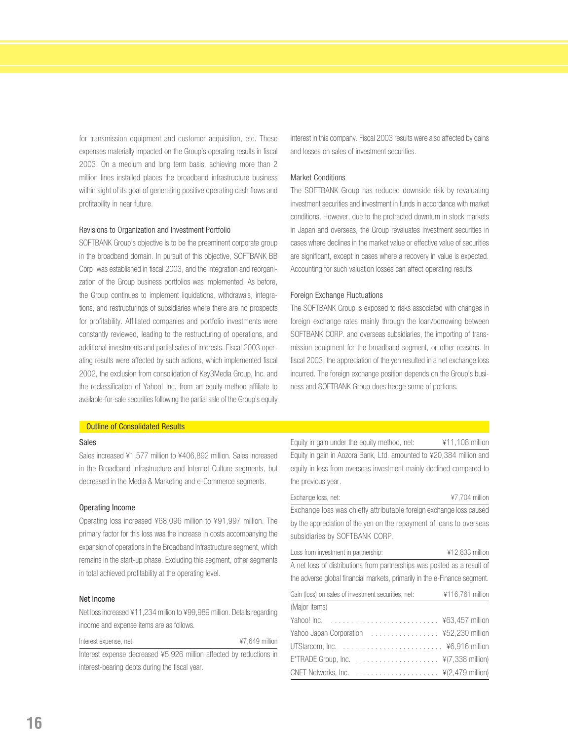for transmission equipment and customer acquisition, etc. These expenses materially impacted on the Group's operating results in fiscal 2003. On a medium and long term basis, achieving more than 2 million lines installed places the broadband infrastructure business within sight of its goal of generating positive operating cash flows and profitability in near future.

### Revisions to Organization and Investment Portfolio

SOFTBANK Group's objective is to be the preeminent corporate group in the broadband domain. In pursuit of this objective, SOFTBANK BB Corp. was established in fiscal 2003, and the integration and reorganization of the Group business portfolios was implemented. As before, the Group continues to implement liquidations, withdrawals, integrations, and restructurings of subsidiaries where there are no prospects for profitability. Affiliated companies and portfolio investments were constantly reviewed, leading to the restructuring of operations, and additional investments and partial sales of interests. Fiscal 2003 operating results were affected by such actions, which implemented fiscal 2002, the exclusion from consolidation of Key3Media Group, Inc. and the reclassification of Yahoo! Inc. from an equity-method affiliate to available-for-sale securities following the partial sale of the Group's equity interest in this company. Fiscal 2003 results were also affected by gains and losses on sales of investment securities.

### Market Conditions

The SOFTBANK Group has reduced downside risk by revaluating investment securities and investment in funds in accordance with market conditions. However, due to the protracted downturn in stock markets in Japan and overseas, the Group revaluates investment securities in cases where declines in the market value or effective value of securities are significant, except in cases where a recovery in value is expected. Accounting for such valuation losses can affect operating results.

### Foreign Exchange Fluctuations

The SOFTBANK Group is exposed to risks associated with changes in foreign exchange rates mainly through the loan/borrowing between SOFTBANK CORP. and overseas subsidiaries, the importing of transmission equipment for the broadband segment, or other reasons. In fiscal 2003, the appreciation of the yen resulted in a net exchange loss incurred. The foreign exchange position depends on the Group's business and SOFTBANK Group does hedge some of portions.

## Outline of Consolidated Results

### Sales

Sales increased ¥1,577 million to ¥406,892 million. Sales increased in the Broadband Infrastructure and Internet Culture segments, but decreased in the Media & Marketing and e-Commerce segments.

### Operating Income

Operating loss increased ¥68,096 million to ¥91,997 million. The primary factor for this loss was the increase in costs accompanying the expansion of operations in the Broadband Infrastructure segment, which remains in the start-up phase. Excluding this segment, other segments in total achieved profitability at the operating level.

### Net Income

Net loss increased ¥11,234 million to ¥99,989 million. Details regarding income and expense items are as follows.

| Interest expense, net: | ¥7,649 million |
|---|---|

Interest expense decreased ¥5,926 million affected by reductions in interest-bearing debts during the fiscal year.

| Equity in gain under the equity method, net: | ¥11,108 million |
|---|---|

Equity in gain in Aozora Bank, Ltd. amounted to ¥20,384 million and equity in loss from overseas investment mainly declined compared to the previous year.

| Exchange loss, net: | ¥7,704 million |
|---|---|

Exchange loss was chiefly attributable foreign exchange loss caused by the appreciation of the yen on the repayment of loans to overseas subsidiaries by SOFTBANK CORP.

| Loss from investment in partnership: | ¥12,833 million |
|---|---|

A net loss of distributions from partnerships was posted as a result of the adverse global financial markets, primarily in the e-Finance segment.

| Gain (loss) on sales of investment securities, net: | ¥116,761 million |
|---|---|
| (Major items) | |
| Yahoo! Inc. | ¥63,457 million |
| Yahoo Japan Corporation | ¥52,230 million |
| UTStarcom, Inc. | ¥6,916 million |
| E*TRADE Group, Inc. | ¥(7,338 million) |
| CNET Networks, Inc. | ¥(2,479 million) |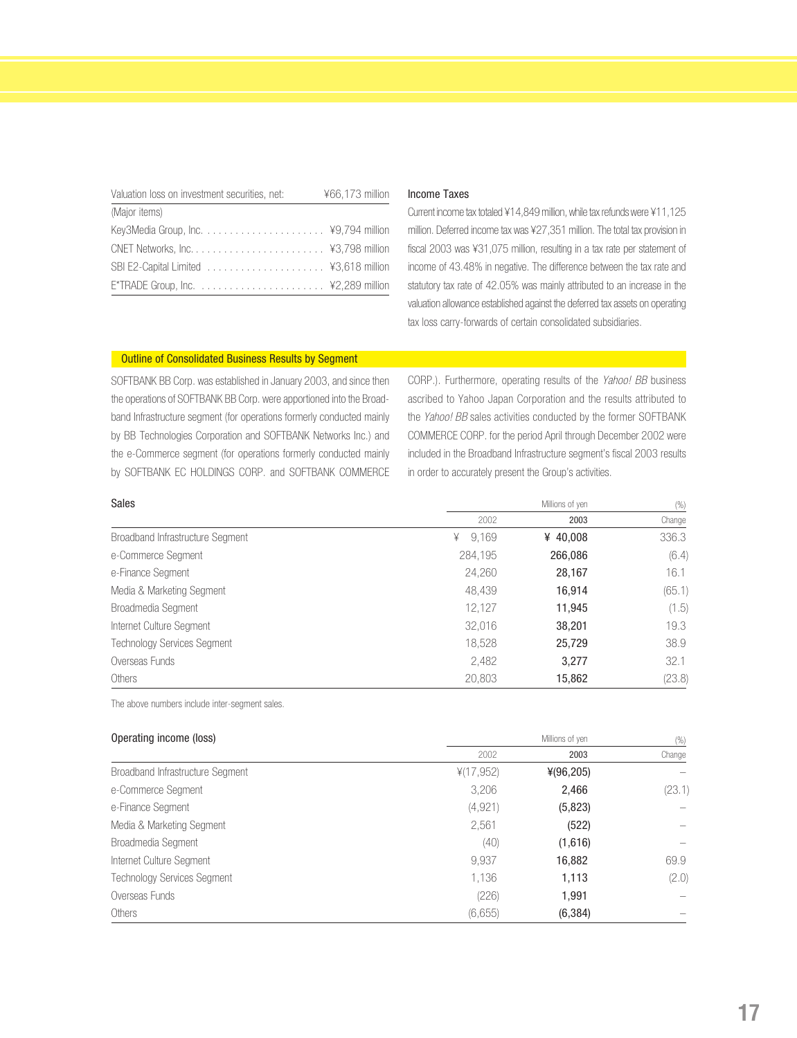| Valuation loss on investment securities, net: | ¥66,173 million |
|---|---|
| (Major items) | |
| Key3Media Group, Inc. | ¥9,794 million |
| CNET Networks, Inc. | ¥3,798 million |
| SBI E2-Capital Limited | ¥3,618 million |
| E*TRADE Group, Inc. | ¥2,289 million |

### Income Taxes

Current income tax totaled ¥14,849 million, while tax refunds were ¥11,125 million. Deferred income tax was ¥27,351 million. The total tax provision in fiscal 2003 was ¥31,075 million, resulting in a tax rate per statement of income of 43.48% in negative. The difference between the tax rate and statutory tax rate of 42.05% was mainly attributed to an increase in the valuation allowance established against the deferred tax assets on operating tax loss carry-forwards of certain consolidated subsidiaries.

## Outline of Consolidated Business Results by Segment

SOFTBANK BB Corp. was established in January 2003, and since then the operations of SOFTBANK BB Corp. were apportioned into the Broadband Infrastructure segment (for operations formerly conducted mainly by BB Technologies Corporation and SOFTBANK Networks Inc.) and the e-Commerce segment (for operations formerly conducted mainly by SOFTBANK EC HOLDINGS CORP. and SOFTBANK COMMERCE CORP.). Furthermore, operating results of the *Yahoo! BB* business ascribed to Yahoo Japan Corporation and the results attributed to the *Yahoo! BB* sales activities conducted by the former SOFTBANK COMMERCE CORP. for the period April through December 2002 were included in the Broadband Infrastructure segment's fiscal 2003 results in order to accurately present the Group's activities.

### Sales

| | Millions of yen | | (%) |
|---|---|---|---|
| | 2002 | 2003 | Change |
| Broadband Infrastructure Segment | ¥ 9,169 | ¥ 40,008 | 336.3 |
| e-Commerce Segment | 284,195 | 266,086 | (6.4) |
| e-Finance Segment | 24,260 | 28,167 | 16.1 |
| Media & Marketing Segment | 48,439 | 16,914 | (65.1) |
| Broadmedia Segment | 12,127 | 11,945 | (1.5) |
| Internet Culture Segment | 32,016 | 38,201 | 19.3 |
| Technology Services Segment | 18,528 | 25,729 | 38.9 |
| Overseas Funds | 2,482 | 3,277 | 32.1 |
| Others | 20,803 | 15,862 | (23.8) |

The above numbers include inter-segment sales.

### Operating income (loss)

| | Millions of yen | | (%) |
|---|---|---|---|
| | 2002 | 2003 | Change |
| Broadband Infrastructure Segment | ¥(17,952) | ¥(96,205) | – |
| e-Commerce Segment | 3,206 | 2,466 | (23.1) |
| e-Finance Segment | (4,921) | (5,823) | – |
| Media & Marketing Segment | 2,561 | (522) | – |
| Broadmedia Segment | (40) | (1,616) | – |
| Internet Culture Segment | 9,937 | 16,882 | 69.9 |
| Technology Services Segment | 1,136 | 1,113 | (2.0) |
| Overseas Funds | (226) | 1,991 | – |
| Others | (6,655) | (6,384) | – |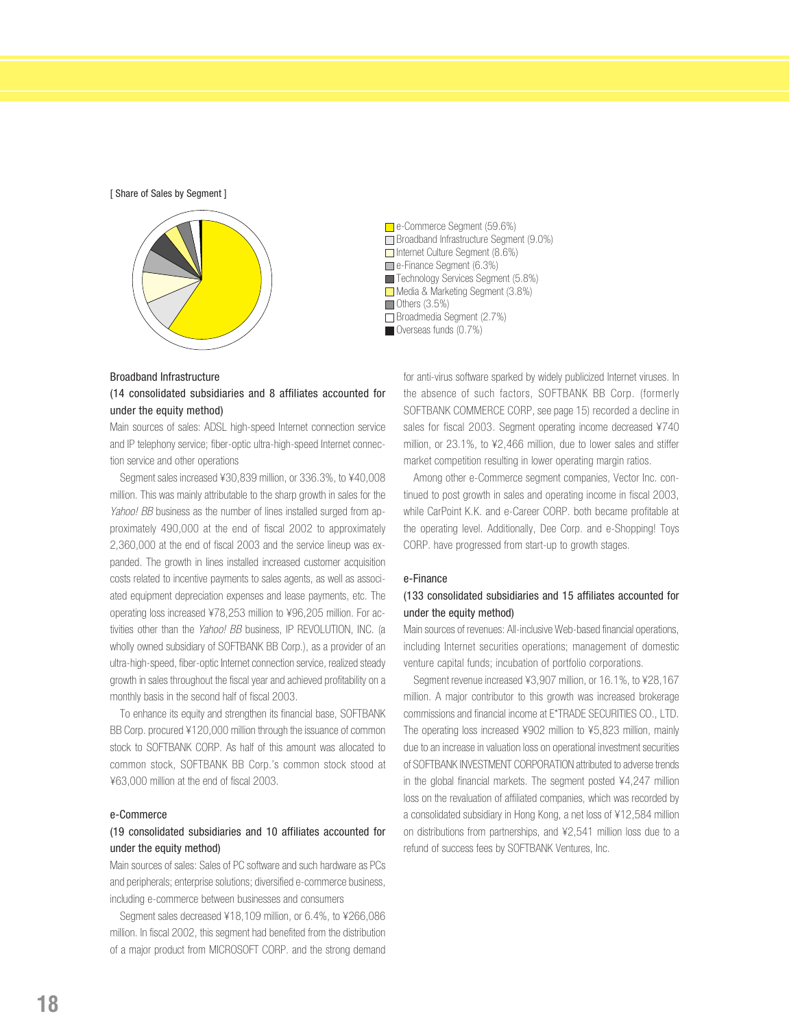[ Share of Sales by Segment ]

- e-Commerce Segment (59.6%)
- Broadband Infrastructure Segment (9.0%)
- Internet Culture Segment (8.6%)
- e-Finance Segment (6.3%)
- Technology Services Segment (5.8%)
- Media & Marketing Segment (3.8%)
- Others (3.5%)
- Broadmedia Segment (2.7%)
- Overseas funds (0.7%)

### Broadband Infrastructure

**(14 consolidated subsidiaries and 8 affiliates accounted for under the equity method)**

Main sources of sales: ADSL high-speed Internet connection service and IP telephony service; fiber-optic ultra-high-speed Internet connection service and other operations

Segment sales increased ¥30,839 million, or 336.3%, to ¥40,008 million. This was mainly attributable to the sharp growth in sales for the *Yahoo! BB* business as the number of lines installed surged from approximately 490,000 at the end of fiscal 2002 to approximately 2,360,000 at the end of fiscal 2003 and the service lineup was expanded. The growth in lines installed increased customer acquisition costs related to incentive payments to sales agents, as well as associated equipment depreciation expenses and lease payments, etc. The operating loss increased ¥78,253 million to ¥96,205 million. For activities other than the *Yahoo! BB* business, IP REVOLUTION, INC. (a wholly owned subsidiary of SOFTBANK BB Corp.), as a provider of an ultra-high-speed, fiber-optic Internet connection service, realized steady growth in sales throughout the fiscal year and achieved profitability on a monthly basis in the second half of fiscal 2003.

To enhance its equity and strengthen its financial base, SOFTBANK BB Corp. procured ¥120,000 million through the issuance of common stock to SOFTBANK CORP. As half of this amount was allocated to common stock, SOFTBANK BB Corp.'s common stock stood at ¥63,000 million at the end of fiscal 2003.

### e-Commerce

**(19 consolidated subsidiaries and 10 affiliates accounted for under the equity method)**

Main sources of sales: Sales of PC software and such hardware as PCs and peripherals; enterprise solutions; diversified e-commerce business, including e-commerce between businesses and consumers

Segment sales decreased ¥18,109 million, or 6.4%, to ¥266,086 million. In fiscal 2002, this segment had benefited from the distribution of a major product from MICROSOFT CORP. and the strong demand for anti-virus software sparked by widely publicized Internet viruses. In the absence of such factors, SOFTBANK BB Corp. (formerly SOFTBANK COMMERCE CORP, see page 15) recorded a decline in sales for fiscal 2003. Segment operating income decreased ¥740 million, or 23.1%, to ¥2,466 million, due to lower sales and stiffer market competition resulting in lower operating margin ratios.

Among other e-Commerce segment companies, Vector Inc. continued to post growth in sales and operating income in fiscal 2003, while CarPoint K.K. and e-Career CORP. both became profitable at the operating level. Additionally, Dee Corp. and e-Shopping! Toys CORP. have progressed from start-up to growth stages.

### e-Finance

**(133 consolidated subsidiaries and 15 affiliates accounted for under the equity method)**

Main sources of revenues: All-inclusive Web-based financial operations, including Internet securities operations; management of domestic venture capital funds; incubation of portfolio corporations.

Segment revenue increased ¥3,907 million, or 16.1%, to ¥28,167 million. A major contributor to this growth was increased brokerage commissions and financial income at E*TRADE SECURITIES CO., LTD. The operating loss increased ¥902 million to ¥5,823 million, mainly due to an increase in valuation loss on operational investment securities of SOFTBANK INVESTMENT CORPORATION attributed to adverse trends in the global financial markets. The segment posted ¥4,247 million loss on the revaluation of affiliated companies, which was recorded by a consolidated subsidiary in Hong Kong, a net loss of ¥12,584 million on distributions from partnerships, and ¥2,541 million loss due to a refund of success fees by SOFTBANK Ventures, Inc.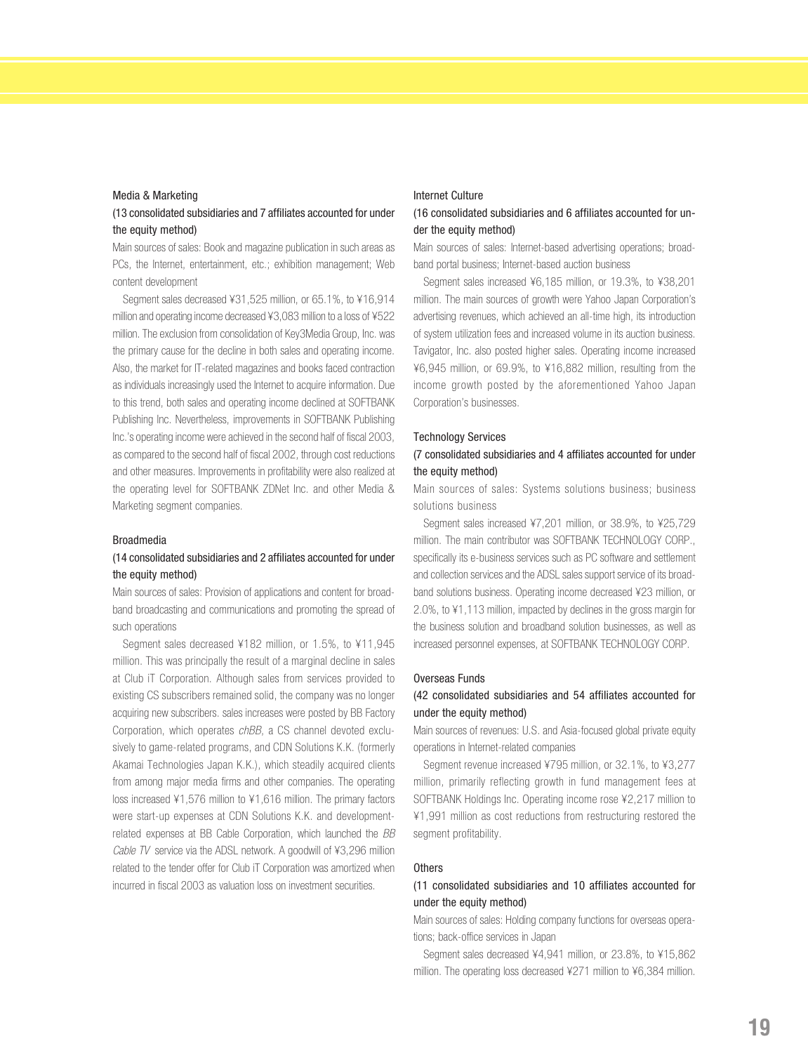### Media & Marketing

#### (13 consolidated subsidiaries and 7 affiliates accounted for under the equity method)

Main sources of sales: Book and magazine publication in such areas as PCs, the Internet, entertainment, etc.; exhibition management; Web content development

Segment sales decreased ¥31,525 million, or 65.1%, to ¥16,914 million and operating income decreased ¥3,083 million to a loss of ¥522 million. The exclusion from consolidation of Key3Media Group, Inc. was the primary cause for the decline in both sales and operating income. Also, the market for IT-related magazines and books faced contraction as individuals increasingly used the Internet to acquire information. Due to this trend, both sales and operating income declined at SOFTBANK Publishing Inc. Nevertheless, improvements in SOFTBANK Publishing Inc.'s operating income were achieved in the second half of fiscal 2003, as compared to the second half of fiscal 2002, through cost reductions and other measures. Improvements in profitability were also realized at the operating level for SOFTBANK ZDNet Inc. and other Media & Marketing segment companies.

### Broadmedia

#### (14 consolidated subsidiaries and 2 affiliates accounted for under the equity method)

Main sources of sales: Provision of applications and content for broadband broadcasting and communications and promoting the spread of such operations

Segment sales decreased ¥182 million, or 1.5%, to ¥11,945 million. This was principally the result of a marginal decline in sales at Club iT Corporation. Although sales from services provided to existing CS subscribers remained solid, the company was no longer acquiring new subscribers. sales increases were posted by BB Factory Corporation, which operates *chBB*, a CS channel devoted exclusively to game-related programs, and CDN Solutions K.K. (formerly Akamai Technologies Japan K.K.), which steadily acquired clients from among major media firms and other companies. The operating loss increased ¥1,576 million to ¥1,616 million. The primary factors were start-up expenses at CDN Solutions K.K. and development-related expenses at BB Cable Corporation, which launched the *BB Cable TV* service via the ADSL network. A goodwill of ¥3,296 million related to the tender offer for Club iT Corporation was amortized when incurred in fiscal 2003 as valuation loss on investment securities.

### Internet Culture

#### (16 consolidated subsidiaries and 6 affiliates accounted for under the equity method)

Main sources of sales: Internet-based advertising operations; broadband portal business; Internet-based auction business

Segment sales increased ¥6,185 million, or 19.3%, to ¥38,201 million. The main sources of growth were Yahoo Japan Corporation's advertising revenues, which achieved an all-time high, its introduction of system utilization fees and increased volume in its auction business. Tavigator, Inc. also posted higher sales. Operating income increased ¥6,945 million, or 69.9%, to ¥16,882 million, resulting from the income growth posted by the aforementioned Yahoo Japan Corporation's businesses.

### Technology Services

#### (7 consolidated subsidiaries and 4 affiliates accounted for under the equity method)

Main sources of sales: Systems solutions business; business solutions business

Segment sales increased ¥7,201 million, or 38.9%, to ¥25,729 million. The main contributor was SOFTBANK TECHNOLOGY CORP., specifically its e-business services such as PC software and settlement and collection services and the ADSL sales support service of its broadband solutions business. Operating income decreased ¥23 million, or 2.0%, to ¥1,113 million, impacted by declines in the gross margin for the business solution and broadband solution businesses, as well as increased personnel expenses, at SOFTBANK TECHNOLOGY CORP.

### Overseas Funds

#### (42 consolidated subsidiaries and 54 affiliates accounted for under the equity method)

Main sources of revenues: U.S. and Asia-focused global private equity operations in Internet-related companies

Segment revenue increased ¥795 million, or 32.1%, to ¥3,277 million, primarily reflecting growth in fund management fees at SOFTBANK Holdings Inc. Operating income rose ¥2,217 million to ¥1,991 million as cost reductions from restructuring restored the segment profitability.

### Others

#### (11 consolidated subsidiaries and 10 affiliates accounted for under the equity method)

Main sources of sales: Holding company functions for overseas operations; back-office services in Japan

Segment sales decreased ¥4,941 million, or 23.8%, to ¥15,862 million. The operating loss decreased ¥271 million to ¥6,384 million.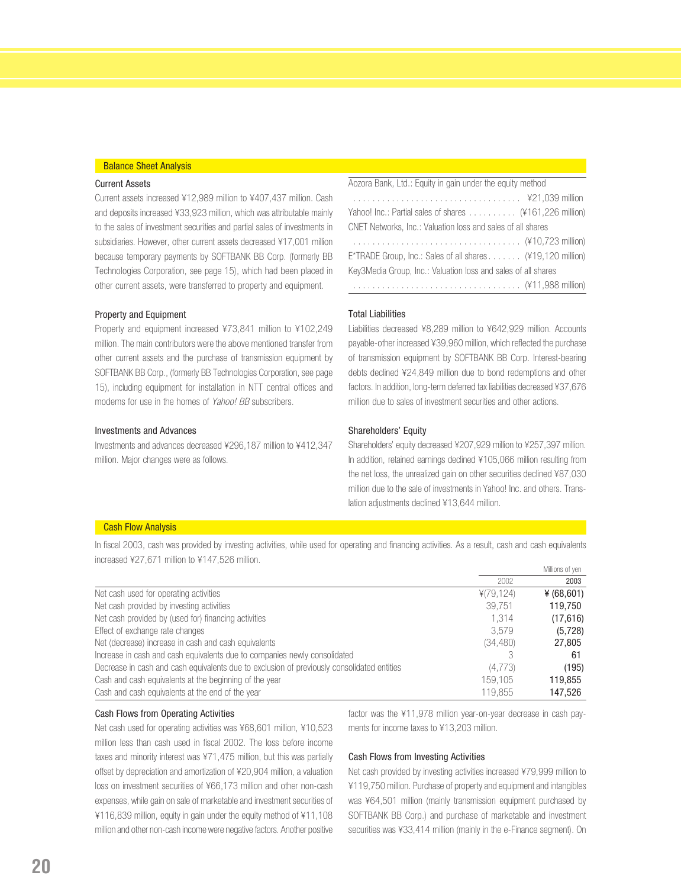## Balance Sheet Analysis

### Current Assets

Current assets increased ¥12,989 million to ¥407,437 million. Cash and deposits increased ¥33,923 million, which was attributable mainly to the sales of investment securities and partial sales of investments in subsidiaries. However, other current assets decreased ¥17,001 million because temporary payments by SOFTBANK BB Corp. (formerly BB Technologies Corporation, see page 15), which had been placed in other current assets, were transferred to property and equipment.

### Property and Equipment

Property and equipment increased ¥73,841 million to ¥102,249 million. The main contributors were the above mentioned transfer from other current assets and the purchase of transmission equipment by SOFTBANK BB Corp., (formerly BB Technologies Corporation, see page 15), including equipment for installation in NTT central offices and modems for use in the homes of *Yahoo! BB* subscribers.

### Investments and Advances

Investments and advances decreased ¥296,187 million to ¥412,347 million. Major changes were as follows.

| | |
|---|---|
| Aozora Bank, Ltd.: Equity in gain under the equity method | ¥21,039 million |
| Yahoo! Inc.: Partial sales of shares | (¥161,226 million) |
| CNET Networks, Inc.: Valuation loss and sales of all shares | (¥10,723 million) |
| E*TRADE Group, Inc.: Sales of all shares | (¥19,120 million) |
| Key3Media Group, Inc.: Valuation loss and sales of all shares | (¥11,988 million) |

### Total Liabilities

Liabilities decreased ¥8,289 million to ¥642,929 million. Accounts payable-other increased ¥39,960 million, which reflected the purchase of transmission equipment by SOFTBANK BB Corp. Interest-bearing debts declined ¥24,849 million due to bond redemptions and other factors. In addition, long-term deferred tax liabilities decreased ¥37,676 million due to sales of investment securities and other actions.

### Shareholders' Equity

Shareholders' equity decreased ¥207,929 million to ¥257,397 million. In addition, retained earnings declined ¥105,066 million resulting from the net loss, the unrealized gain on other securities declined ¥87,030 million due to the sale of investments in Yahoo! Inc. and others. Translation adjustments declined ¥13,644 million.

## Cash Flow Analysis

In fiscal 2003, cash was provided by investing activities, while used for operating and financing activities. As a result, cash and cash equivalents increased ¥27,671 million to ¥147,526 million.

Millions of yen

| | 2002 | 2003 |
|---|---|---|
| Net cash used for operating activities | ¥(79,124) | **¥ (68,601)** |
| Net cash provided by investing activities | 39,751 | **119,750** |
| Net cash provided by (used for) financing activities | 1,314 | **(17,616)** |
| Effect of exchange rate changes | 3,579 | **(5,728)** |
| Net (decrease) increase in cash and cash equivalents | (34,480) | **27,805** |
| Increase in cash and cash equivalents due to companies newly consolidated | 3 | **61** |
| Decrease in cash and cash equivalents due to exclusion of previously consolidated entities | (4,773) | **(195)** |
| Cash and cash equivalents at the beginning of the year | 159,105 | **119,855** |
| Cash and cash equivalents at the end of the year | 119,855 | **147,526** |

### Cash Flows from Operating Activities

Net cash used for operating activities was ¥68,601 million, ¥10,523 million less than cash used in fiscal 2002. The loss before income taxes and minority interest was ¥71,475 million, but this was partially offset by depreciation and amortization of ¥20,904 million, a valuation loss on investment securities of ¥66,173 million and other non-cash expenses, while gain on sale of marketable and investment securities of ¥116,839 million, equity in gain under the equity method of ¥11,108 million and other non-cash income were negative factors. Another positive factor was the ¥11,978 million year-on-year decrease in cash payments for income taxes to ¥13,203 million.

### Cash Flows from Investing Activities

Net cash provided by investing activities increased ¥79,999 million to ¥119,750 million. Purchase of property and equipment and intangibles was ¥64,501 million (mainly transmission equipment purchased by SOFTBANK BB Corp.) and purchase of marketable and investment securities was ¥33,414 million (mainly in the e-Finance segment). On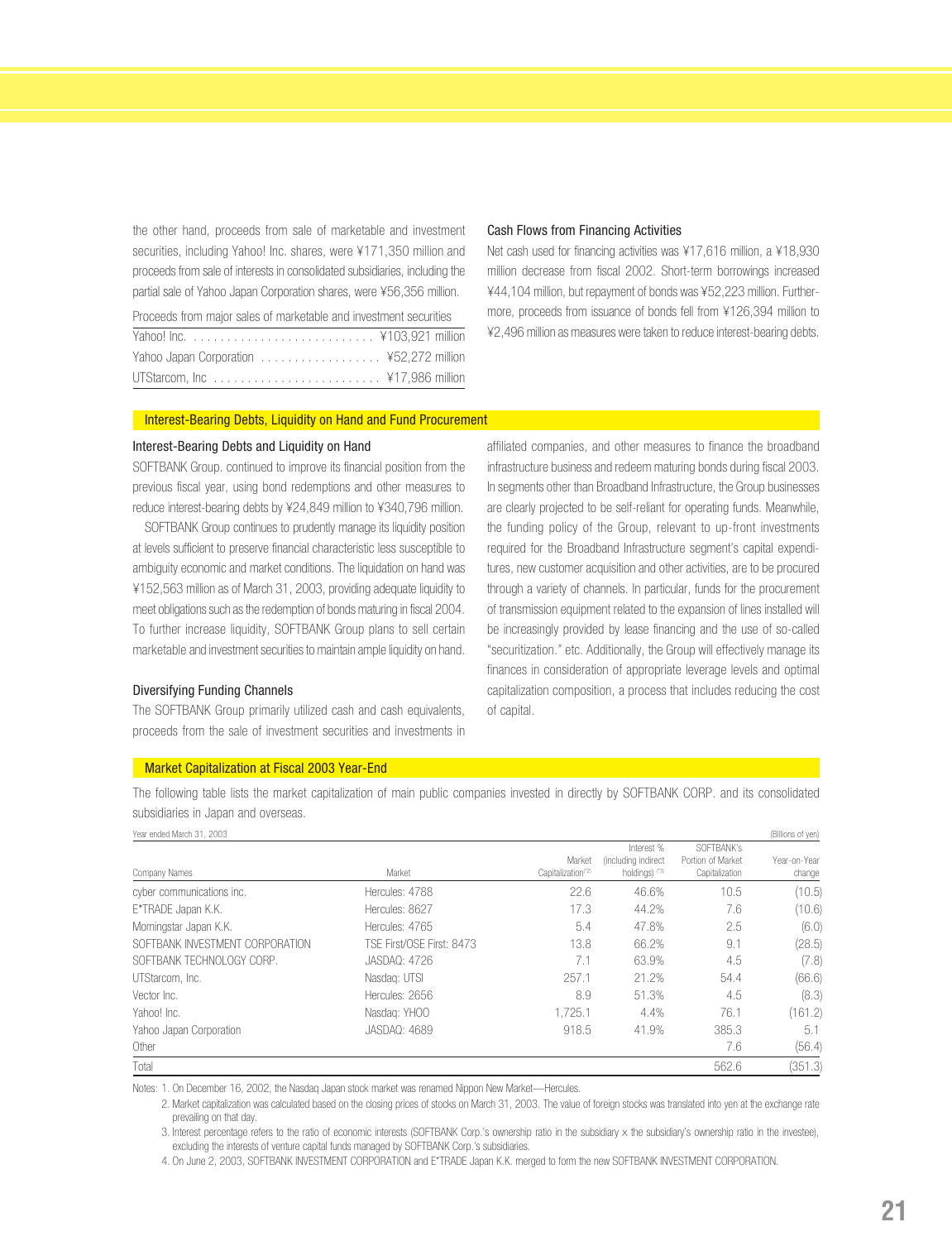the other hand, proceeds from sale of marketable and investment securities, including Yahoo! Inc. shares, were ¥171,350 million and proceeds from sale of interests in consolidated subsidiaries, including the partial sale of Yahoo Japan Corporation shares, were ¥56,356 million.

| Proceeds from major sales of marketable and investment securities | |
|---|---|
| Yahoo! Inc. | ¥103,921 million |
| Yahoo Japan Corporation | ¥52,272 million |
| UTStarcom, Inc | ¥17,986 million |

### Cash Flows from Financing Activities

Net cash used for financing activities was ¥17,616 million, a ¥18,930 million decrease from fiscal 2002. Short-term borrowings increased ¥44,104 million, but repayment of bonds was ¥52,223 million. Furthermore, proceeds from issuance of bonds fell from ¥126,394 million to ¥2,496 million as measures were taken to reduce interest-bearing debts.

## Interest-Bearing Debts, Liquidity on Hand and Fund Procurement

### Interest-Bearing Debts and Liquidity on Hand

SOFTBANK Group. continued to improve its financial position from the previous fiscal year, using bond redemptions and other measures to reduce interest-bearing debts by ¥24,849 million to ¥340,796 million.

SOFTBANK Group continues to prudently manage its liquidity position at levels sufficient to preserve financial characteristic less susceptible to ambiguity economic and market conditions. The liquidation on hand was ¥152,563 million as of March 31, 2003, providing adequate liquidity to meet obligations such as the redemption of bonds maturing in fiscal 2004. To further increase liquidity, SOFTBANK Group plans to sell certain marketable and investment securities to maintain ample liquidity on hand.

### Diversifying Funding Channels

The SOFTBANK Group primarily utilized cash and cash equivalents, proceeds from the sale of investment securities and investments in affiliated companies, and other measures to finance the broadband infrastructure business and redeem maturing bonds during fiscal 2003. In segments other than Broadband Infrastructure, the Group businesses are clearly projected to be self-reliant for operating funds. Meanwhile, the funding policy of the Group, relevant to up-front investments required for the Broadband Infrastructure segment's capital expenditures, new customer acquisition and other activities, are to be procured through a variety of channels. In particular, funds for the procurement of transmission equipment related to the expansion of lines installed will be increasingly provided by lease financing and the use of so-called "securitization." etc. Additionally, the Group will effectively manage its finances in consideration of appropriate leverage levels and optimal capitalization composition, a process that includes reducing the cost of capital.

## Market Capitalization at Fiscal 2003 Year-End

The following table lists the market capitalization of main public companies invested in directly by SOFTBANK CORP. and its consolidated subsidiaries in Japan and overseas.

Year ended March 31, 2003 (Billions of yen)

| Company Names | Market | Market Capitalization(*2) | Interest % (including indirect holdings) (*3) | SOFTBANK's Portion of Market Capitalization | Year-on-Year change |
|---|---|---|---|---|---|
| cyber communications inc. | Hercules: 4788 | 22.6 | 46.6% | 10.5 | (10.5) |
| E*TRADE Japan K.K. | Hercules: 8627 | 17.3 | 44.2% | 7.6 | (10.6) |
| Morningstar Japan K.K. | Hercules: 4765 | 5.4 | 47.8% | 2.5 | (6.0) |
| SOFTBANK INVESTMENT CORPORATION | TSE First/OSE First: 8473 | 13.8 | 66.2% | 9.1 | (28.5) |
| SOFTBANK TECHNOLOGY CORP. | JASDAQ: 4726 | 7.1 | 63.9% | 4.5 | (7.8) |
| UTStarcom, Inc. | Nasdaq: UTSI | 257.1 | 21.2% | 54.4 | (66.6) |
| Vector Inc. | Hercules: 2656 | 8.9 | 51.3% | 4.5 | (8.3) |
| Yahoo! Inc. | Nasdaq: YHOO | 1,725.1 | 4.4% | 76.1 | (161.2) |
| Yahoo Japan Corporation | JASDAQ: 4689 | 918.5 | 41.9% | 385.3 | 5.1 |
| Other | | | | 7.6 | (56.4) |
| Total | | | | 562.6 | (351.3) |

Notes: 1. On December 16, 2002, the Nasdaq Japan stock market was renamed Nippon New Market—Hercules.

2. Market capitalization was calculated based on the closing prices of stocks on March 31, 2003. The value of foreign stocks was translated into yen at the exchange rate prevailing on that day.

3. Interest percentage refers to the ratio of economic interests (SOFTBANK Corp.'s ownership ratio in the subsidiary × the subsidiary's ownership ratio in the investee), excluding the interests of venture capital funds managed by SOFTBANK Corp.'s subsidiaries.

4. On June 2, 2003, SOFTBANK INVESTMENT CORPORATION and E*TRADE Japan K.K. merged to form the new SOFTBANK INVESTMENT CORPORATION.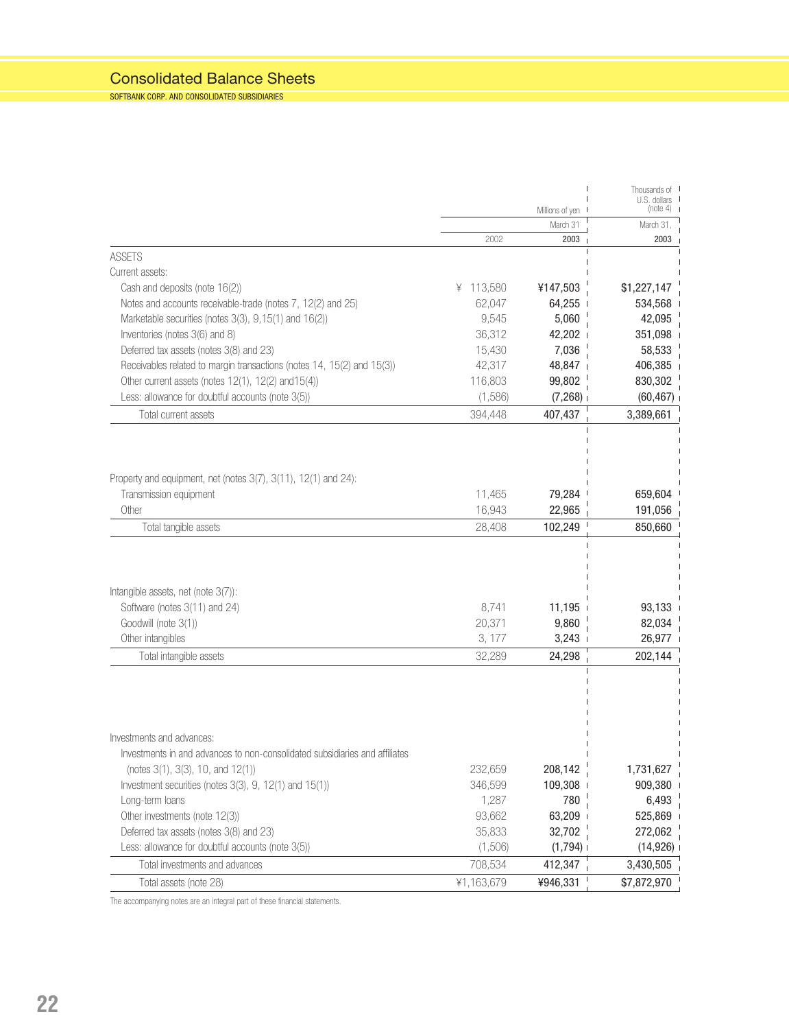# Consolidated Balance Sheets

SOFTBANK CORP. AND CONSOLIDATED SUBSIDIARIES

| | Millions of yen | | Thousands of U.S. dollars (note 4) |
|---|---|---|---|
| | March 31 | | March 31, |
| | 2002 | 2003 | 2003 |
| **ASSETS** | | | |
| Current assets: | | | |
| Cash and deposits (note 16(2)) | ¥ 113,580 | ¥147,503 | $1,227,147 |
| Notes and accounts receivable-trade (notes 7, 12(2) and 25) | 62,047 | 64,255 | 534,568 |
| Marketable securities (notes 3(3), 9,15(1) and 16(2)) | 9,545 | 5,060 | 42,095 |
| Inventories (notes 3(6) and 8) | 36,312 | 42,202 | 351,098 |
| Deferred tax assets (notes 3(8) and 23) | 15,430 | 7,036 | 58,533 |
| Receivables related to margin transactions (notes 14, 15(2) and 15(3)) | 42,317 | 48,847 | 406,385 |
| Other current assets (notes 12(1), 12(2) and15(4)) | 116,803 | 99,802 | 830,302 |
| Less: allowance for doubtful accounts (note 3(5)) | (1,586) | (7,268) | (60,467) |
| Total current assets | 394,448 | 407,437 | 3,389,661 |
| Property and equipment, net (notes 3(7), 3(11), 12(1) and 24): | | | |
| Transmission equipment | 11,465 | 79,284 | 659,604 |
| Other | 16,943 | 22,965 | 191,056 |
| Total tangible assets | 28,408 | 102,249 | 850,660 |
| Intangible assets, net (note 3(7)): | | | |
| Software (notes 3(11) and 24) | 8,741 | 11,195 | 93,133 |
| Goodwill (note 3(1)) | 20,371 | 9,860 | 82,034 |
| Other intangibles | 3, 177 | 3,243 | 26,977 |
| Total intangible assets | 32,289 | 24,298 | 202,144 |
| Investments and advances: | | | |
| Investments in and advances to non-consolidated subsidiaries and affiliates (notes 3(1), 3(3), 10, and 12(1)) | 232,659 | 208,142 | 1,731,627 |
| Investment securities (notes 3(3), 9, 12(1) and 15(1)) | 346,599 | 109,308 | 909,380 |
| Long-term loans | 1,287 | 780 | 6,493 |
| Other investments (note 12(3)) | 93,662 | 63,209 | 525,869 |
| Deferred tax assets (notes 3(8) and 23) | 35,833 | 32,702 | 272,062 |
| Less: allowance for doubtful accounts (note 3(5)) | (1,506) | (1,794) | (14,926) |
| Total investments and advances | 708,534 | 412,347 | 3,430,505 |
| Total assets (note 28) | ¥1,163,679 | ¥946,331 | $7,872,970 |

The accompanying notes are an integral part of these financial statements.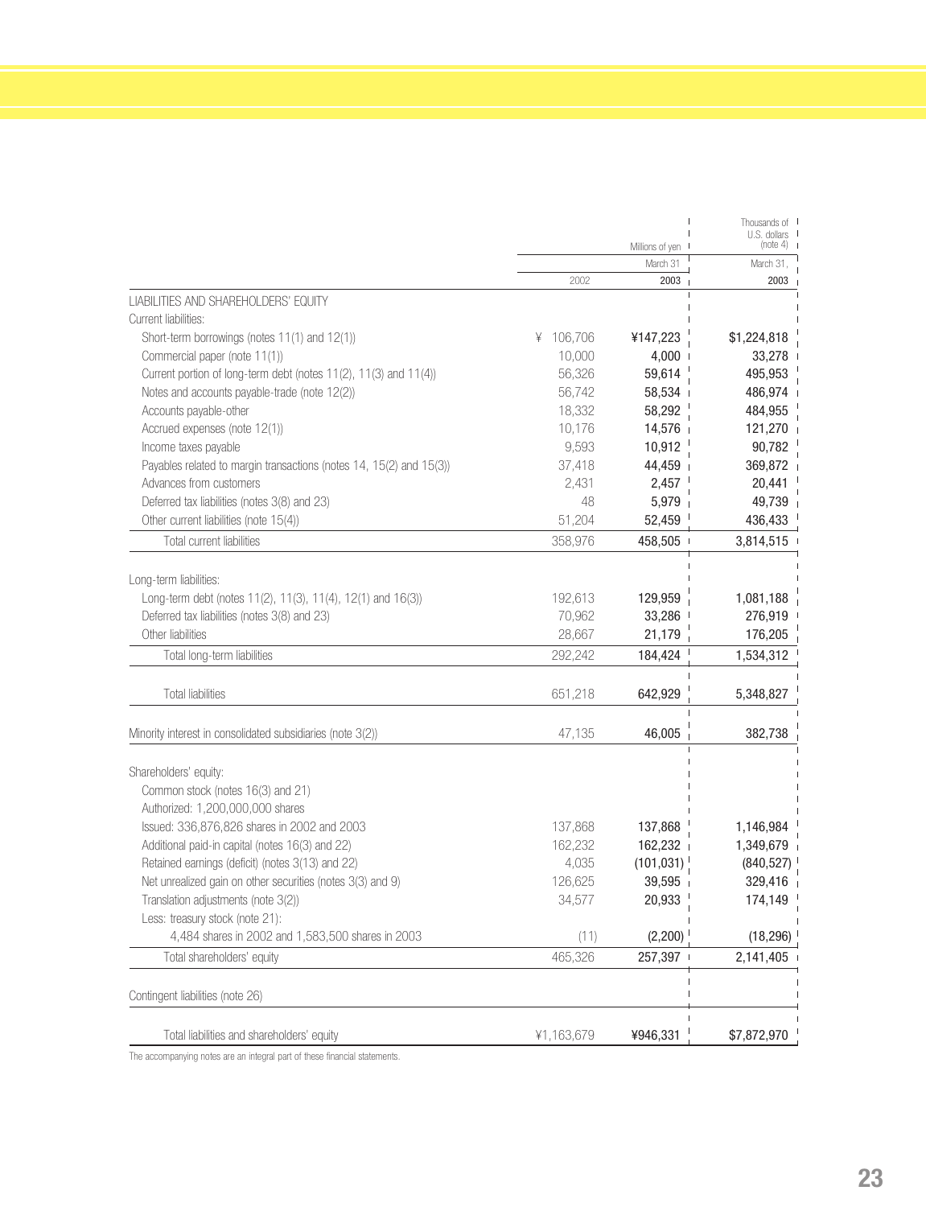| | Millions of yen | | Thousands of U.S. dollars (note 4) |
|---|---|---|---|
| | March 31 | | March 31, |
| | 2002 | 2003 | 2003 |
| LIABILITIES AND SHAREHOLDERS' EQUITY | | | |
| Current liabilities: | | | |
| Short-term borrowings (notes 11(1) and 12(1)) | ¥ 106,706 | ¥147,223 | $1,224,818 |
| Commercial paper (note 11(1)) | 10,000 | 4,000 | 33,278 |
| Current portion of long-term debt (notes 11(2), 11(3) and 11(4)) | 56,326 | 59,614 | 495,953 |
| Notes and accounts payable-trade (note 12(2)) | 56,742 | 58,534 | 486,974 |
| Accounts payable-other | 18,332 | 58,292 | 484,955 |
| Accrued expenses (note 12(1)) | 10,176 | 14,576 | 121,270 |
| Income taxes payable | 9,593 | 10,912 | 90,782 |
| Payables related to margin transactions (notes 14, 15(2) and 15(3)) | 37,418 | 44,459 | 369,872 |
| Advances from customers | 2,431 | 2,457 | 20,441 |
| Deferred tax liabilities (notes 3(8) and 23) | 48 | 5,979 | 49,739 |
| Other current liabilities (note 15(4)) | 51,204 | 52,459 | 436,433 |
| Total current liabilities | 358,976 | 458,505 | 3,814,515 |
| Long-term liabilities: | | | |
| Long-term debt (notes 11(2), 11(3), 11(4), 12(1) and 16(3)) | 192,613 | 129,959 | 1,081,188 |
| Deferred tax liabilities (notes 3(8) and 23) | 70,962 | 33,286 | 276,919 |
| Other liabilities | 28,667 | 21,179 | 176,205 |
| Total long-term liabilities | 292,242 | 184,424 | 1,534,312 |
| Total liabilities | 651,218 | 642,929 | 5,348,827 |
| Minority interest in consolidated subsidiaries (note 3(2)) | 47,135 | 46,005 | 382,738 |
| Shareholders' equity: | | | |
| Common stock (notes 16(3) and 21) | | | |
| Authorized: 1,200,000,000 shares | | | |
| Issued: 336,876,826 shares in 2002 and 2003 | 137,868 | 137,868 | 1,146,984 |
| Additional paid-in capital (notes 16(3) and 22) | 162,232 | 162,232 | 1,349,679 |
| Retained earnings (deficit) (notes 3(13) and 22) | 4,035 | (101,031) | (840,527) |
| Net unrealized gain on other securities (notes 3(3) and 9) | 126,625 | 39,595 | 329,416 |
| Translation adjustments (note 3(2)) | 34,577 | 20,933 | 174,149 |
| Less: treasury stock (note 21): | | | |
| 4,484 shares in 2002 and 1,583,500 shares in 2003 | (11) | (2,200) | (18,296) |
| Total shareholders' equity | 465,326 | 257,397 | 2,141,405 |
| Contingent liabilities (note 26) | | | |
| Total liabilities and shareholders' equity | ¥1,163,679 | ¥946,331 | $7,872,970 |

The accompanying notes are an integral part of these financial statements.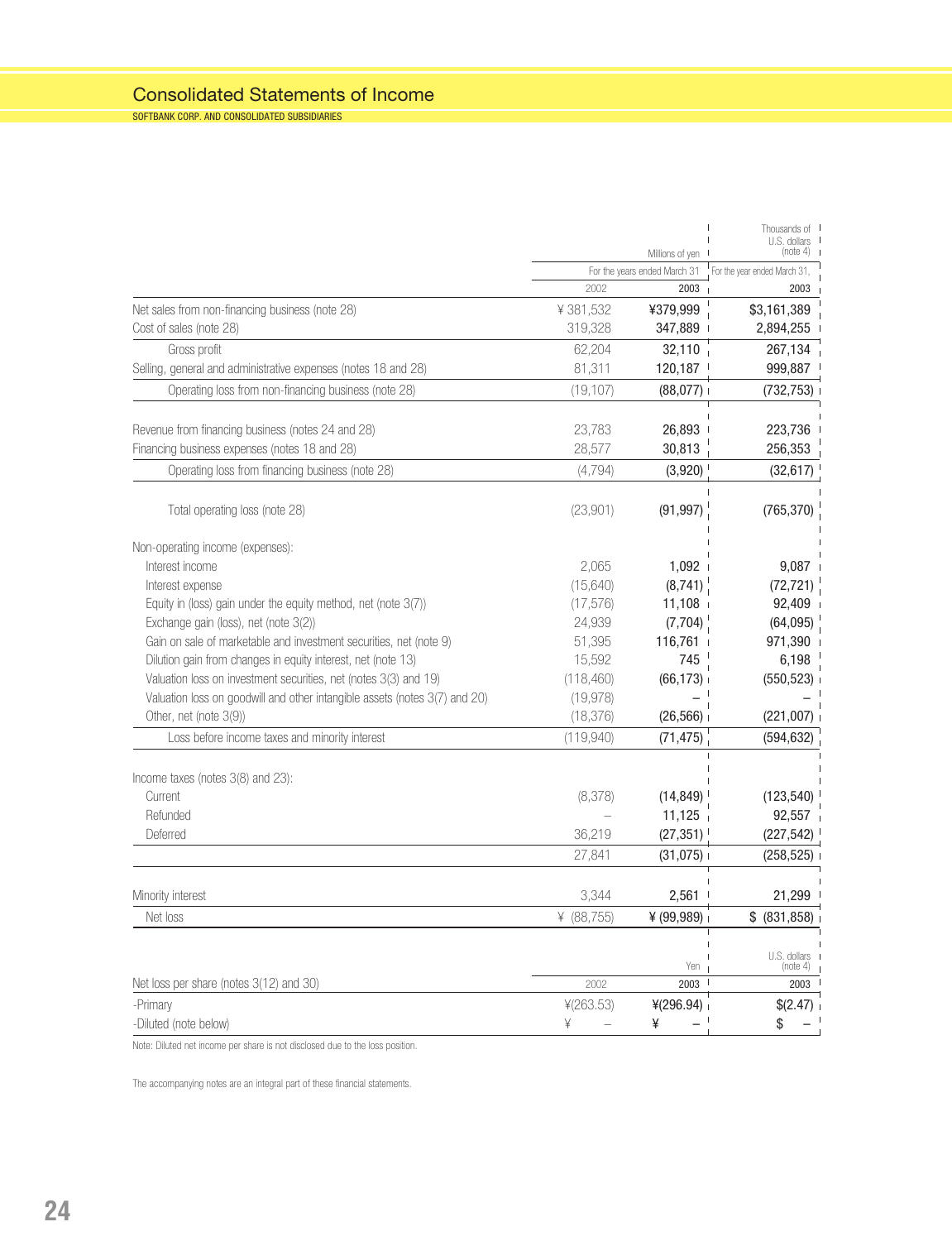# Consolidated Statements of Income

SOFTBANK CORP. AND CONSOLIDATED SUBSIDIARIES

| | Millions of yen | | Thousands of U.S. dollars (note 4) |
|---|---|---|---|
| | For the years ended March 31 | | For the year ended March 31, |
| | 2002 | 2003 | 2003 |
| Net sales from non-financing business (note 28) | ¥ 381,532 | ¥379,999 | $3,161,389 |
| Cost of sales (note 28) | 319,328 | 347,889 | 2,894,255 |
| Gross profit | 62,204 | 32,110 | 267,134 |
| Selling, general and administrative expenses (notes 18 and 28) | 81,311 | 120,187 | 999,887 |
| Operating loss from non-financing business (note 28) | (19,107) | (88,077) | (732,753) |
| Revenue from financing business (notes 24 and 28) | 23,783 | 26,893 | 223,736 |
| Financing business expenses (notes 18 and 28) | 28,577 | 30,813 | 256,353 |
| Operating loss from financing business (note 28) | (4,794) | (3,920) | (32,617) |
| Total operating loss (note 28) | (23,901) | (91,997) | (765,370) |
| Non-operating income (expenses): | | | |
| Interest income | 2,065 | 1,092 | 9,087 |
| Interest expense | (15,640) | (8,741) | (72,721) |
| Equity in (loss) gain under the equity method, net (note 3(7)) | (17,576) | 11,108 | 92,409 |
| Exchange gain (loss), net (note 3(2)) | 24,939 | (7,704) | (64,095) |
| Gain on sale of marketable and investment securities, net (note 9) | 51,395 | 116,761 | 971,390 |
| Dilution gain from changes in equity interest, net (note 13) | 15,592 | 745 | 6,198 |
| Valuation loss on investment securities, net (notes 3(3) and 19) | (118,460) | (66,173) | (550,523) |
| Valuation loss on goodwill and other intangible assets (notes 3(7) and 20) | (19,978) | – | – |
| Other, net (note 3(9)) | (18,376) | (26,566) | (221,007) |
| Loss before income taxes and minority interest | (119,940) | (71,475) | (594,632) |
| Income taxes (notes 3(8) and 23): | | | |
| Current | (8,378) | (14,849) | (123,540) |
| Refunded | – | 11,125 | 92,557 |
| Deferred | 36,219 | (27,351) | (227,542) |
| | 27,841 | (31,075) | (258,525) |
| Minority interest | 3,344 | 2,561 | 21,299 |
| Net loss | ¥ (88,755) | ¥ (99,989) | $ (831,858) |

| | Yen | | U.S. dollars (note 4) |
|---|---|---|---|
| Net loss per share (notes 3(12) and 30) | 2002 | 2003 | 2003 |
| -Primary | ¥(263.53) | ¥(296.94) | $(2.47) |
| -Diluted (note below) | ¥ – | ¥ – | $ – |

Note: Diluted net income per share is not disclosed due to the loss position.

The accompanying notes are an integral part of these financial statements.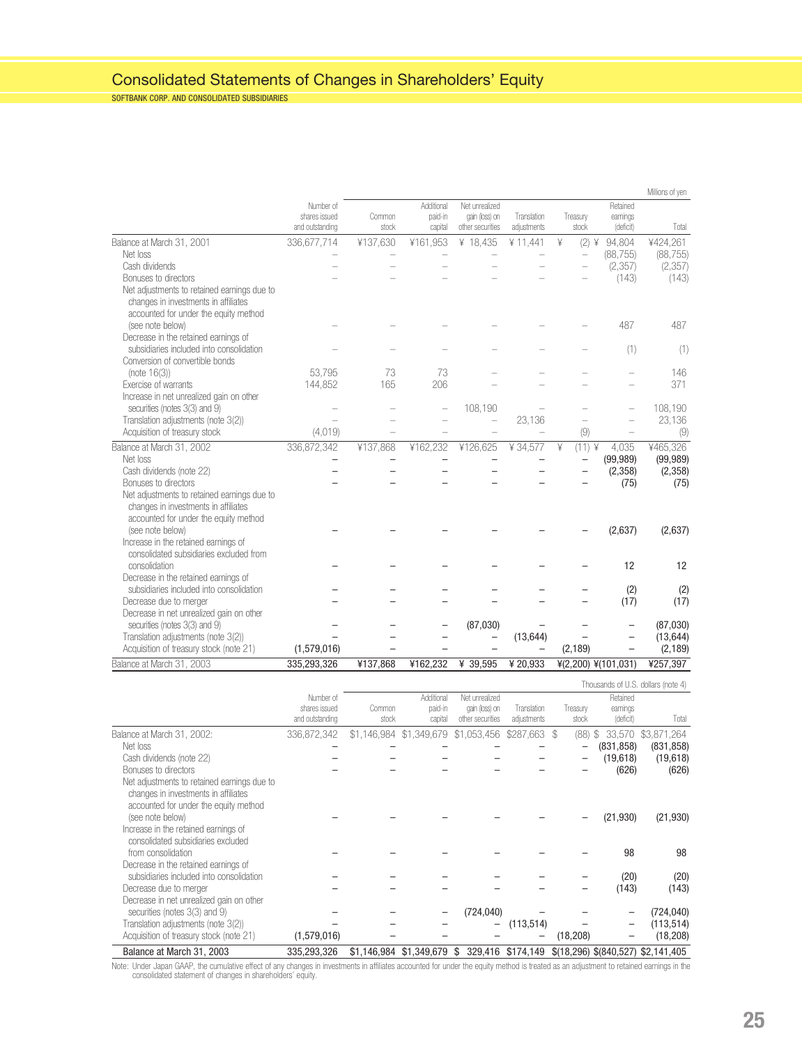# Consolidated Statements of Changes in Shareholders' Equity

SOFTBANK CORP. AND CONSOLIDATED SUBSIDIARIES

Millions of yen

| | Number of shares issued and outstanding | Common stock | Additional paid-in capital | Net unrealized gain (loss) on other securities | Translation adjustments | Treasury stock | Retained earnings (deficit) | Total |
|---|---|---|---|---|---|---|---|---|
| Balance at March 31, 2001 | 336,677,714 | ¥137,630 | ¥161,953 | ¥ 18,435 | ¥ 11,441 | ¥ (2) | ¥ 94,804 | ¥424,261 |
| Net loss | – | – | – | – | – | – | (88,755) | (88,755) |
| Cash dividends | – | – | – | – | – | – | (2,357) | (2,357) |
| Bonuses to directors | – | – | – | – | – | – | (143) | (143) |
| Net adjustments to retained earnings due to changes in investments in affiliates accounted for under the equity method (see note below) | – | – | – | – | – | – | 487 | 487 |
| Decrease in the retained earnings of subsidiaries included into consolidation | – | – | – | – | – | – | (1) | (1) |
| Conversion of convertible bonds (note 16(3)) | 53,795 | 73 | 73 | – | – | – | – | 146 |
| Exercise of warrants | 144,852 | 165 | 206 | – | – | – | – | 371 |
| Increase in net unrealized gain on other securities (notes 3(3) and 9) | – | – | – | 108,190 | – | – | – | 108,190 |
| Translation adjustments (note 3(2)) | – | – | – | – | 23,136 | – | – | 23,136 |
| Acquisition of treasury stock | (4,019) | – | – | – | – | (9) | – | (9) |
| Balance at March 31, 2002 | 336,872,342 | ¥137,868 | ¥162,232 | ¥126,625 | ¥ 34,577 | ¥ (11) | ¥ 4,035 | ¥465,326 |
| Net loss | – | – | – | – | – | – | (99,989) | (99,989) |
| Cash dividends (note 22) | – | – | – | – | – | – | (2,358) | (2,358) |
| Bonuses to directors | – | – | – | – | – | – | (75) | (75) |
| Net adjustments to retained earnings due to changes in investments in affiliates accounted for under the equity method (see note below) | – | – | – | – | – | – | (2,637) | (2,637) |
| Increase in the retained earnings of consolidated subsidiaries excluded from consolidation | – | – | – | – | – | – | 12 | 12 |
| Decrease in the retained earnings of subsidiaries included into consolidation | – | – | – | – | – | – | (2) | (2) |
| Decrease due to merger | – | – | – | – | – | – | (17) | (17) |
| Decrease in net unrealized gain on other securities (notes 3(3) and 9) | – | – | – | (87,030) | – | – | – | (87,030) |
| Translation adjustments (note 3(2)) | – | – | – | – | (13,644) | – | – | (13,644) |
| Acquisition of treasury stock (note 21) | (1,579,016) | – | – | – | – | (2,189) | – | (2,189) |
| Balance at March 31, 2003 | 335,293,326 | ¥137,868 | ¥162,232 | ¥ 39,595 | ¥ 20,933 | ¥(2,200) | ¥(101,031) | ¥257,397 |

Thousands of U.S. dollars (note 4)

| | Number of shares issued and outstanding | Common stock | Additional paid-in capital | Net unrealized gain (loss) on other securities | Translation adjustments | Treasury stock | Retained earnings (deficit) | Total |
|---|---|---|---|---|---|---|---|---|
| Balance at March 31, 2002: | 336,872,342 | $1,146,984 | $1,349,679 | $1,053,456 | $287,663 | $ (88) | $ 33,570 | $3,871,264 |
| Net loss | – | – | – | – | – | – | (831,858) | (831,858) |
| Cash dividends (note 22) | – | – | – | – | – | – | (19,618) | (19,618) |
| Bonuses to directors | – | – | – | – | – | – | (626) | (626) |
| Net adjustments to retained earnings due to changes in investments in affiliates accounted for under the equity method (see note below) | – | – | – | – | – | – | (21,930) | (21,930) |
| Increase in the retained earnings of consolidated subsidiaries excluded from consolidation | – | – | – | – | – | – | 98 | 98 |
| Decrease in the retained earnings of subsidiaries included into consolidation | – | – | – | – | – | – | (20) | (20) |
| Decrease due to merger | – | – | – | – | – | – | (143) | (143) |
| Decrease in net unrealized gain on other securities (notes 3(3) and 9) | – | – | – | (724,040) | – | – | – | (724,040) |
| Translation adjustments (note 3(2)) | – | – | – | – | (113,514) | – | – | (113,514) |
| Acquisition of treasury stock (note 21) | (1,579,016) | – | – | – | – | (18,208) | – | (18,208) |
| Balance at March 31, 2003 | 335,293,326 | $1,146,984 | $1,349,679 | $ 329,416 | $174,149 | $(18,296) | $(840,527) | $2,141,405 |

Note: Under Japan GAAP, the cumulative effect of any changes in investments in affiliates accounted for under the equity method is treated as an adjustment to retained earnings in the consolidated statement of changes in shareholders' equity.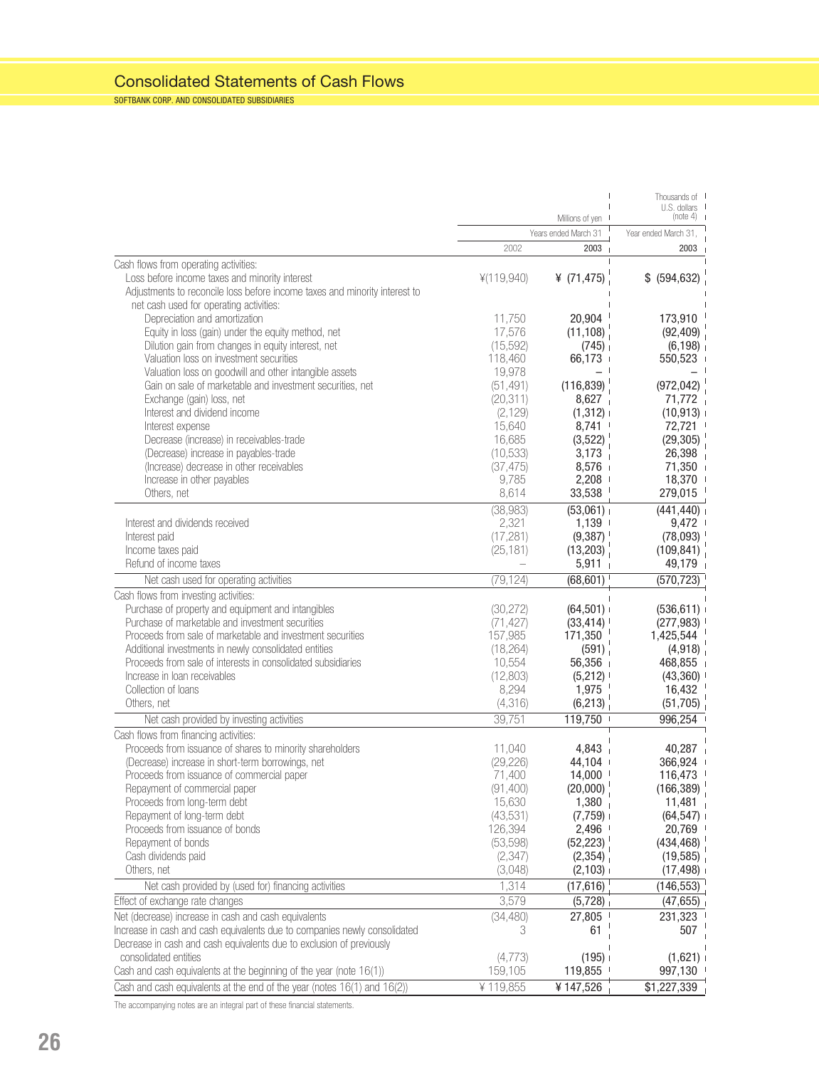# Consolidated Statements of Cash Flows

SOFTBANK CORP. AND CONSOLIDATED SUBSIDIARIES

| | Millions of yen | | Thousands of U.S. dollars (note 4) |
|---|---|---|---|
| | Years ended March 31 | | Year ended March 31, |
| | 2002 | 2003 | 2003 |
| Cash flows from operating activities: | | | |
| Loss before income taxes and minority interest | ¥(119,940) | ¥ (71,475) | $ (594,632) |
| Adjustments to reconcile loss before income taxes and minority interest to net cash used for operating activities: | | | |
| Depreciation and amortization | 11,750 | 20,904 | 173,910 |
| Equity in loss (gain) under the equity method, net | 17,576 | (11,108) | (92,409) |
| Dilution gain from changes in equity interest, net | (15,592) | (745) | (6,198) |
| Valuation loss on investment securities | 118,460 | 66,173 | 550,523 |
| Valuation loss on goodwill and other intangible assets | 19,978 | – | – |
| Gain on sale of marketable and investment securities, net | (51,491) | (116,839) | (972,042) |
| Exchange (gain) loss, net | (20,311) | 8,627 | 71,772 |
| Interest and dividend income | (2,129) | (1,312) | (10,913) |
| Interest expense | 15,640 | 8,741 | 72,721 |
| Decrease (increase) in receivables-trade | 16,685 | (3,522) | (29,305) |
| (Decrease) increase in payables-trade | (10,533) | 3,173 | 26,398 |
| (Increase) decrease in other receivables | (37,475) | 8,576 | 71,350 |
| Increase in other payables | 9,785 | 2,208 | 18,370 |
| Others, net | 8,614 | 33,538 | 279,015 |
| | (38,983) | (53,061) | (441,440) |
| Interest and dividends received | 2,321 | 1,139 | 9,472 |
| Interest paid | (17,281) | (9,387) | (78,093) |
| Income taxes paid | (25,181) | (13,203) | (109,841) |
| Refund of income taxes | – | 5,911 | 49,179 |
| Net cash used for operating activities | (79,124) | (68,601) | (570,723) |
| Cash flows from investing activities: | | | |
| Purchase of property and equipment and intangibles | (30,272) | (64,501) | (536,611) |
| Purchase of marketable and investment securities | (71,427) | (33,414) | (277,983) |
| Proceeds from sale of marketable and investment securities | 157,985 | 171,350 | 1,425,544 |
| Additional investments in newly consolidated entities | (18,264) | (591) | (4,918) |
| Proceeds from sale of interests in consolidated subsidiaries | 10,554 | 56,356 | 468,855 |
| Increase in loan receivables | (12,803) | (5,212) | (43,360) |
| Collection of loans | 8,294 | 1,975 | 16,432 |
| Others, net | (4,316) | (6,213) | (51,705) |
| Net cash provided by investing activities | 39,751 | 119,750 | 996,254 |
| Cash flows from financing activities: | | | |
| Proceeds from issuance of shares to minority shareholders | 11,040 | 4,843 | 40,287 |
| (Decrease) increase in short-term borrowings, net | (29,226) | 44,104 | 366,924 |
| Proceeds from issuance of commercial paper | 71,400 | 14,000 | 116,473 |
| Repayment of commercial paper | (91,400) | (20,000) | (166,389) |
| Proceeds from long-term debt | 15,630 | 1,380 | 11,481 |
| Repayment of long-term debt | (43,531) | (7,759) | (64,547) |
| Proceeds from issuance of bonds | 126,394 | 2,496 | 20,769 |
| Repayment of bonds | (53,598) | (52,223) | (434,468) |
| Cash dividends paid | (2,347) | (2,354) | (19,585) |
| Others, net | (3,048) | (2,103) | (17,498) |
| Net cash provided by (used for) financing activities | 1,314 | (17,616) | (146,553) |
| Effect of exchange rate changes | 3,579 | (5,728) | (47,655) |
| Net (decrease) increase in cash and cash equivalents | (34,480) | 27,805 | 231,323 |
| Increase in cash and cash equivalents due to companies newly consolidated | 3 | 61 | 507 |
| Decrease in cash and cash equivalents due to exclusion of previously consolidated entities | (4,773) | (195) | (1,621) |
| Cash and cash equivalents at the beginning of the year (note 16(1)) | 159,105 | 119,855 | 997,130 |
| Cash and cash equivalents at the end of the year (notes 16(1) and 16(2)) | ¥ 119,855 | ¥ 147,526 | $1,227,339 |

The accompanying notes are an integral part of these financial statements.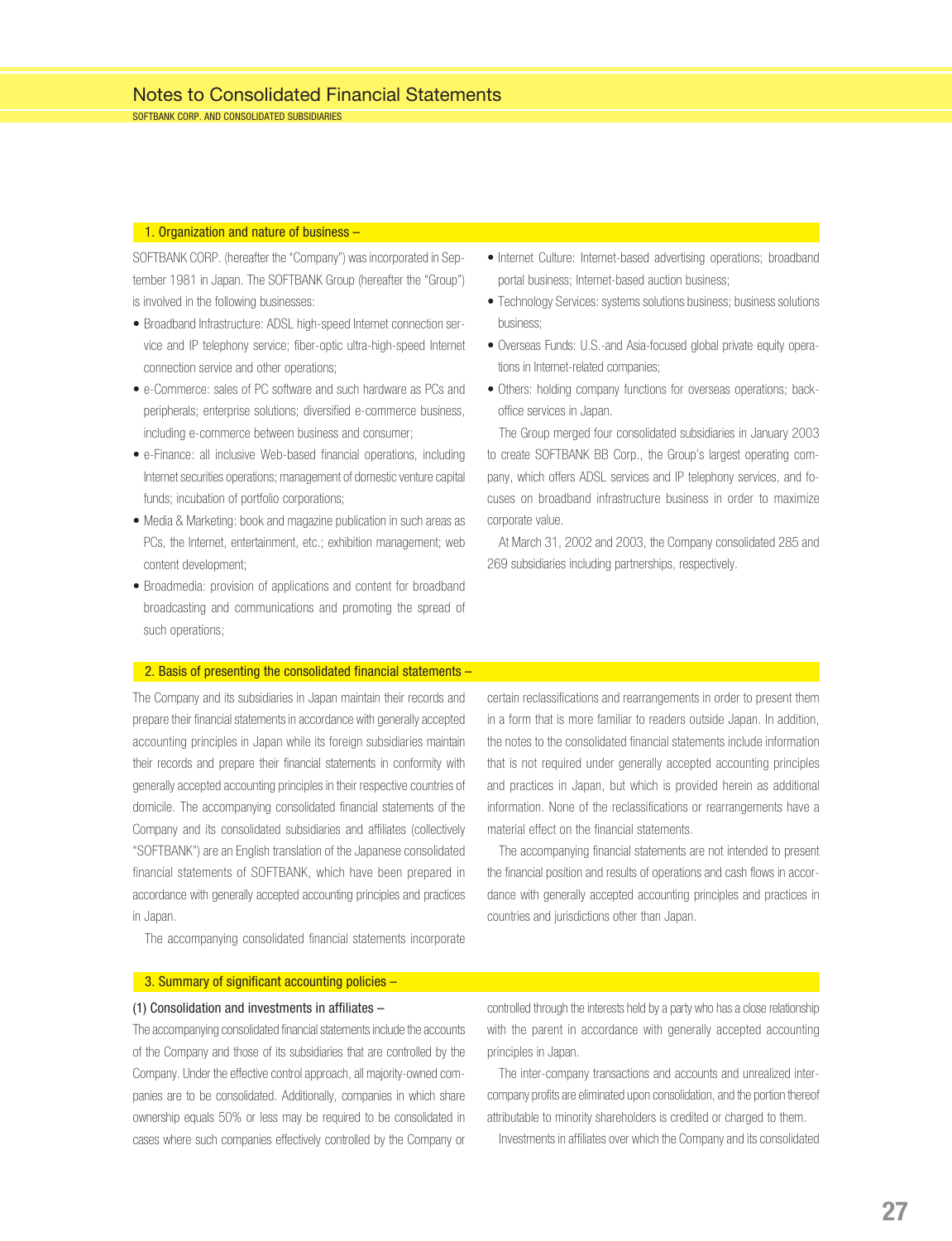# Notes to Consolidated Financial Statements

SOFTBANK CORP. AND CONSOLIDATED SUBSIDIARIES

## 1. Organization and nature of business –

SOFTBANK CORP. (hereafter the "Company") was incorporated in September 1981 in Japan. The SOFTBANK Group (hereafter the "Group") is involved in the following businesses:

- Broadband Infrastructure: ADSL high-speed Internet connection service and IP telephony service; fiber-optic ultra-high-speed Internet connection service and other operations;
- e-Commerce: sales of PC software and such hardware as PCs and peripherals; enterprise solutions; diversified e-commerce business, including e-commerce between business and consumer;
- e-Finance: all inclusive Web-based financial operations, including Internet securities operations; management of domestic venture capital funds; incubation of portfolio corporations;
- Media & Marketing: book and magazine publication in such areas as PCs, the Internet, entertainment, etc.; exhibition management; web content development;
- Broadmedia: provision of applications and content for broadband broadcasting and communications and promoting the spread of such operations;
- Internet Culture: Internet-based advertising operations; broadband portal business; Internet-based auction business;
- Technology Services: systems solutions business; business solutions business;
- Overseas Funds: U.S.-and Asia-focused global private equity operations in Internet-related companies;
- Others: holding company functions for overseas operations; back-office services in Japan.

The Group merged four consolidated subsidiaries in January 2003 to create SOFTBANK BB Corp., the Group's largest operating company, which offers ADSL services and IP telephony services, and focuses on broadband infrastructure business in order to maximize corporate value.

At March 31, 2002 and 2003, the Company consolidated 285 and 269 subsidiaries including partnerships, respectively.

## 2. Basis of presenting the consolidated financial statements –

The Company and its subsidiaries in Japan maintain their records and prepare their financial statements in accordance with generally accepted accounting principles in Japan while its foreign subsidiaries maintain their records and prepare their financial statements in conformity with generally accepted accounting principles in their respective countries of domicile. The accompanying consolidated financial statements of the Company and its consolidated subsidiaries and affiliates (collectively "SOFTBANK") are an English translation of the Japanese consolidated financial statements of SOFTBANK, which have been prepared in accordance with generally accepted accounting principles and practices in Japan.

The accompanying consolidated financial statements incorporate certain reclassifications and rearrangements in order to present them in a form that is more familiar to readers outside Japan. In addition, the notes to the consolidated financial statements include information that is not required under generally accepted accounting principles and practices in Japan, but which is provided herein as additional information. None of the reclassifications or rearrangements have a material effect on the financial statements.

The accompanying financial statements are not intended to present the financial position and results of operations and cash flows in accordance with generally accepted accounting principles and practices in countries and jurisdictions other than Japan.

## 3. Summary of significant accounting policies –

### (1) Consolidation and investments in affiliates –

The accompanying consolidated financial statements include the accounts of the Company and those of its subsidiaries that are controlled by the Company. Under the effective control approach, all majority-owned companies are to be consolidated. Additionally, companies in which share ownership equals 50% or less may be required to be consolidated in cases where such companies effectively controlled by the Company or controlled through the interests held by a party who has a close relationship with the parent in accordance with generally accepted accounting principles in Japan.

The inter-company transactions and accounts and unrealized inter-company profits are eliminated upon consolidation, and the portion thereof attributable to minority shareholders is credited or charged to them.

Investments in affiliates over which the Company and its consolidated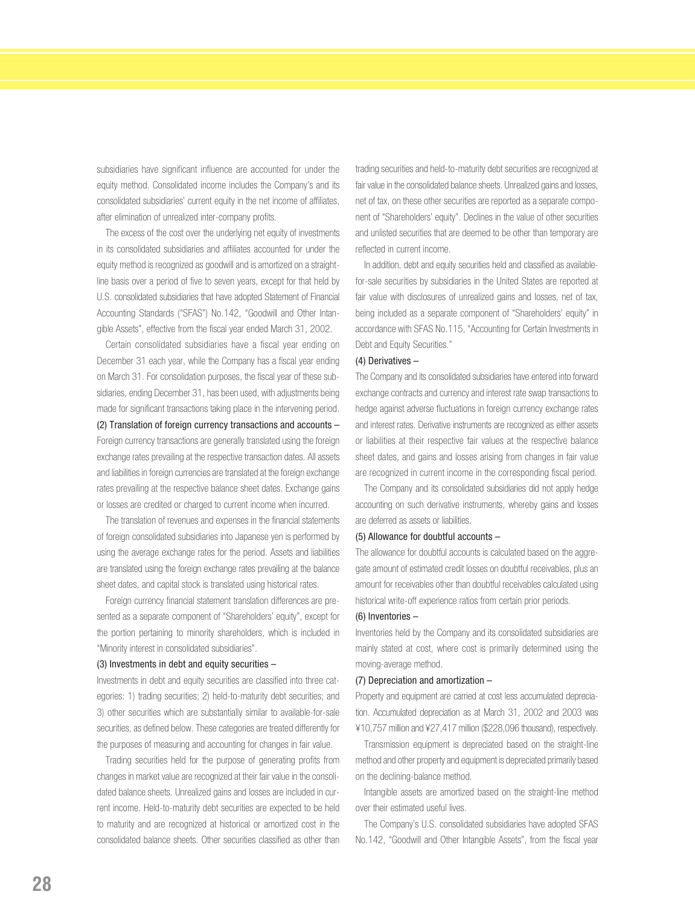subsidiaries have significant influence are accounted for under the equity method. Consolidated income includes the Company's and its consolidated subsidiaries' current equity in the net income of affiliates, after elimination of unrealized inter-company profits.

The excess of the cost over the underlying net equity of investments in its consolidated subsidiaries and affiliates accounted for under the equity method is recognized as goodwill and is amortized on a straight-line basis over a period of five to seven years, except for that held by U.S. consolidated subsidiaries that have adopted Statement of Financial Accounting Standards ("SFAS") No.142, "Goodwill and Other Intangible Assets", effective from the fiscal year ended March 31, 2002.

Certain consolidated subsidiaries have a fiscal year ending on December 31 each year, while the Company has a fiscal year ending on March 31. For consolidation purposes, the fiscal year of these subsidiaries, ending December 31, has been used, with adjustments being made for significant transactions taking place in the intervening period.

(2) Translation of foreign currency transactions and accounts –
Foreign currency transactions are generally translated using the foreign exchange rates prevailing at the respective transaction dates. All assets and liabilities in foreign currencies are translated at the foreign exchange rates prevailing at the respective balance sheet dates. Exchange gains or losses are credited or charged to current income when incurred.

The translation of revenues and expenses in the financial statements of foreign consolidated subsidiaries into Japanese yen is performed by using the average exchange rates for the period. Assets and liabilities are translated using the foreign exchange rates prevailing at the balance sheet dates, and capital stock is translated using historical rates.

Foreign currency financial statement translation differences are presented as a separate component of "Shareholders' equity", except for the portion pertaining to minority shareholders, which is included in "Minority interest in consolidated subsidiaries".

(3) Investments in debt and equity securities –
Investments in debt and equity securities are classified into three categories: 1) trading securities; 2) held-to-maturity debt securities; and 3) other securities which are substantially similar to available-for-sale securities, as defined below. These categories are treated differently for the purposes of measuring and accounting for changes in fair value.

Trading securities held for the purpose of generating profits from changes in market value are recognized at their fair value in the consolidated balance sheets. Unrealized gains and losses are included in current income. Held-to-maturity debt securities are expected to be held to maturity and are recognized at historical or amortized cost in the consolidated balance sheets. Other securities classified as other than trading securities and held-to-maturity debt securities are recognized at fair value in the consolidated balance sheets. Unrealized gains and losses, net of tax, on these other securities are reported as a separate component of "Shareholders' equity". Declines in the value of other securities and unlisted securities that are deemed to be other than temporary are reflected in current income.

In addition, debt and equity securities held and classified as available-for-sale securities by subsidiaries in the United States are reported at fair value with disclosures of unrealized gains and losses, net of tax, being included as a separate component of "Shareholders' equity" in accordance with SFAS No.115, "Accounting for Certain Investments in Debt and Equity Securities."

(4) Derivatives –
The Company and its consolidated subsidiaries have entered into forward exchange contracts and currency and interest rate swap transactions to hedge against adverse fluctuations in foreign currency exchange rates and interest rates. Derivative instruments are recognized as either assets or liabilities at their respective fair values at the respective balance sheet dates, and gains and losses arising from changes in fair value are recognized in current income in the corresponding fiscal period.

The Company and its consolidated subsidiaries did not apply hedge accounting on such derivative instruments, whereby gains and losses are deferred as assets or liabilities.

(5) Allowance for doubtful accounts –
The allowance for doubtful accounts is calculated based on the aggregate amount of estimated credit losses on doubtful receivables, plus an amount for receivables other than doubtful receivables calculated using historical write-off experience ratios from certain prior periods.

(6) Inventories –
Inventories held by the Company and its consolidated subsidiaries are mainly stated at cost, where cost is primarily determined using the moving-average method.

(7) Depreciation and amortization –
Property and equipment are carried at cost less accumulated depreciation. Accumulated depreciation as at March 31, 2002 and 2003 was ¥10,757 million and ¥27,417 million ($228,096 thousand), respectively.

Transmission equipment is depreciated based on the straight-line method and other property and equipment is depreciated primarily based on the declining-balance method.

Intangible assets are amortized based on the straight-line method over their estimated useful lives.

The Company's U.S. consolidated subsidiaries have adopted SFAS No.142, "Goodwill and Other Intangible Assets", from the fiscal year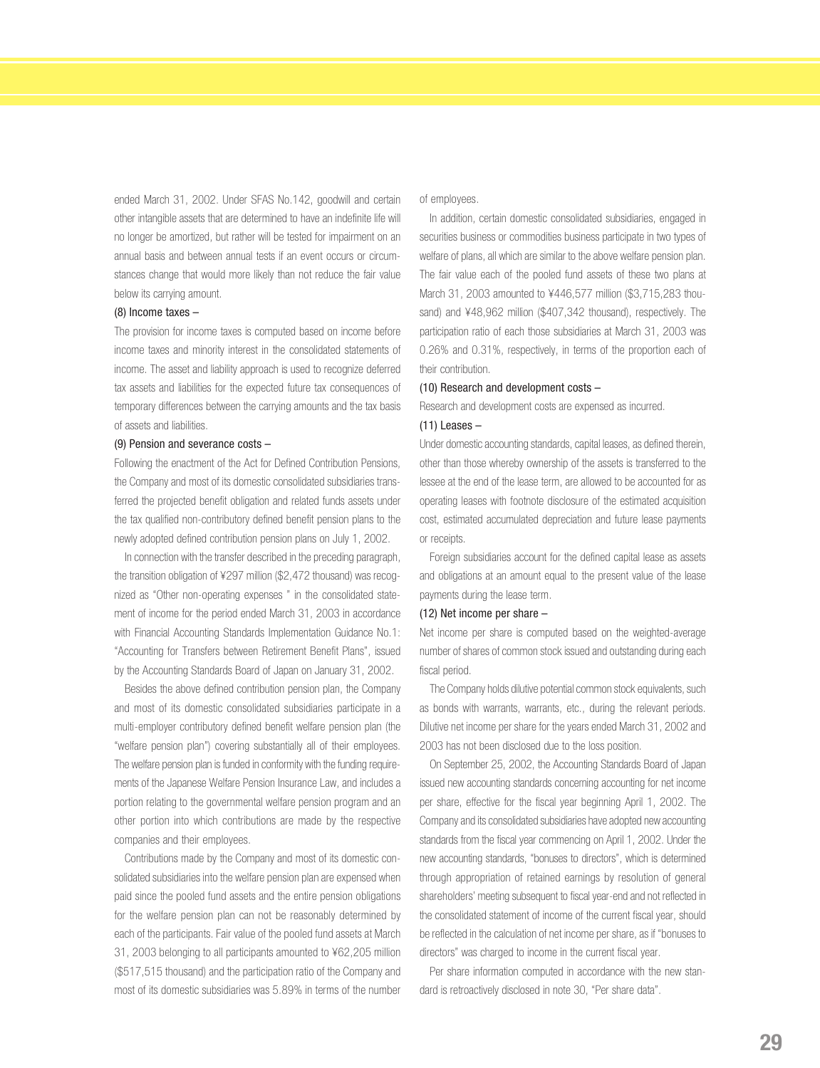ended March 31, 2002. Under SFAS No.142, goodwill and certain other intangible assets that are determined to have an indefinite life will no longer be amortized, but rather will be tested for impairment on an annual basis and between annual tests if an event occurs or circumstances change that would more likely than not reduce the fair value below its carrying amount.

(8) Income taxes –

The provision for income taxes is computed based on income before income taxes and minority interest in the consolidated statements of income. The asset and liability approach is used to recognize deferred tax assets and liabilities for the expected future tax consequences of temporary differences between the carrying amounts and the tax basis of assets and liabilities.

(9) Pension and severance costs –

Following the enactment of the Act for Defined Contribution Pensions, the Company and most of its domestic consolidated subsidiaries transferred the projected benefit obligation and related funds assets under the tax qualified non-contributory defined benefit pension plans to the newly adopted defined contribution pension plans on July 1, 2002.

In connection with the transfer described in the preceding paragraph, the transition obligation of ¥297 million ($2,472 thousand) was recognized as "Other non-operating expenses " in the consolidated statement of income for the period ended March 31, 2003 in accordance with Financial Accounting Standards Implementation Guidance No.1: "Accounting for Transfers between Retirement Benefit Plans", issued by the Accounting Standards Board of Japan on January 31, 2002.

Besides the above defined contribution pension plan, the Company and most of its domestic consolidated subsidiaries participate in a multi-employer contributory defined benefit welfare pension plan (the "welfare pension plan") covering substantially all of their employees. The welfare pension plan is funded in conformity with the funding requirements of the Japanese Welfare Pension Insurance Law, and includes a portion relating to the governmental welfare pension program and an other portion into which contributions are made by the respective companies and their employees.

Contributions made by the Company and most of its domestic consolidated subsidiaries into the welfare pension plan are expensed when paid since the pooled fund assets and the entire pension obligations for the welfare pension plan can not be reasonably determined by each of the participants. Fair value of the pooled fund assets at March 31, 2003 belonging to all participants amounted to ¥62,205 million ($517,515 thousand) and the participation ratio of the Company and most of its domestic subsidiaries was 5.89% in terms of the number of employees.

In addition, certain domestic consolidated subsidiaries, engaged in securities business or commodities business participate in two types of welfare of plans, all which are similar to the above welfare pension plan. The fair value each of the pooled fund assets of these two plans at March 31, 2003 amounted to ¥446,577 million ($3,715,283 thousand) and ¥48,962 million ($407,342 thousand), respectively. The participation ratio of each those subsidiaries at March 31, 2003 was 0.26% and 0.31%, respectively, in terms of the proportion each of their contribution.

(10) Research and development costs –

Research and development costs are expensed as incurred.

(11) Leases –

Under domestic accounting standards, capital leases, as defined therein, other than those whereby ownership of the assets is transferred to the lessee at the end of the lease term, are allowed to be accounted for as operating leases with footnote disclosure of the estimated acquisition cost, estimated accumulated depreciation and future lease payments or receipts.

Foreign subsidiaries account for the defined capital lease as assets and obligations at an amount equal to the present value of the lease payments during the lease term.

(12) Net income per share –

Net income per share is computed based on the weighted-average number of shares of common stock issued and outstanding during each fiscal period.

The Company holds dilutive potential common stock equivalents, such as bonds with warrants, warrants, etc., during the relevant periods. Dilutive net income per share for the years ended March 31, 2002 and 2003 has not been disclosed due to the loss position.

On September 25, 2002, the Accounting Standards Board of Japan issued new accounting standards concerning accounting for net income per share, effective for the fiscal year beginning April 1, 2002. The Company and its consolidated subsidiaries have adopted new accounting standards from the fiscal year commencing on April 1, 2002. Under the new accounting standards, "bonuses to directors", which is determined through appropriation of retained earnings by resolution of general shareholders' meeting subsequent to fiscal year-end and not reflected in the consolidated statement of income of the current fiscal year, should be reflected in the calculation of net income per share, as if "bonuses to directors" was charged to income in the current fiscal year.

Per share information computed in accordance with the new standard is retroactively disclosed in note 30, "Per share data".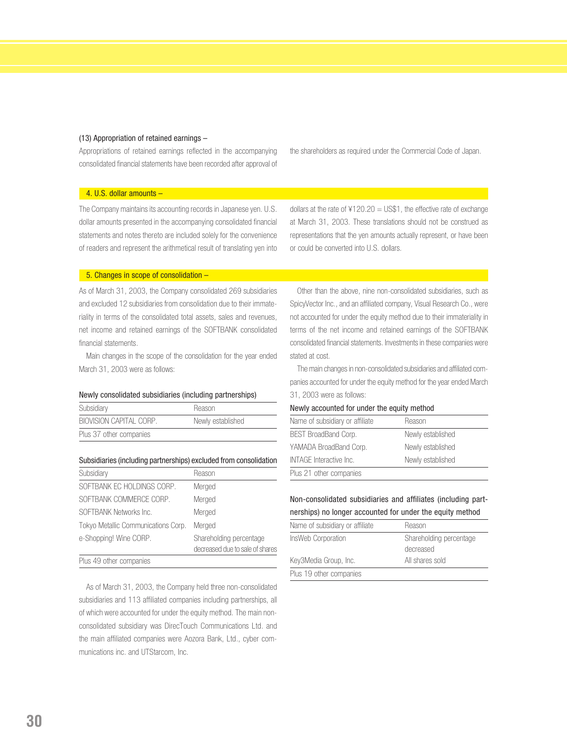### (13) Appropriation of retained earnings –

Appropriations of retained earnings reflected in the accompanying consolidated financial statements have been recorded after approval of the shareholders as required under the Commercial Code of Japan.

## 4. U.S. dollar amounts –

The Company maintains its accounting records in Japanese yen. U.S. dollar amounts presented in the accompanying consolidated financial statements and notes thereto are included solely for the convenience of readers and represent the arithmetical result of translating yen into dollars at the rate of ¥120.20 = US$1, the effective rate of exchange at March 31, 2003. These translations should not be construed as representations that the yen amounts actually represent, or have been or could be converted into U.S. dollars.

## 5. Changes in scope of consolidation –

As of March 31, 2003, the Company consolidated 269 subsidiaries and excluded 12 subsidiaries from consolidation due to their immateriality in terms of the consolidated total assets, sales and revenues, net income and retained earnings of the SOFTBANK consolidated financial statements.

Main changes in the scope of the consolidation for the year ended March 31, 2003 were as follows:

**Newly consolidated subsidiaries (including partnerships)**

| Subsidiary | Reason |
|---|---|
| BIOVISION CAPITAL CORP. | Newly established |
| Plus 37 other companies | |

**Subsidiaries (including partnerships) excluded from consolidation**

| Subsidiary | Reason |
|---|---|
| SOFTBANK EC HOLDINGS CORP. | Merged |
| SOFTBANK COMMERCE CORP. | Merged |
| SOFTBANK Networks Inc. | Merged |
| Tokyo Metallic Communications Corp. | Merged |
| e-Shopping! Wine CORP. | Shareholding percentage decreased due to sale of shares |
| Plus 49 other companies | |

As of March 31, 2003, the Company held three non-consolidated subsidiaries and 113 affiliated companies including partnerships, all of which were accounted for under the equity method. The main non-consolidated subsidiary was DirecTouch Communications Ltd. and the main affiliated companies were Aozora Bank, Ltd., cyber communications inc. and UTStarcom, Inc.

Other than the above, nine non-consolidated subsidiaries, such as SpicyVector Inc., and an affiliated company, Visual Research Co., were not accounted for under the equity method due to their immateriality in terms of the net income and retained earnings of the SOFTBANK consolidated financial statements. Investments in these companies were stated at cost.

The main changes in non-consolidated subsidiaries and affiliated companies accounted for under the equity method for the year ended March 31, 2003 were as follows:

**Newly accounted for under the equity method**

| Name of subsidiary or affiliate | Reason |
|---|---|
| BEST BroadBand Corp. | Newly established |
| YAMADA BroadBand Corp. | Newly established |
| INTAGE Interactive Inc. | Newly established |
| Plus 21 other companies | |

**Non-consolidated subsidiaries and affiliates (including partnerships) no longer accounted for under the equity method**

| Name of subsidiary or affiliate | Reason |
|---|---|
| InsWeb Corporation | Shareholding percentage decreased |
| Key3Media Group, Inc. | All shares sold |
| Plus 19 other companies | |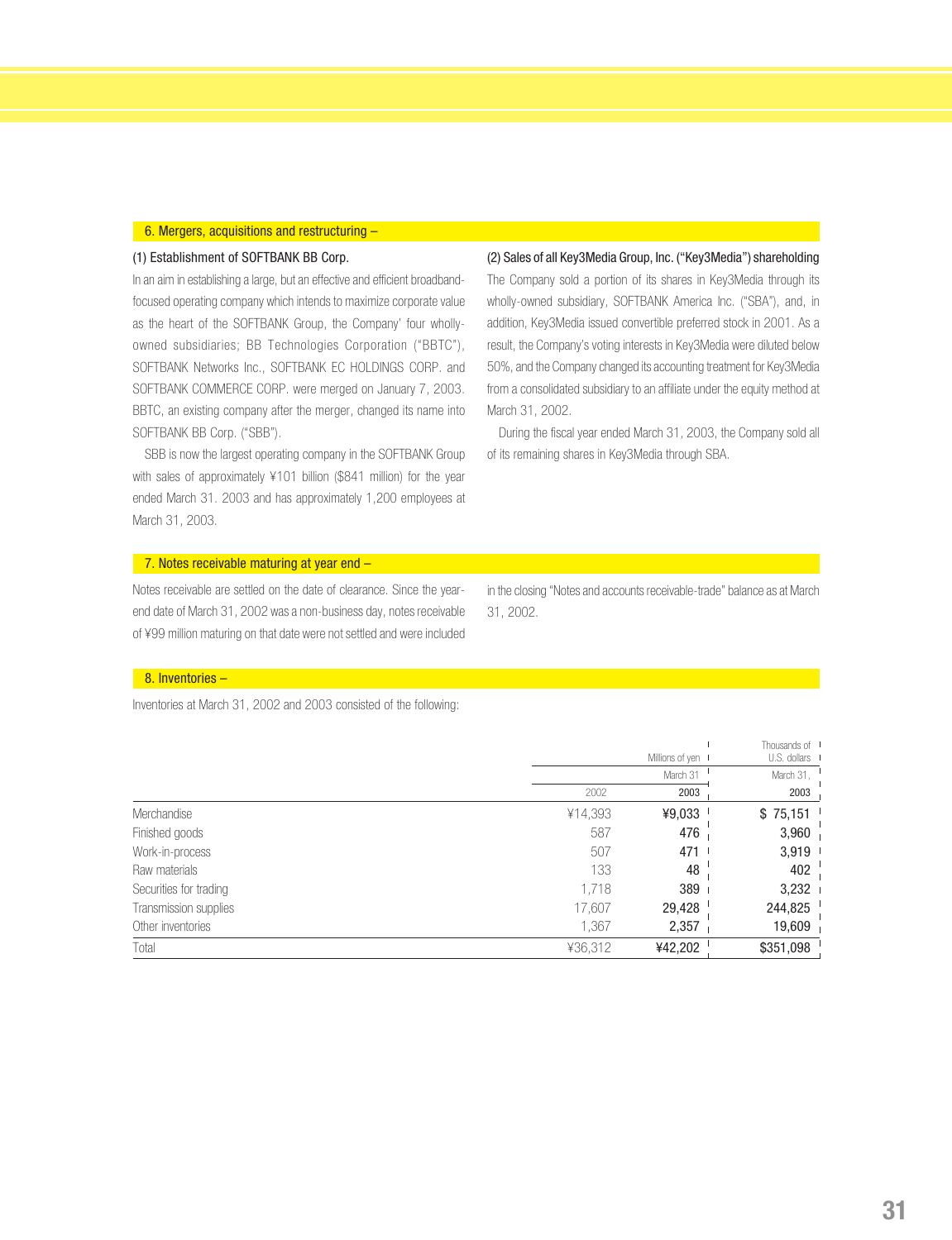## 6. Mergers, acquisitions and restructuring –

### (1) Establishment of SOFTBANK BB Corp.

In an aim in establishing a large, but an effective and efficient broadband-focused operating company which intends to maximize corporate value as the heart of the SOFTBANK Group, the Company' four wholly-owned subsidiaries; BB Technologies Corporation ("BBTC"), SOFTBANK Networks Inc., SOFTBANK EC HOLDINGS CORP. and SOFTBANK COMMERCE CORP. were merged on January 7, 2003. BBTC, an existing company after the merger, changed its name into SOFTBANK BB Corp. ("SBB").

SBB is now the largest operating company in the SOFTBANK Group with sales of approximately ¥101 billion ($841 million) for the year ended March 31. 2003 and has approximately 1,200 employees at March 31, 2003.

### (2) Sales of all Key3Media Group, Inc. ("Key3Media") shareholding

The Company sold a portion of its shares in Key3Media through its wholly-owned subsidiary, SOFTBANK America Inc. ("SBA"), and, in addition, Key3Media issued convertible preferred stock in 2001. As a result, the Company's voting interests in Key3Media were diluted below 50%, and the Company changed its accounting treatment for Key3Media from a consolidated subsidiary to an affiliate under the equity method at March 31, 2002.

During the fiscal year ended March 31, 2003, the Company sold all of its remaining shares in Key3Media through SBA.

## 7. Notes receivable maturing at year end –

Notes receivable are settled on the date of clearance. Since the year-end date of March 31, 2002 was a non-business day, notes receivable of ¥99 million maturing on that date were not settled and were included in the closing "Notes and accounts receivable-trade" balance as at March 31, 2002.

## 8. Inventories –

Inventories at March 31, 2002 and 2003 consisted of the following:

| | Millions of yen | | Thousands of U.S. dollars |
|---|---|---|---|
| | March 31 | | March 31, |
| | 2002 | 2003 | 2003 |
| Merchandise | ¥14,393 | ¥9,033 | $ 75,151 |
| Finished goods | 587 | 476 | 3,960 |
| Work-in-process | 507 | 471 | 3,919 |
| Raw materials | 133 | 48 | 402 |
| Securities for trading | 1,718 | 389 | 3,232 |
| Transmission supplies | 17,607 | 29,428 | 244,825 |
| Other inventories | 1,367 | 2,357 | 19,609 |
| Total | ¥36,312 | ¥42,202 | $351,098 |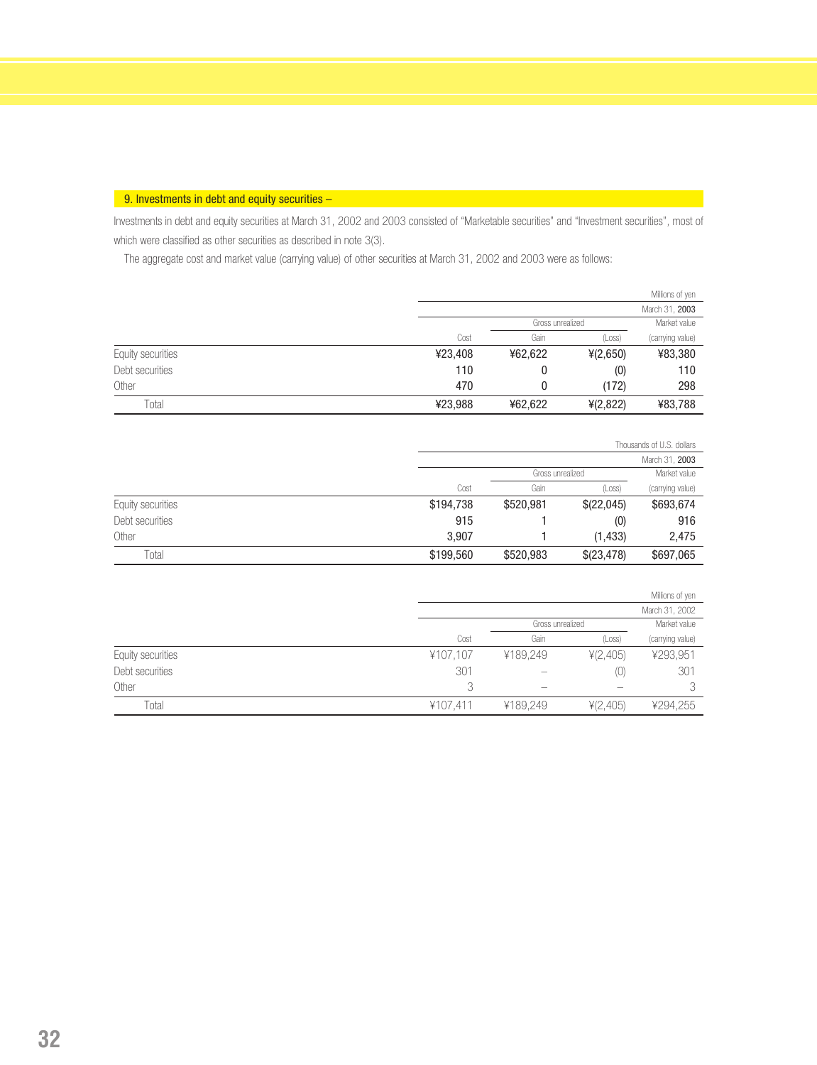## 9. Investments in debt and equity securities –

Investments in debt and equity securities at March 31, 2002 and 2003 consisted of "Marketable securities" and "Investment securities", most of which were classified as other securities as described in note 3(3).

The aggregate cost and market value (carrying value) of other securities at March 31, 2002 and 2003 were as follows:

| | Millions of yen | | | |
|---|---|---|---|---|
| | March 31, **2003** | | | |
| | | Gross unrealized | | Market value |
| | Cost | Gain | (Loss) | (carrying value) |
| Equity securities | ¥23,408 | ¥62,622 | ¥(2,650) | ¥83,380 |
| Debt securities | 110 | 0 | (0) | 110 |
| Other | 470 | 0 | (172) | 298 |
| Total | ¥23,988 | ¥62,622 | ¥(2,822) | ¥83,788 |

| | Thousands of U.S. dollars | | | |
|---|---|---|---|---|
| | March 31, **2003** | | | |
| | | Gross unrealized | | Market value |
| | Cost | Gain | (Loss) | (carrying value) |
| Equity securities | $194,738 | $520,981 | $(22,045) | $693,674 |
| Debt securities | 915 | 1 | (0) | 916 |
| Other | 3,907 | 1 | (1,433) | 2,475 |
| Total | $199,560 | $520,983 | $(23,478) | $697,065 |

| | Millions of yen | | | |
|---|---|---|---|---|
| | March 31, 2002 | | | |
| | | Gross unrealized | | Market value |
| | Cost | Gain | (Loss) | (carrying value) |
| Equity securities | ¥107,107 | ¥189,249 | ¥(2,405) | ¥293,951 |
| Debt securities | 301 | – | (0) | 301 |
| Other | 3 | – | – | 3 |
| Total | ¥107,411 | ¥189,249 | ¥(2,405) | ¥294,255 |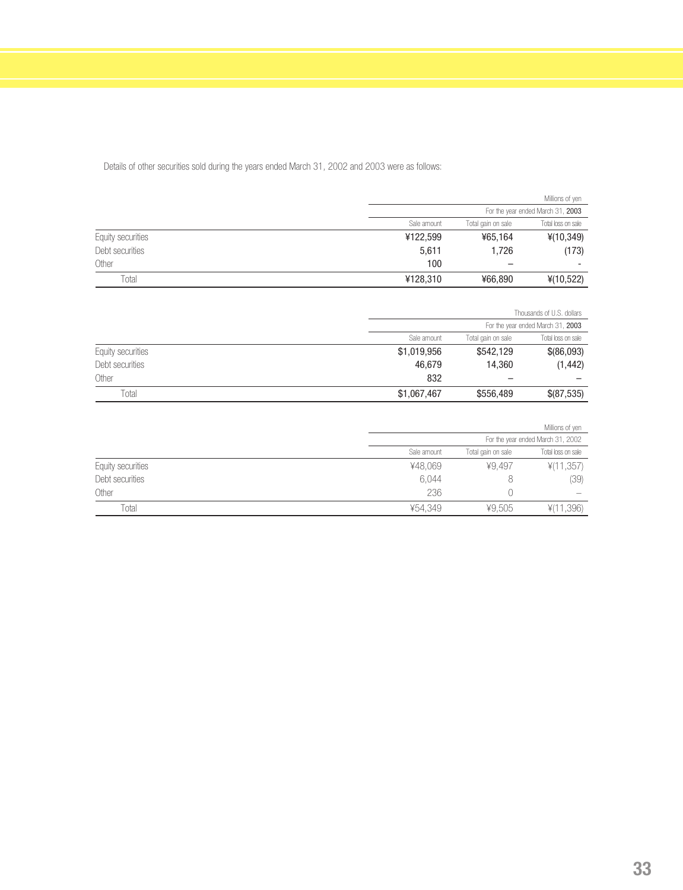Details of other securities sold during the years ended March 31, 2002 and 2003 were as follows:

| | Millions of yen | | |
|---|---|---|---|
| | For the year ended March 31, **2003** | | |
| | Sale amount | Total gain on sale | Total loss on sale |
| Equity securities | ¥122,599 | ¥65,164 | ¥(10,349) |
| Debt securities | 5,611 | 1,726 | (173) |
| Other | 100 | – | - |
| Total | ¥128,310 | ¥66,890 | ¥(10,522) |

| | Thousands of U.S. dollars | | |
|---|---|---|---|
| | For the year ended March 31, **2003** | | |
| | Sale amount | Total gain on sale | Total loss on sale |
| Equity securities | $1,019,956 | $542,129 | $(86,093) |
| Debt securities | 46,679 | 14,360 | (1,442) |
| Other | 832 | – | – |
| Total | $1,067,467 | $556,489 | $(87,535) |

| | Millions of yen | | |
|---|---|---|---|
| | For the year ended March 31, 2002 | | |
| | Sale amount | Total gain on sale | Total loss on sale |
| Equity securities | ¥48,069 | ¥9,497 | ¥(11,357) |
| Debt securities | 6,044 | 8 | (39) |
| Other | 236 | 0 | – |
| Total | ¥54,349 | ¥9,505 | ¥(11,396) |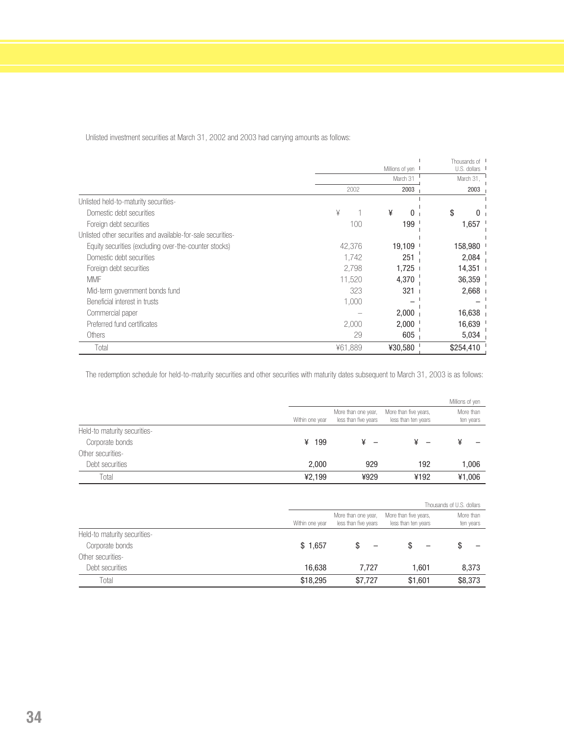Unlisted investment securities at March 31, 2002 and 2003 had carrying amounts as follows:

| | Millions of yen | | Thousands of U.S. dollars |
|---|---|---|---|
| | March 31 | | March 31, |
| | 2002 | 2003 | 2003 |
| Unlisted held-to-maturity securities- | | | |
| Domestic debt securities | ¥ 1 | ¥ 0 | $ 0 |
| Foreign debt securities | 100 | 199 | 1,657 |
| Unlisted other securities and available-for-sale securities- | | | |
| Equity securities (excluding over-the-counter stocks) | 42,376 | 19,109 | 158,980 |
| Domestic debt securities | 1,742 | 251 | 2,084 |
| Foreign debt securities | 2,798 | 1,725 | 14,351 |
| MMF | 11,520 | 4,370 | 36,359 |
| Mid-term government bonds fund | 323 | 321 | 2,668 |
| Beneficial interest in trusts | 1,000 | – | – |
| Commercial paper | – | 2,000 | 16,638 |
| Preferred fund certificates | 2,000 | 2,000 | 16,639 |
| Others | 29 | 605 | 5,034 |
| Total | ¥61,889 | ¥30,580 | $254,410 |

The redemption schedule for held-to-maturity securities and other securities with maturity dates subsequent to March 31, 2003 is as follows:

| | Millions of yen | | | |
|---|---|---|---|---|
| | Within one year | More than one year, less than five years | More than five years, less than ten years | More than ten years |
| Held-to maturity securities- | | | | |
| Corporate bonds | ¥ 199 | ¥ – | ¥ – | ¥ – |
| Other securities- | | | | |
| Debt securities | 2,000 | 929 | 192 | 1,006 |
| Total | ¥2,199 | ¥929 | ¥192 | ¥1,006 |

| | Thousands of U.S. dollars | | | |
|---|---|---|---|---|
| | Within one year | More than one year, less than five years | More than five years, less than ten years | More than ten years |
| Held-to maturity securities- | | | | |
| Corporate bonds | $ 1,657 | $ – | $ – | $ – |
| Other securities- | | | | |
| Debt securities | 16,638 | 7,727 | 1,601 | 8,373 |
| Total | $18,295 | $7,727 | $1,601 | $8,373 |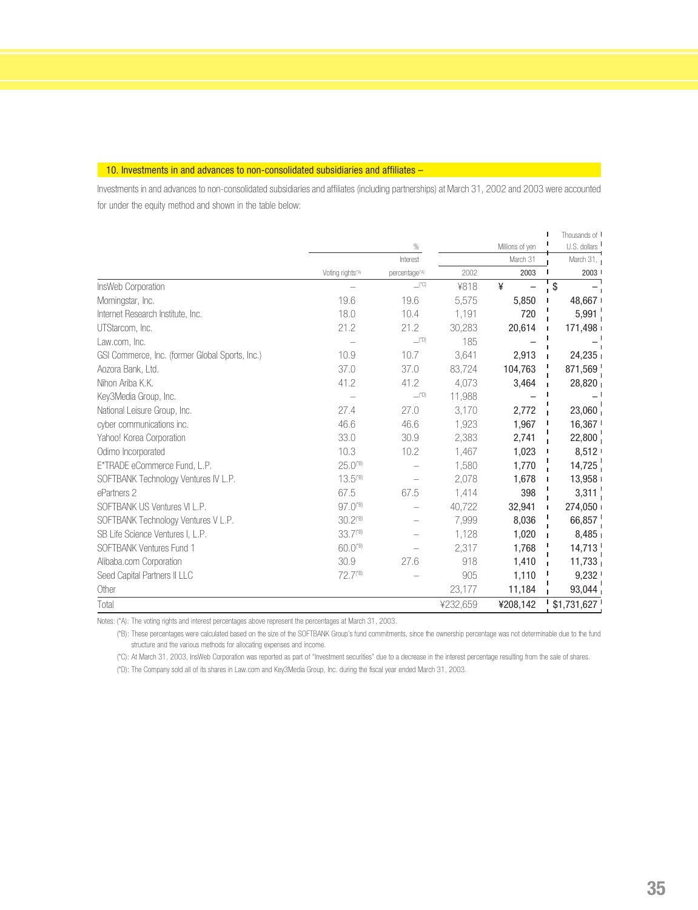## 10. Investments in and advances to non-consolidated subsidiaries and affiliates –

Investments in and advances to non-consolidated subsidiaries and affiliates (including partnerships) at March 31, 2002 and 2003 were accounted for under the equity method and shown in the table below:

| | % | | Millions of yen | | Thousands of U.S. dollars |
|---|---|---|---|---|---|
| | | Interest | March 31 | | March 31, |
| | Voting rights(*A) | percentage(*A) | 2002 | 2003 | 2003 |
| InsWeb Corporation | – | –(*C) | ¥818 | ¥ – | $ – |
| Morningstar, Inc. | 19.6 | 19.6 | 5,575 | 5,850 | 48,667 |
| Internet Research Institute, Inc. | 18.0 | 10.4 | 1,191 | 720 | 5,991 |
| UTStarcom, Inc. | 21.2 | 21.2 | 30,283 | 20,614 | 171,498 |
| Law.com, Inc. | – | –(*D) | 185 | – | – |
| GSI Commerce, Inc. (former Global Sports, Inc.) | 10.9 | 10.7 | 3,641 | 2,913 | 24,235 |
| Aozora Bank, Ltd. | 37.0 | 37.0 | 83,724 | 104,763 | 871,569 |
| Nihon Ariba K.K. | 41.2 | 41.2 | 4,073 | 3,464 | 28,820 |
| Key3Media Group, Inc. | – | –(*D) | 11,988 | – | – |
| National Leisure Group, Inc. | 27.4 | 27.0 | 3,170 | 2,772 | 23,060 |
| cyber communications inc. | 46.6 | 46.6 | 1,923 | 1,967 | 16,367 |
| Yahoo! Korea Corporation | 33.0 | 30.9 | 2,383 | 2,741 | 22,800 |
| Odimo Incorporated | 10.3 | 10.2 | 1,467 | 1,023 | 8,512 |
| E*TRADE eCommerce Fund, L.P. | 25.0(*B) | – | 1,580 | 1,770 | 14,725 |
| SOFTBANK Technology Ventures IV L.P. | 13.5(*B) | – | 2,078 | 1,678 | 13,958 |
| ePartners 2 | 67.5 | 67.5 | 1,414 | 398 | 3,311 |
| SOFTBANK US Ventures VI L.P. | 97.0(*B) | – | 40,722 | 32,941 | 274,050 |
| SOFTBANK Technology Ventures V L.P. | 30.2(*B) | – | 7,999 | 8,036 | 66,857 |
| SB Life Science Ventures I, L.P. | 33.7(*B) | – | 1,128 | 1,020 | 8,485 |
| SOFTBANK Ventures Fund 1 | 60.0(*B) | – | 2,317 | 1,768 | 14,713 |
| Alibaba.com Corporation | 30.9 | 27.6 | 918 | 1,410 | 11,733 |
| Seed Capital Partners II LLC | 72.7(*B) | – | 905 | 1,110 | 9,232 |
| Other | | | 23,177 | 11,184 | 93,044 |
| Total | | | ¥232,659 | ¥208,142 | $1,731,627 |

Notes: (*A): The voting rights and interest percentages above represent the percentages at March 31, 2003.

(*B): These percentages were calculated based on the size of the SOFTBANK Group's fund commitments, since the ownership percentage was not determinable due to the fund structure and the various methods for allocating expenses and income.

(*C): At March 31, 2003, InsWeb Corporation was reported as part of "Investment securities" due to a decrease in the interest percentage resulting from the sale of shares.

(*D): The Company sold all of its shares in Law.com and Key3Media Group, Inc. during the fiscal year ended March 31, 2003.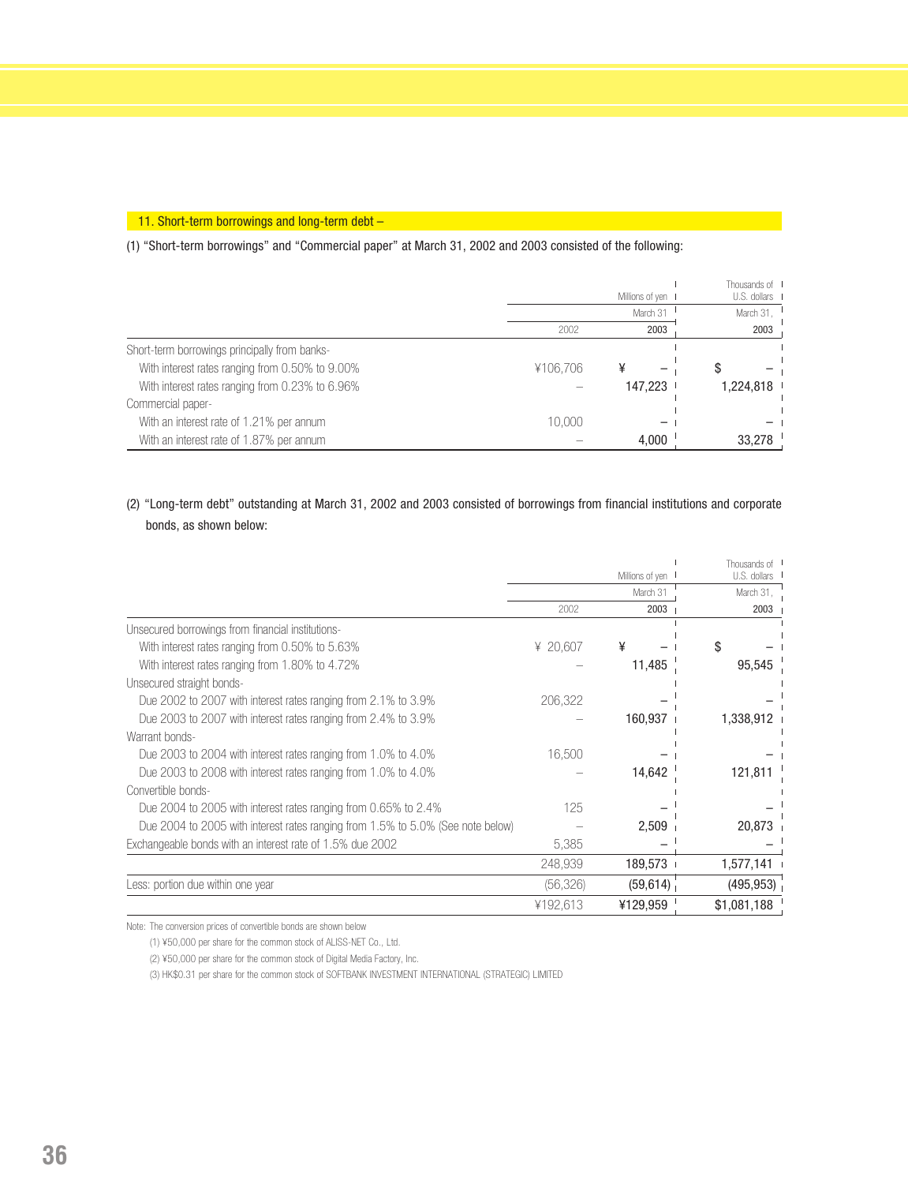## 11. Short-term borrowings and long-term debt –

(1) "Short-term borrowings" and "Commercial paper" at March 31, 2002 and 2003 consisted of the following:

| | Millions of yen | | Thousands of U.S. dollars |
|---|---|---|---|
| | March 31 | | March 31, |
| | 2002 | 2003 | 2003 |
| Short-term borrowings principally from banks- | | | |
| With interest rates ranging from 0.50% to 9.00% | ¥106,706 | ¥ – | $ – |
| With interest rates ranging from 0.23% to 6.96% | – | 147,223 | 1,224,818 |
| Commercial paper- | | | |
| With an interest rate of 1.21% per annum | 10,000 | – | – |
| With an interest rate of 1.87% per annum | – | 4,000 | 33,278 |

(2) "Long-term debt" outstanding at March 31, 2002 and 2003 consisted of borrowings from financial institutions and corporate bonds, as shown below:

| | Millions of yen | | Thousands of U.S. dollars |
|---|---|---|---|
| | March 31 | | March 31, |
| | 2002 | 2003 | 2003 |
| Unsecured borrowings from financial institutions- | | | |
| With interest rates ranging from 0.50% to 5.63% | ¥ 20,607 | ¥ – | $ – |
| With interest rates ranging from 1.80% to 4.72% | – | 11,485 | 95,545 |
| Unsecured straight bonds- | | | |
| Due 2002 to 2007 with interest rates ranging from 2.1% to 3.9% | 206,322 | – | – |
| Due 2003 to 2007 with interest rates ranging from 2.4% to 3.9% | – | 160,937 | 1,338,912 |
| Warrant bonds- | | | |
| Due 2003 to 2004 with interest rates ranging from 1.0% to 4.0% | 16,500 | – | – |
| Due 2003 to 2008 with interest rates ranging from 1.0% to 4.0% | – | 14,642 | 121,811 |
| Convertible bonds- | | | |
| Due 2004 to 2005 with interest rates ranging from 0.65% to 2.4% | 125 | – | – |
| Due 2004 to 2005 with interest rates ranging from 1.5% to 5.0% (See note below) | – | 2,509 | 20,873 |
| Exchangeable bonds with an interest rate of 1.5% due 2002 | 5,385 | – | – |
| | 248,939 | 189,573 | 1,577,141 |
| Less: portion due within one year | (56,326) | (59,614) | (495,953) |
| | ¥192,613 | ¥129,959 | $1,081,188 |

Note: The conversion prices of convertible bonds are shown below

(1) ¥50,000 per share for the common stock of ALISS-NET Co., Ltd.

(2) ¥50,000 per share for the common stock of Digital Media Factory, Inc.

(3) HK$0.31 per share for the common stock of SOFTBANK INVESTMENT INTERNATIONAL (STRATEGIC) LIMITED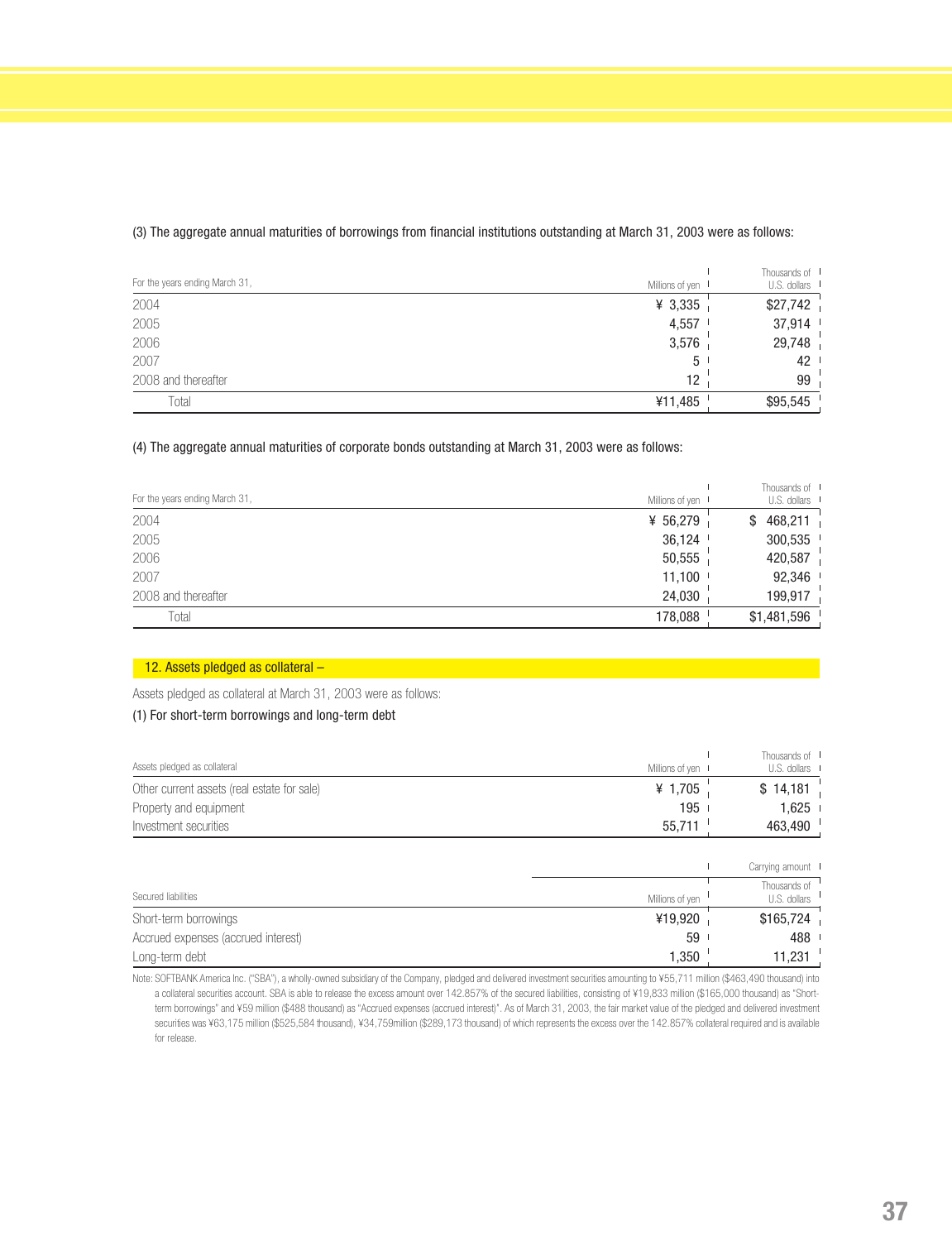(3) The aggregate annual maturities of borrowings from financial institutions outstanding at March 31, 2003 were as follows:

| For the years ending March 31, | Millions of yen | Thousands of U.S. dollars |
|---|---|---|
| 2004 | ¥ 3,335 | $27,742 |
| 2005 | 4,557 | 37,914 |
| 2006 | 3,576 | 29,748 |
| 2007 | 5 | 42 |
| 2008 and thereafter | 12 | 99 |
| Total | ¥11,485 | $95,545 |

(4) The aggregate annual maturities of corporate bonds outstanding at March 31, 2003 were as follows:

| For the years ending March 31, | Millions of yen | Thousands of U.S. dollars |
|---|---|---|
| 2004 | ¥ 56,279 | $ 468,211 |
| 2005 | 36,124 | 300,535 |
| 2006 | 50,555 | 420,587 |
| 2007 | 11,100 | 92,346 |
| 2008 and thereafter | 24,030 | 199,917 |
| Total | 178,088 | $1,481,596 |

## 12. Assets pledged as collateral –

Assets pledged as collateral at March 31, 2003 were as follows:

(1) For short-term borrowings and long-term debt

| Assets pledged as collateral | Millions of yen | Thousands of U.S. dollars |
|---|---|---|
| Other current assets (real estate for sale) | ¥ 1,705 | $ 14,181 |
| Property and equipment | 195 | 1,625 |
| Investment securities | 55,711 | 463,490 |

| | Carrying amount | |
|---|---|---|
| Secured liabilities | Millions of yen | Thousands of U.S. dollars |
| Short-term borrowings | ¥19,920 | $165,724 |
| Accrued expenses (accrued interest) | 59 | 488 |
| Long-term debt | 1,350 | 11,231 |

Note: SOFTBANK America Inc. ("SBA"), a wholly-owned subsidiary of the Company, pledged and delivered investment securities amounting to ¥55,711 million ($463,490 thousand) into a collateral securities account. SBA is able to release the excess amount over 142.857% of the secured liabilities, consisting of ¥19,833 million ($165,000 thousand) as "Short-term borrowings" and ¥59 million ($488 thousand) as "Accrued expenses (accrued interest)". As of March 31, 2003, the fair market value of the pledged and delivered investment securities was ¥63,175 million ($525,584 thousand), ¥34,759million ($289,173 thousand) of which represents the excess over the 142.857% collateral required and is available for release.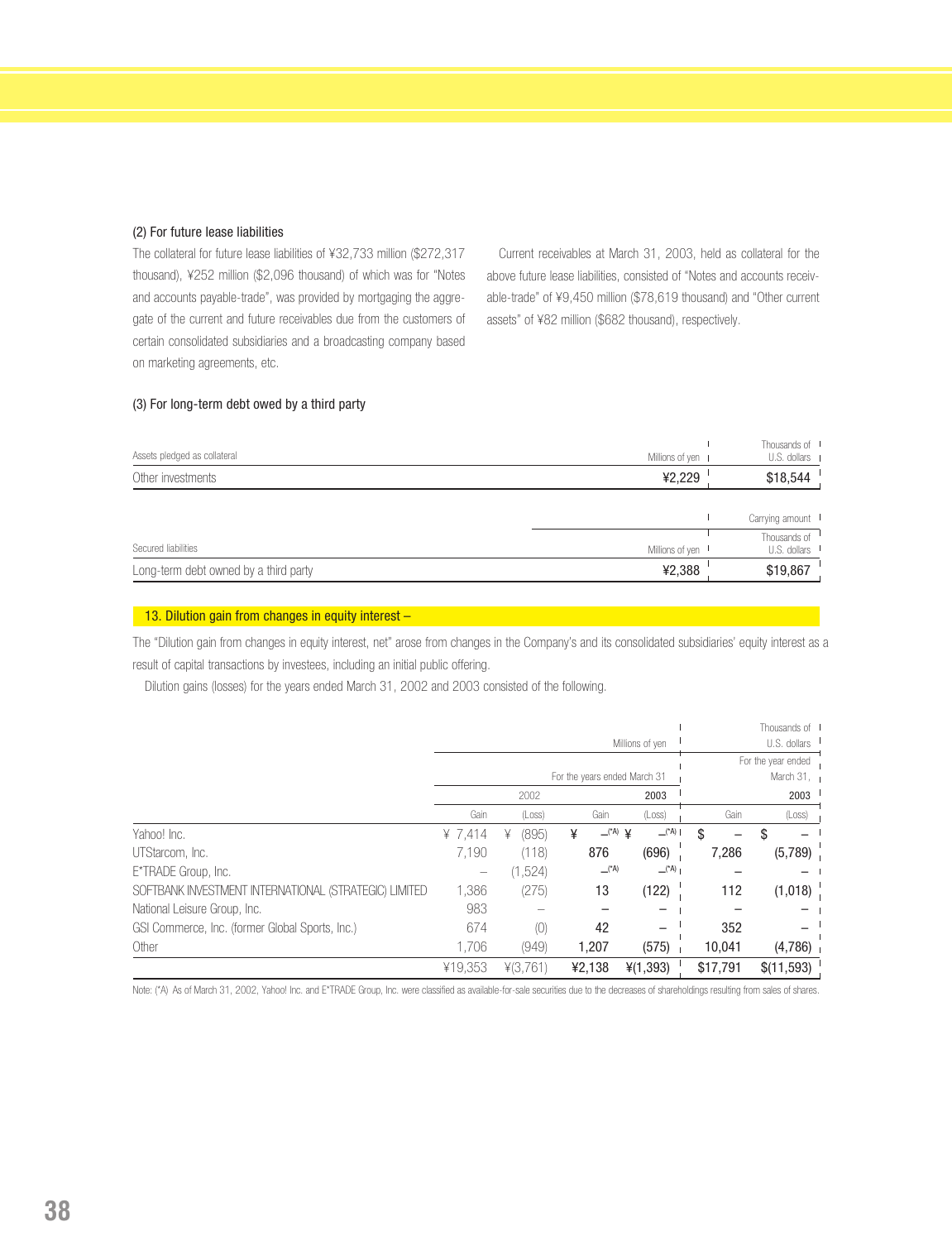### (2) For future lease liabilities

The collateral for future lease liabilities of ¥32,733 million ($272,317 thousand), ¥252 million ($2,096 thousand) of which was for "Notes and accounts payable-trade", was provided by mortgaging the aggregate of the current and future receivables due from the customers of certain consolidated subsidiaries and a broadcasting company based on marketing agreements, etc.

Current receivables at March 31, 2003, held as collateral for the above future lease liabilities, consisted of "Notes and accounts receivable-trade" of ¥9,450 million ($78,619 thousand) and "Other current assets" of ¥82 million ($682 thousand), respectively.

### (3) For long-term debt owed by a third party

| Assets pledged as collateral | Millions of yen | Thousands of U.S. dollars |
|---|---|---|
| Other investments | ¥2,229 | $18,544 |

| | Carrying amount | |
|---|---|---|
| Secured liabilities | Millions of yen | Thousands of U.S. dollars |
| Long-term debt owned by a third party | ¥2,388 | $19,867 |

## 13. Dilution gain from changes in equity interest –

The "Dilution gain from changes in equity interest, net" arose from changes in the Company's and its consolidated subsidiaries' equity interest as a result of capital transactions by investees, including an initial public offering.

Dilution gains (losses) for the years ended March 31, 2002 and 2003 consisted of the following.

| | Millions of yen | | | | Thousands of U.S. dollars | |
|---|---|---|---|---|---|---|
| | For the years ended March 31 | | | | For the year ended March 31, | |
| | 2002 | | 2003 | | 2003 | |
| | Gain | (Loss) | Gain | (Loss) | Gain | (Loss) |
| Yahoo! Inc. | ¥ 7,414 | ¥ (895) | ¥ –(*A) | ¥ –(*A) | $ – | $ – |
| UTStarcom, Inc. | 7,190 | (118) | 876 | (696) | 7,286 | (5,789) |
| E*TRADE Group, Inc. | – | (1,524) | –(*A) | –(*A) | – | – |
| SOFTBANK INVESTMENT INTERNATIONAL (STRATEGIC) LIMITED | 1,386 | (275) | 13 | (122) | 112 | (1,018) |
| National Leisure Group, Inc. | 983 | – | – | – | – | – |
| GSI Commerce, Inc. (former Global Sports, Inc.) | 674 | (0) | 42 | – | 352 | – |
| Other | 1,706 | (949) | 1,207 | (575) | 10,041 | (4,786) |
| | ¥19,353 | ¥(3,761) | ¥2,138 | ¥(1,393) | $17,791 | $(11,593) |

Note: (*A) As of March 31, 2002, Yahoo! Inc. and E*TRADE Group, Inc. were classified as available-for-sale securities due to the decreases of shareholdings resulting from sales of shares.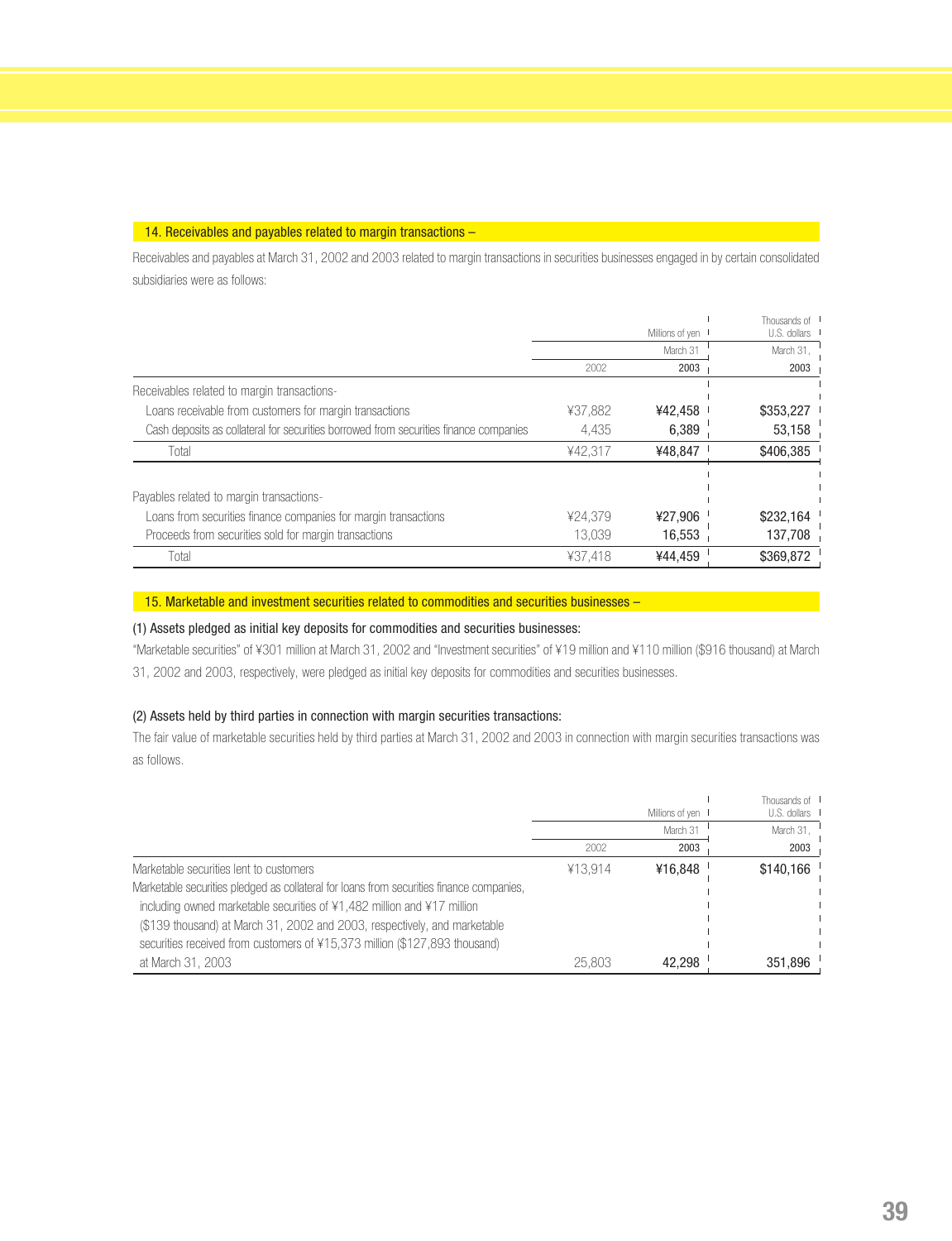## 14. Receivables and payables related to margin transactions –

Receivables and payables at March 31, 2002 and 2003 related to margin transactions in securities businesses engaged in by certain consolidated subsidiaries were as follows:

| | Millions of yen | | Thousands of U.S. dollars |
|---|---|---|---|
| | March 31 | | March 31, |
| | 2002 | 2003 | 2003 |
| Receivables related to margin transactions- | | | |
| Loans receivable from customers for margin transactions | ¥37,882 | ¥42,458 | $353,227 |
| Cash deposits as collateral for securities borrowed from securities finance companies | 4,435 | 6,389 | 53,158 |
| Total | ¥42,317 | ¥48,847 | $406,385 |
| Payables related to margin transactions- | | | |
| Loans from securities finance companies for margin transactions | ¥24,379 | ¥27,906 | $232,164 |
| Proceeds from securities sold for margin transactions | 13,039 | 16,553 | 137,708 |
| Total | ¥37,418 | ¥44,459 | $369,872 |

## 15. Marketable and investment securities related to commodities and securities businesses –

### (1) Assets pledged as initial key deposits for commodities and securities businesses:

"Marketable securities" of ¥301 million at March 31, 2002 and "Investment securities" of ¥19 million and ¥110 million ($916 thousand) at March 31, 2002 and 2003, respectively, were pledged as initial key deposits for commodities and securities businesses.

### (2) Assets held by third parties in connection with margin securities transactions:

The fair value of marketable securities held by third parties at March 31, 2002 and 2003 in connection with margin securities transactions was as follows.

| | Millions of yen | | Thousands of U.S. dollars |
|---|---|---|---|
| | March 31 | | March 31, |
| | 2002 | 2003 | 2003 |
| Marketable securities lent to customers | ¥13,914 | ¥16,848 | $140,166 |
| Marketable securities pledged as collateral for loans from securities finance companies, including owned marketable securities of ¥1,482 million and ¥17 million ($139 thousand) at March 31, 2002 and 2003, respectively, and marketable securities received from customers of ¥15,373 million ($127,893 thousand) at March 31, 2003 | 25,803 | 42,298 | 351,896 |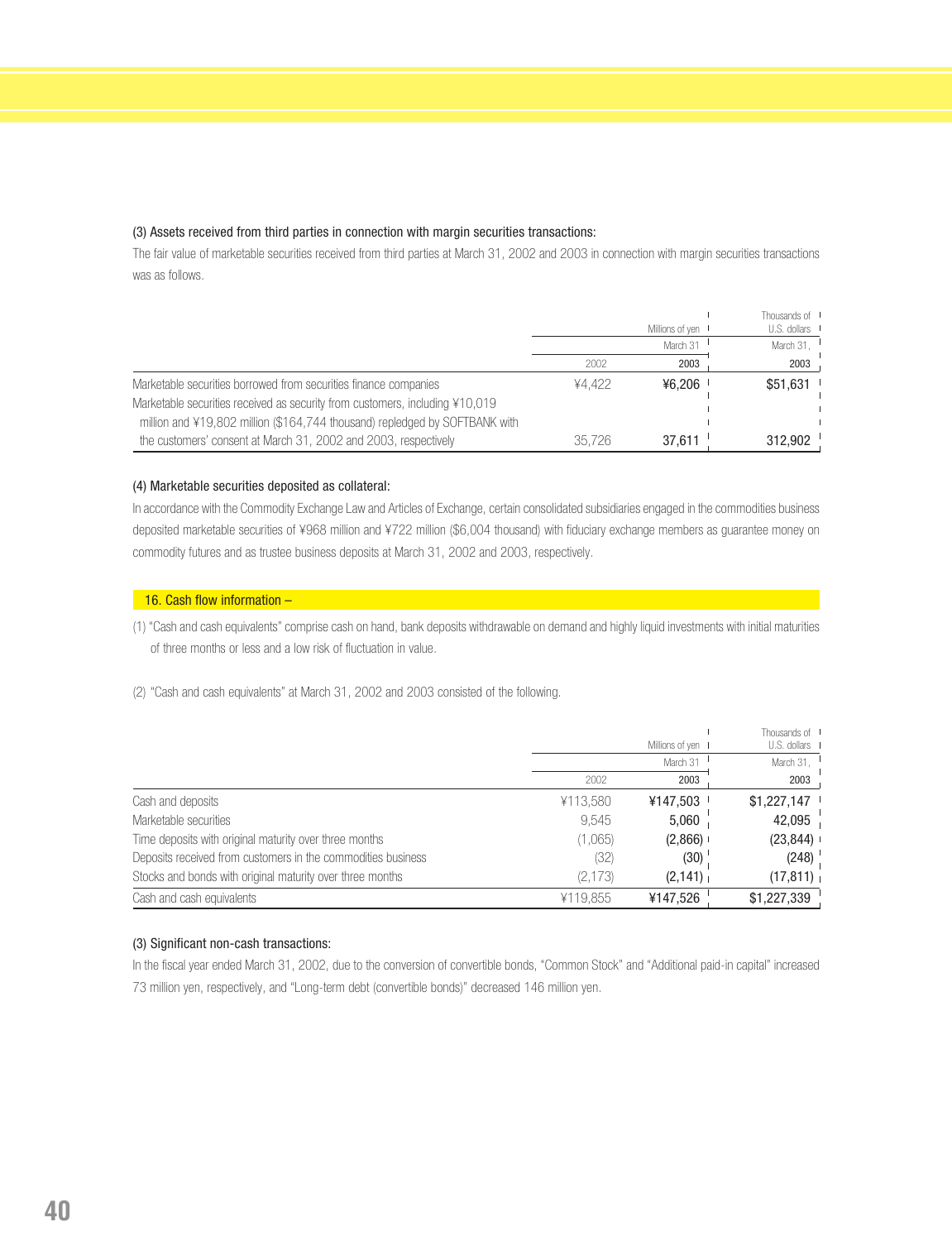### (3) Assets received from third parties in connection with margin securities transactions:

The fair value of marketable securities received from third parties at March 31, 2002 and 2003 in connection with margin securities transactions was as follows.

| | Millions of yen | | Thousands of U.S. dollars |
|---|---|---|---|
| | March 31 | | March 31, |
| | 2002 | 2003 | 2003 |
| Marketable securities borrowed from securities finance companies | ¥4,422 | ¥6,206 | $51,631 |
| Marketable securities received as security from customers, including ¥10,019 million and ¥19,802 million ($164,744 thousand) repledged by SOFTBANK with the customers' consent at March 31, 2002 and 2003, respectively | 35,726 | 37,611 | 312,902 |

### (4) Marketable securities deposited as collateral:

In accordance with the Commodity Exchange Law and Articles of Exchange, certain consolidated subsidiaries engaged in the commodities business deposited marketable securities of ¥968 million and ¥722 million ($6,004 thousand) with fiduciary exchange members as guarantee money on commodity futures and as trustee business deposits at March 31, 2002 and 2003, respectively.

## 16. Cash flow information –

(1) "Cash and cash equivalents" comprise cash on hand, bank deposits withdrawable on demand and highly liquid investments with initial maturities of three months or less and a low risk of fluctuation in value.

(2) "Cash and cash equivalents" at March 31, 2002 and 2003 consisted of the following.

| | Millions of yen | | Thousands of U.S. dollars |
|---|---|---|---|
| | March 31 | | March 31, |
| | 2002 | 2003 | 2003 |
| Cash and deposits | ¥113,580 | ¥147,503 | $1,227,147 |
| Marketable securities | 9,545 | 5,060 | 42,095 |
| Time deposits with original maturity over three months | (1,065) | (2,866) | (23,844) |
| Deposits received from customers in the commodities business | (32) | (30) | (248) |
| Stocks and bonds with original maturity over three months | (2,173) | (2,141) | (17,811) |
| Cash and cash equivalents | ¥119,855 | ¥147,526 | $1,227,339 |

### (3) Significant non-cash transactions:

In the fiscal year ended March 31, 2002, due to the conversion of convertible bonds, "Common Stock" and "Additional paid-in capital" increased 73 million yen, respectively, and "Long-term debt (convertible bonds)" decreased 146 million yen.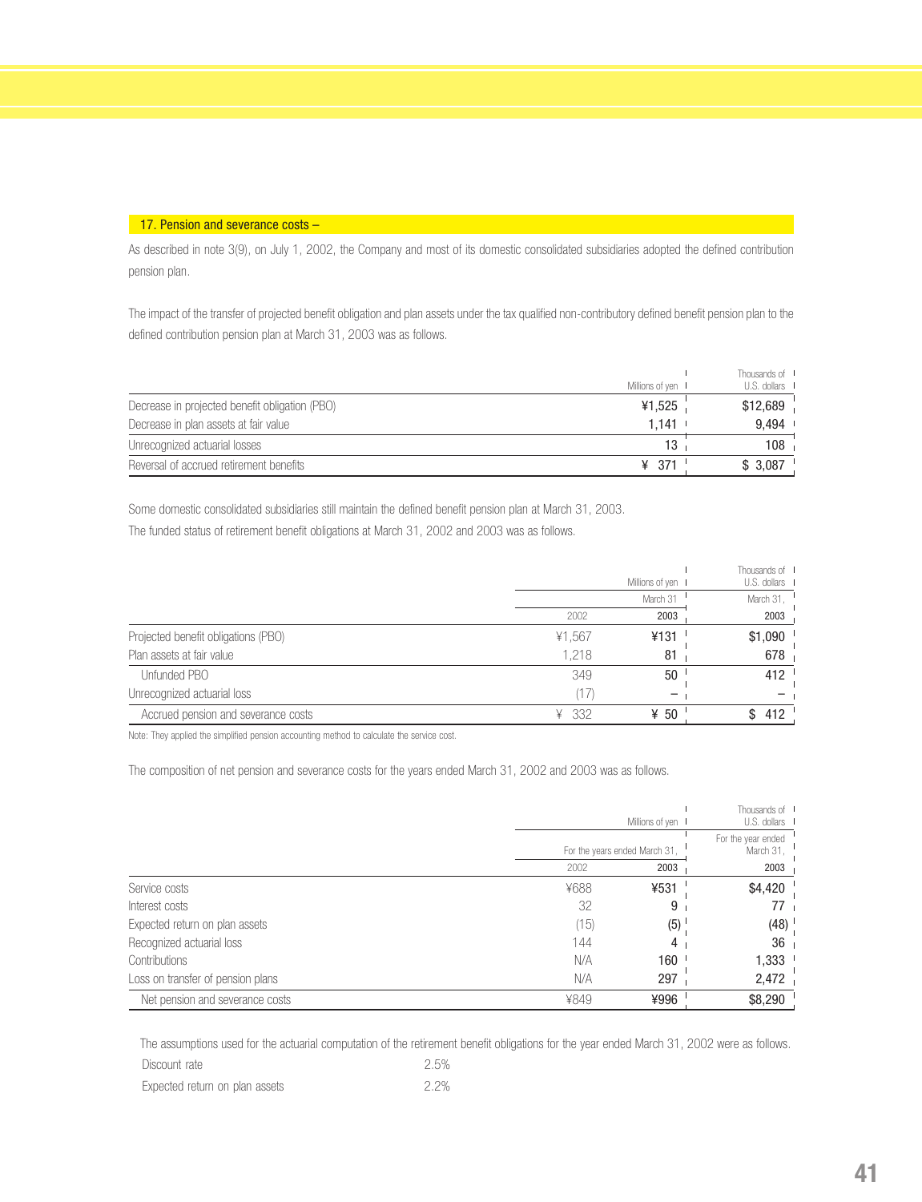## 17. Pension and severance costs –

As described in note 3(9), on July 1, 2002, the Company and most of its domestic consolidated subsidiaries adopted the defined contribution pension plan.

The impact of the transfer of projected benefit obligation and plan assets under the tax qualified non-contributory defined benefit pension plan to the defined contribution pension plan at March 31, 2003 was as follows.

| | Millions of yen | Thousands of U.S. dollars |
|---|---|---|
| Decrease in projected benefit obligation (PBO) | ¥1,525 | $12,689 |
| Decrease in plan assets at fair value | 1,141 | 9,494 |
| Unrecognized actuarial losses | 13 | 108 |
| Reversal of accrued retirement benefits | ¥ 371 | $ 3,087 |

Some domestic consolidated subsidiaries still maintain the defined benefit pension plan at March 31, 2003.

The funded status of retirement benefit obligations at March 31, 2002 and 2003 was as follows.

| | Millions of yen | | Thousands of U.S. dollars |
|---|---|---|---|
| | March 31 | | March 31, |
| | 2002 | 2003 | 2003 |
| Projected benefit obligations (PBO) | ¥1,567 | ¥131 | $1,090 |
| Plan assets at fair value | 1,218 | 81 | 678 |
| Unfunded PBO | 349 | 50 | 412 |
| Unrecognized actuarial loss | (17) | – | – |
| Accrued pension and severance costs | ¥ 332 | ¥ 50 | $ 412 |

Note: They applied the simplified pension accounting method to calculate the service cost.

The composition of net pension and severance costs for the years ended March 31, 2002 and 2003 was as follows.

| | Millions of yen | | Thousands of U.S. dollars |
|---|---|---|---|
| | For the years ended March 31, | | For the year ended March 31, |
| | 2002 | 2003 | 2003 |
| Service costs | ¥688 | ¥531 | $4,420 |
| Interest costs | 32 | 9 | 77 |
| Expected return on plan assets | (15) | (5) | (48) |
| Recognized actuarial loss | 144 | 4 | 36 |
| Contributions | N/A | 160 | 1,333 |
| Loss on transfer of pension plans | N/A | 297 | 2,472 |
| Net pension and severance costs | ¥849 | ¥996 | $8,290 |

The assumptions used for the actuarial computation of the retirement benefit obligations for the year ended March 31, 2002 were as follows.

| | |
|---|---|
| Discount rate | 2.5% |
| Expected return on plan assets | 2.2% |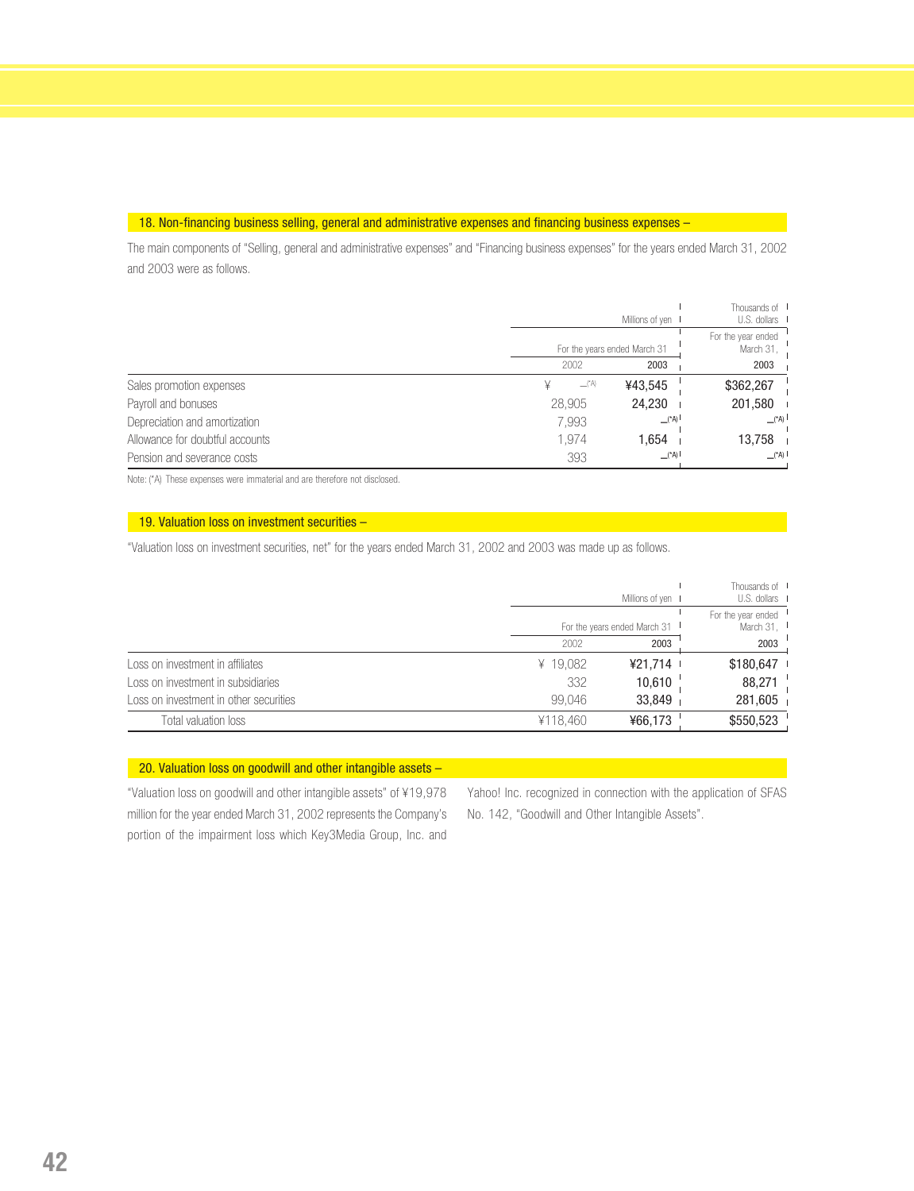## 18. Non-financing business selling, general and administrative expenses and financing business expenses –

The main components of "Selling, general and administrative expenses" and "Financing business expenses" for the years ended March 31, 2002 and 2003 were as follows.

| | Millions of yen | | Thousands of U.S. dollars |
|---|---|---|---|
| | For the years ended March 31 | | For the year ended March 31, |
| | 2002 | 2003 | 2003 |
| Sales promotion expenses | ¥ —(\*A) | ¥43,545 | $362,267 |
| Payroll and bonuses | 28,905 | 24,230 | 201,580 |
| Depreciation and amortization | 7,993 | —(\*A) | —(\*A) |
| Allowance for doubtful accounts | 1,974 | 1,654 | 13,758 |
| Pension and severance costs | 393 | —(\*A) | —(\*A) |

Note: (\*A) These expenses were immaterial and are therefore not disclosed.

## 19. Valuation loss on investment securities –

"Valuation loss on investment securities, net" for the years ended March 31, 2002 and 2003 was made up as follows.

| | Millions of yen | | Thousands of U.S. dollars |
|---|---|---|---|
| | For the years ended March 31 | | For the year ended March 31, |
| | 2002 | 2003 | 2003 |
| Loss on investment in affiliates | ¥ 19,082 | ¥21,714 | $180,647 |
| Loss on investment in subsidiaries | 332 | 10,610 | 88,271 |
| Loss on investment in other securities | 99,046 | 33,849 | 281,605 |
| Total valuation loss | ¥118,460 | ¥66,173 | $550,523 |

## 20. Valuation loss on goodwill and other intangible assets –

"Valuation loss on goodwill and other intangible assets" of ¥19,978 million for the year ended March 31, 2002 represents the Company's portion of the impairment loss which Key3Media Group, Inc. and Yahoo! Inc. recognized in connection with the application of SFAS No. 142, "Goodwill and Other Intangible Assets".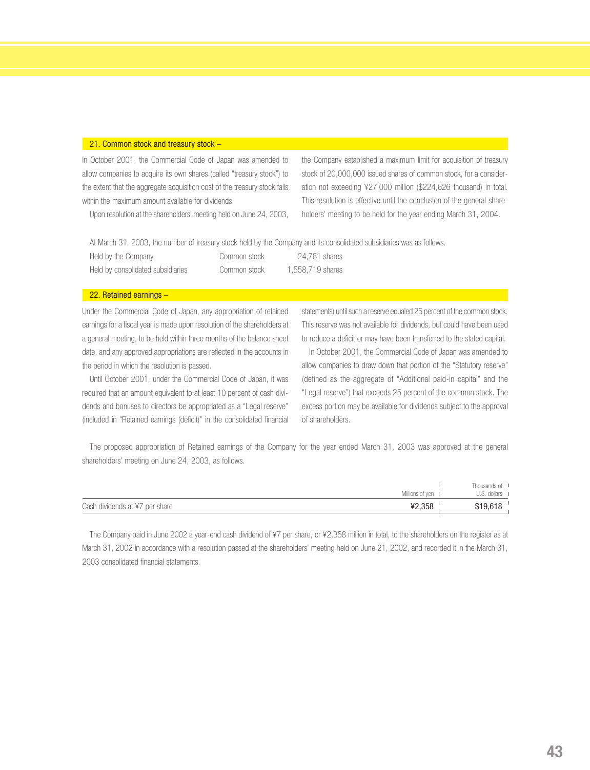## 21. Common stock and treasury stock –

In October 2001, the Commercial Code of Japan was amended to allow companies to acquire its own shares (called "treasury stock") to the extent that the aggregate acquisition cost of the treasury stock falls within the maximum amount available for dividends.

Upon resolution at the shareholders' meeting held on June 24, 2003, the Company established a maximum limit for acquisition of treasury stock of 20,000,000 issued shares of common stock, for a consideration not exceeding ¥27,000 million ($224,626 thousand) in total. This resolution is effective until the conclusion of the general shareholders' meeting to be held for the year ending March 31, 2004.

At March 31, 2003, the number of treasury stock held by the Company and its consolidated subsidiaries was as follows.

| | | |
|---|---|---|
| Held by the Company | Common stock | 24,781 shares |
| Held by consolidated subsidiaries | Common stock | 1,558,719 shares |

## 22. Retained earnings –

Under the Commercial Code of Japan, any appropriation of retained earnings for a fiscal year is made upon resolution of the shareholders at a general meeting, to be held within three months of the balance sheet date, and any approved appropriations are reflected in the accounts in the period in which the resolution is passed.

Until October 2001, under the Commercial Code of Japan, it was required that an amount equivalent to at least 10 percent of cash dividends and bonuses to directors be appropriated as a "Legal reserve" (included in "Retained earnings (deficit)" in the consolidated financial statements) until such a reserve equaled 25 percent of the common stock. This reserve was not available for dividends, but could have been used to reduce a deficit or may have been transferred to the stated capital.

In October 2001, the Commercial Code of Japan was amended to allow companies to draw down that portion of the "Statutory reserve" (defined as the aggregate of "Additional paid-in capital" and the "Legal reserve") that exceeds 25 percent of the common stock. The excess portion may be available for dividends subject to the approval of shareholders.

The proposed appropriation of Retained earnings of the Company for the year ended March 31, 2003 was approved at the general shareholders' meeting on June 24, 2003, as follows.

| | Millions of yen | Thousands of U.S. dollars |
|---|---|---|
| Cash dividends at ¥7 per share | ¥2,358 | $19,618 |

The Company paid in June 2002 a year-end cash dividend of ¥7 per share, or ¥2,358 million in total, to the shareholders on the register as at March 31, 2002 in accordance with a resolution passed at the shareholders' meeting held on June 21, 2002, and recorded it in the March 31, 2003 consolidated financial statements.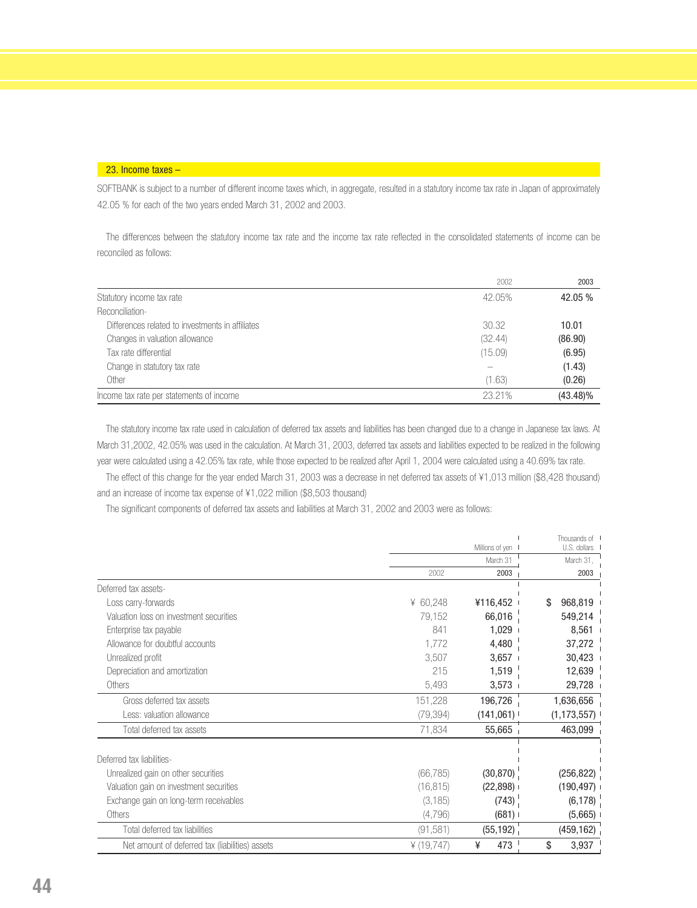## 23. Income taxes –

SOFTBANK is subject to a number of different income taxes which, in aggregate, resulted in a statutory income tax rate in Japan of approximately 42.05 % for each of the two years ended March 31, 2002 and 2003.

The differences between the statutory income tax rate and the income tax rate reflected in the consolidated statements of income can be reconciled as follows:

| | 2002 | 2003 |
|---|---|---|
| Statutory income tax rate | 42.05% | **42.05 %** |
| Reconciliation- | | |
| Differences related to investments in affiliates | 30.32 | **10.01** |
| Changes in valuation allowance | (32.44) | **(86.90)** |
| Tax rate differential | (15.09) | **(6.95)** |
| Change in statutory tax rate | – | **(1.43)** |
| Other | (1.63) | **(0.26)** |
| Income tax rate per statements of income | 23.21% | **(43.48)%** |

The statutory income tax rate used in calculation of deferred tax assets and liabilities has been changed due to a change in Japanese tax laws. At March 31,2002, 42.05% was used in the calculation. At March 31, 2003, deferred tax assets and liabilities expected to be realized in the following year were calculated using a 42.05% tax rate, while those expected to be realized after April 1, 2004 were calculated using a 40.69% tax rate.

The effect of this change for the year ended March 31, 2003 was a decrease in net deferred tax assets of ¥1,013 million ($8,428 thousand) and an increase of income tax expense of ¥1,022 million ($8,503 thousand)

The significant components of deferred tax assets and liabilities at March 31, 2002 and 2003 were as follows:

| | Millions of yen | | Thousands of U.S. dollars |
|---|---|---|---|
| | March 31 | | March 31, |
| | 2002 | 2003 | 2003 |
| Deferred tax assets- | | | |
| Loss carry-forwards | ¥ 60,248 | **¥116,452** | **$ 968,819** |
| Valuation loss on investment securities | 79,152 | **66,016** | **549,214** |
| Enterprise tax payable | 841 | **1,029** | **8,561** |
| Allowance for doubtful accounts | 1,772 | **4,480** | **37,272** |
| Unrealized profit | 3,507 | **3,657** | **30,423** |
| Depreciation and amortization | 215 | **1,519** | **12,639** |
| Others | 5,493 | **3,573** | **29,728** |
| Gross deferred tax assets | 151,228 | **196,726** | **1,636,656** |
| Less: valuation allowance | (79,394) | **(141,061)** | **(1,173,557)** |
| Total deferred tax assets | 71,834 | **55,665** | **463,099** |
| | | | |
| Deferred tax liabilities- | | | |
| Unrealized gain on other securities | (66,785) | **(30,870)** | **(256,822)** |
| Valuation gain on investment securities | (16,815) | **(22,898)** | **(190,497)** |
| Exchange gain on long-term receivables | (3,185) | **(743)** | **(6,178)** |
| Others | (4,796) | **(681)** | **(5,665)** |
| Total deferred tax liabilities | (91,581) | **(55,192)** | **(459,162)** |
| Net amount of deferred tax (liabilities) assets | ¥ (19,747) | **¥ 473** | **$ 3,937** |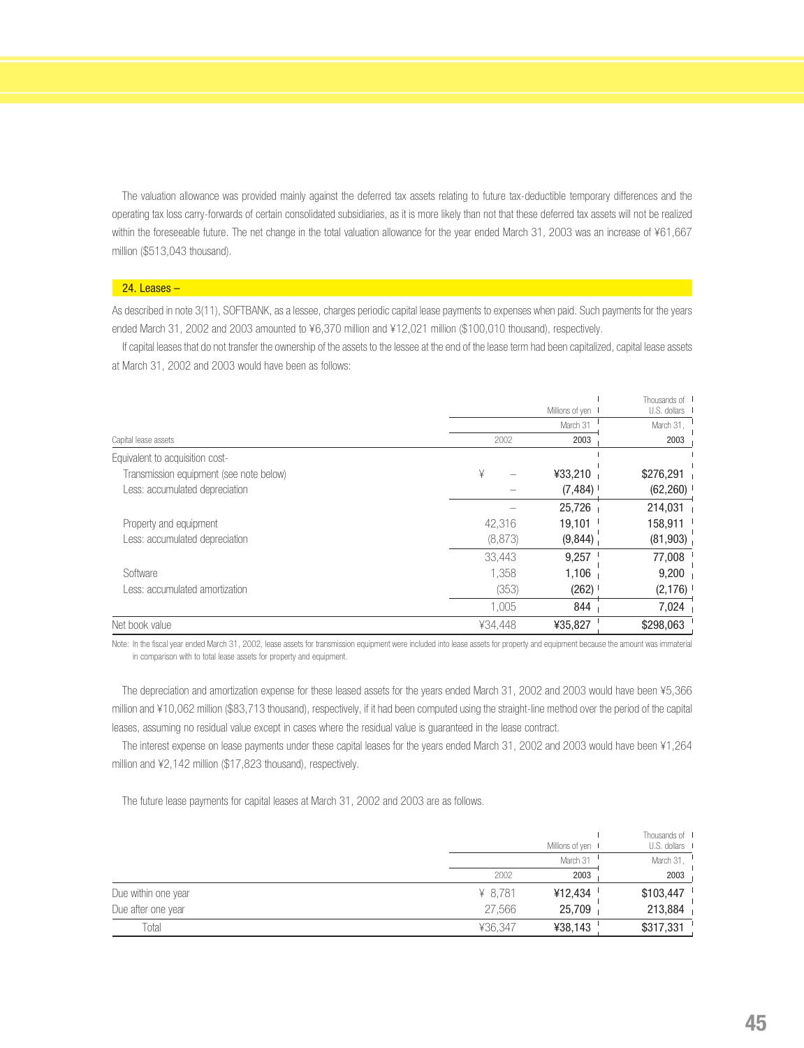The valuation allowance was provided mainly against the deferred tax assets relating to future tax-deductible temporary differences and the operating tax loss carry-forwards of certain consolidated subsidiaries, as it is more likely than not that these deferred tax assets will not be realized within the foreseeable future. The net change in the total valuation allowance for the year ended March 31, 2003 was an increase of ¥61,667 million ($513,043 thousand).

## 24. Leases –

As described in note 3(11), SOFTBANK, as a lessee, charges periodic capital lease payments to expenses when paid. Such payments for the years ended March 31, 2002 and 2003 amounted to ¥6,370 million and ¥12,021 million ($100,010 thousand), respectively.

If capital leases that do not transfer the ownership of the assets to the lessee at the end of the lease term had been capitalized, capital lease assets at March 31, 2002 and 2003 would have been as follows:

| Capital lease assets | Millions of yen | | Thousands of U.S. dollars |
|---|---|---|---|
| | March 31 | | March 31, |
| | 2002 | 2003 | 2003 |
| Equivalent to acquisition cost- | | | |
| Transmission equipment (see note below) | ¥ – | ¥33,210 | $276,291 |
| Less: accumulated depreciation | – | (7,484) | (62,260) |
| | – | 25,726 | 214,031 |
| Property and equipment | 42,316 | 19,101 | 158,911 |
| Less: accumulated depreciation | (8,873) | (9,844) | (81,903) |
| | 33,443 | 9,257 | 77,008 |
| Software | 1,358 | 1,106 | 9,200 |
| Less: accumulated amortization | (353) | (262) | (2,176) |
| | 1,005 | 844 | 7,024 |
| Net book value | ¥34,448 | ¥35,827 | $298,063 |

Note: In the fiscal year ended March 31, 2002, lease assets for transmission equipment were included into lease assets for property and equipment because the amount was immaterial in comparison with to total lease assets for property and equipment.

The depreciation and amortization expense for these leased assets for the years ended March 31, 2002 and 2003 would have been ¥5,366 million and ¥10,062 million ($83,713 thousand), respectively, if it had been computed using the straight-line method over the period of the capital leases, assuming no residual value except in cases where the residual value is guaranteed in the lease contract.

The interest expense on lease payments under these capital leases for the years ended March 31, 2002 and 2003 would have been ¥1,264 million and ¥2,142 million ($17,823 thousand), respectively.

The future lease payments for capital leases at March 31, 2002 and 2003 are as follows.

| | Millions of yen | | Thousands of U.S. dollars |
|---|---|---|---|
| | March 31 | | March 31, |
| | 2002 | 2003 | 2003 |
| Due within one year | ¥ 8,781 | ¥12,434 | $103,447 |
| Due after one year | 27,566 | 25,709 | 213,884 |
| Total | ¥36,347 | ¥38,143 | $317,331 |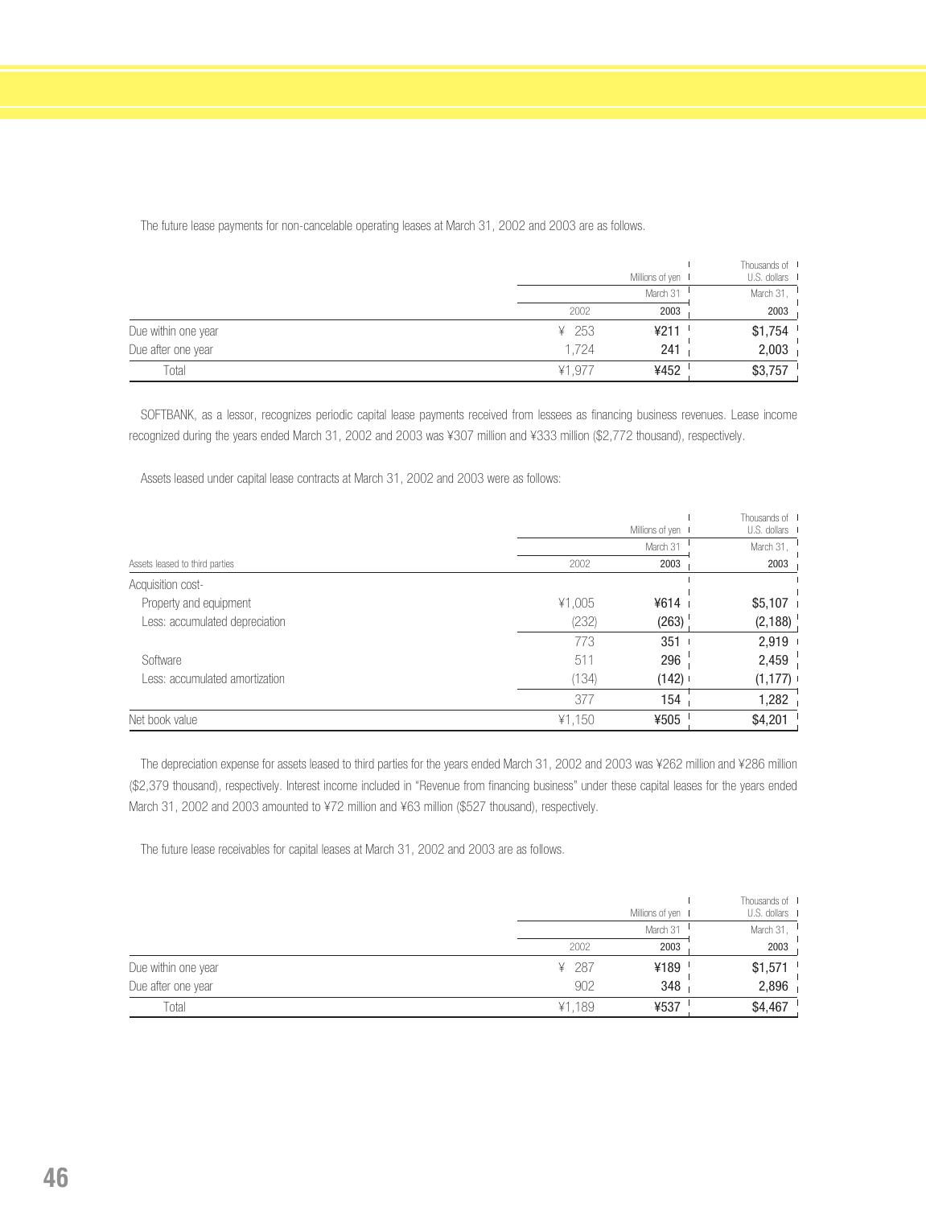The future lease payments for non-cancelable operating leases at March 31, 2002 and 2003 are as follows.

| | Millions of yen | | Thousands of U.S. dollars |
|---|---|---|---|
| | March 31 | | March 31, |
| | 2002 | 2003 | 2003 |
| Due within one year | ¥ 253 | ¥211 | $1,754 |
| Due after one year | 1,724 | 241 | 2,003 |
| Total | ¥1,977 | ¥452 | $3,757 |

SOFTBANK, as a lessor, recognizes periodic capital lease payments received from lessees as financing business revenues. Lease income recognized during the years ended March 31, 2002 and 2003 was ¥307 million and ¥333 million ($2,772 thousand), respectively.

Assets leased under capital lease contracts at March 31, 2002 and 2003 were as follows:

| | Millions of yen | | Thousands of U.S. dollars |
|---|---|---|---|
| | March 31 | | March 31, |
| Assets leased to third parties | 2002 | 2003 | 2003 |
| Acquisition cost- | | | |
| Property and equipment | ¥1,005 | ¥614 | $5,107 |
| Less: accumulated depreciation | (232) | (263) | (2,188) |
| | 773 | 351 | 2,919 |
| Software | 511 | 296 | 2,459 |
| Less: accumulated amortization | (134) | (142) | (1,177) |
| | 377 | 154 | 1,282 |
| Net book value | ¥1,150 | ¥505 | $4,201 |

The depreciation expense for assets leased to third parties for the years ended March 31, 2002 and 2003 was ¥262 million and ¥286 million ($2,379 thousand), respectively. Interest income included in "Revenue from financing business" under these capital leases for the years ended March 31, 2002 and 2003 amounted to ¥72 million and ¥63 million ($527 thousand), respectively.

The future lease receivables for capital leases at March 31, 2002 and 2003 are as follows.

| | Millions of yen | | Thousands of U.S. dollars |
|---|---|---|---|
| | March 31 | | March 31, |
| | 2002 | 2003 | 2003 |
| Due within one year | ¥ 287 | ¥189 | $1,571 |
| Due after one year | 902 | 348 | 2,896 |
| Total | ¥1,189 | ¥537 | $4,467 |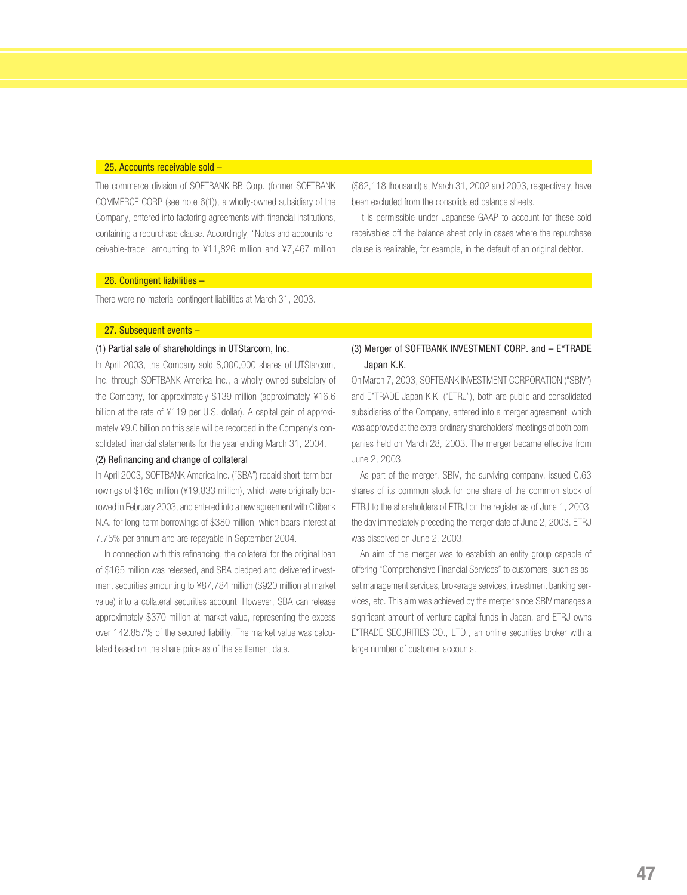## 25. Accounts receivable sold –

The commerce division of SOFTBANK BB Corp. (former SOFTBANK COMMERCE CORP (see note 6(1)), a wholly-owned subsidiary of the Company, entered into factoring agreements with financial institutions, containing a repurchase clause. Accordingly, "Notes and accounts receivable-trade" amounting to ¥11,826 million and ¥7,467 million ($62,118 thousand) at March 31, 2002 and 2003, respectively, have been excluded from the consolidated balance sheets.

It is permissible under Japanese GAAP to account for these sold receivables off the balance sheet only in cases where the repurchase clause is realizable, for example, in the default of an original debtor.

## 26. Contingent liabilities –

There were no material contingent liabilities at March 31, 2003.

## 27. Subsequent events –

### (1) Partial sale of shareholdings in UTStarcom, Inc.

In April 2003, the Company sold 8,000,000 shares of UTStarcom, Inc. through SOFTBANK America Inc., a wholly-owned subsidiary of the Company, for approximately $139 million (approximately ¥16.6 billion at the rate of ¥119 per U.S. dollar). A capital gain of approximately ¥9.0 billion on this sale will be recorded in the Company's consolidated financial statements for the year ending March 31, 2004.

### (2) Refinancing and change of collateral

In April 2003, SOFTBANK America Inc. ("SBA") repaid short-term borrowings of $165 million (¥19,833 million), which were originally borrowed in February 2003, and entered into a new agreement with Citibank N.A. for long-term borrowings of $380 million, which bears interest at 7.75% per annum and are repayable in September 2004.

In connection with this refinancing, the collateral for the original loan of $165 million was released, and SBA pledged and delivered investment securities amounting to ¥87,784 million ($920 million at market value) into a collateral securities account. However, SBA can release approximately $370 million at market value, representing the excess over 142.857% of the secured liability. The market value was calculated based on the share price as of the settlement date.

### (3) Merger of SOFTBANK INVESTMENT CORP. and – E*TRADE Japan K.K.

On March 7, 2003, SOFTBANK INVESTMENT CORPORATION ("SBIV") and E*TRADE Japan K.K. ("ETRJ"), both are public and consolidated subsidiaries of the Company, entered into a merger agreement, which was approved at the extra-ordinary shareholders' meetings of both companies held on March 28, 2003. The merger became effective from June 2, 2003.

As part of the merger, SBIV, the surviving company, issued 0.63 shares of its common stock for one share of the common stock of ETRJ to the shareholders of ETRJ on the register as of June 1, 2003, the day immediately preceding the merger date of June 2, 2003. ETRJ was dissolved on June 2, 2003.

An aim of the merger was to establish an entity group capable of offering "Comprehensive Financial Services" to customers, such as asset management services, brokerage services, investment banking services, etc. This aim was achieved by the merger since SBIV manages a significant amount of venture capital funds in Japan, and ETRJ owns E*TRADE SECURITIES CO., LTD., an online securities broker with a large number of customer accounts.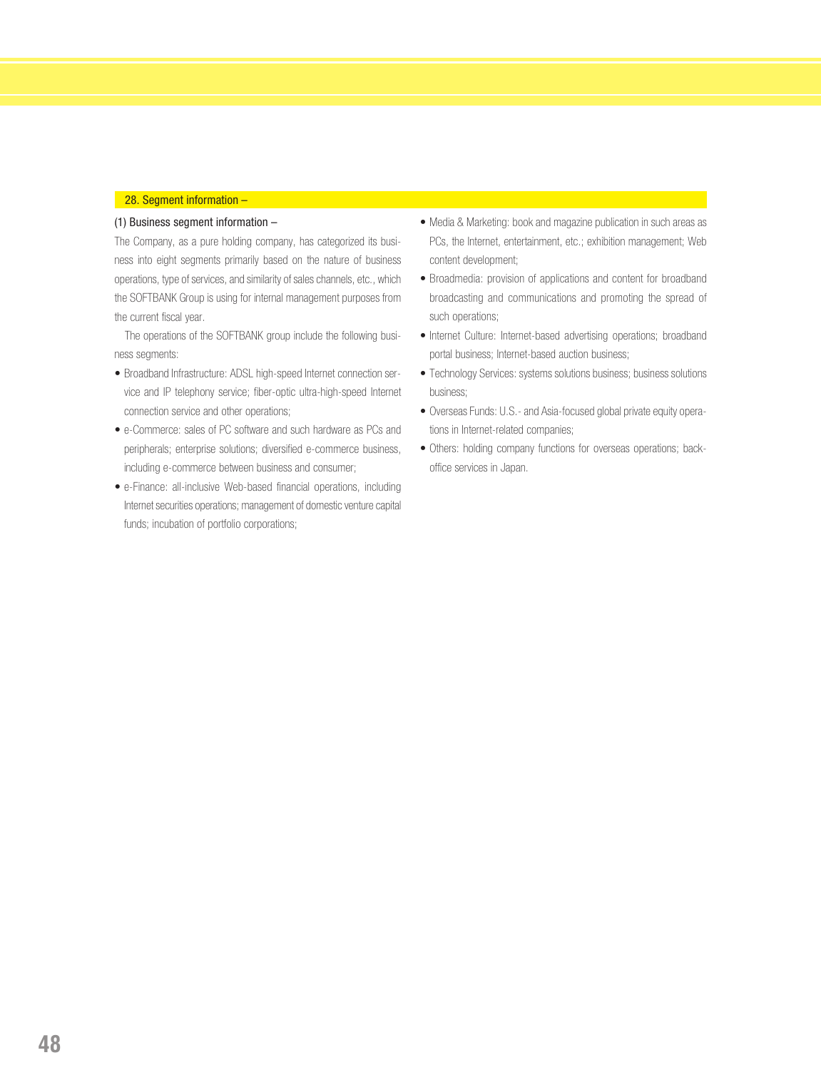## 28. Segment information –

### (1) Business segment information –

The Company, as a pure holding company, has categorized its business into eight segments primarily based on the nature of business operations, type of services, and similarity of sales channels, etc., which the SOFTBANK Group is using for internal management purposes from the current fiscal year.

The operations of the SOFTBANK group include the following business segments:

- Broadband Infrastructure: ADSL high-speed Internet connection service and IP telephony service; fiber-optic ultra-high-speed Internet connection service and other operations;
- e-Commerce: sales of PC software and such hardware as PCs and peripherals; enterprise solutions; diversified e-commerce business, including e-commerce between business and consumer;
- e-Finance: all-inclusive Web-based financial operations, including Internet securities operations; management of domestic venture capital funds; incubation of portfolio corporations;
- Media & Marketing: book and magazine publication in such areas as PCs, the Internet, entertainment, etc.; exhibition management; Web content development;
- Broadmedia: provision of applications and content for broadband broadcasting and communications and promoting the spread of such operations;
- Internet Culture: Internet-based advertising operations; broadband portal business; Internet-based auction business;
- Technology Services: systems solutions business; business solutions business;
- Overseas Funds: U.S.- and Asia-focused global private equity operations in Internet-related companies;
- Others: holding company functions for overseas operations; back-office services in Japan.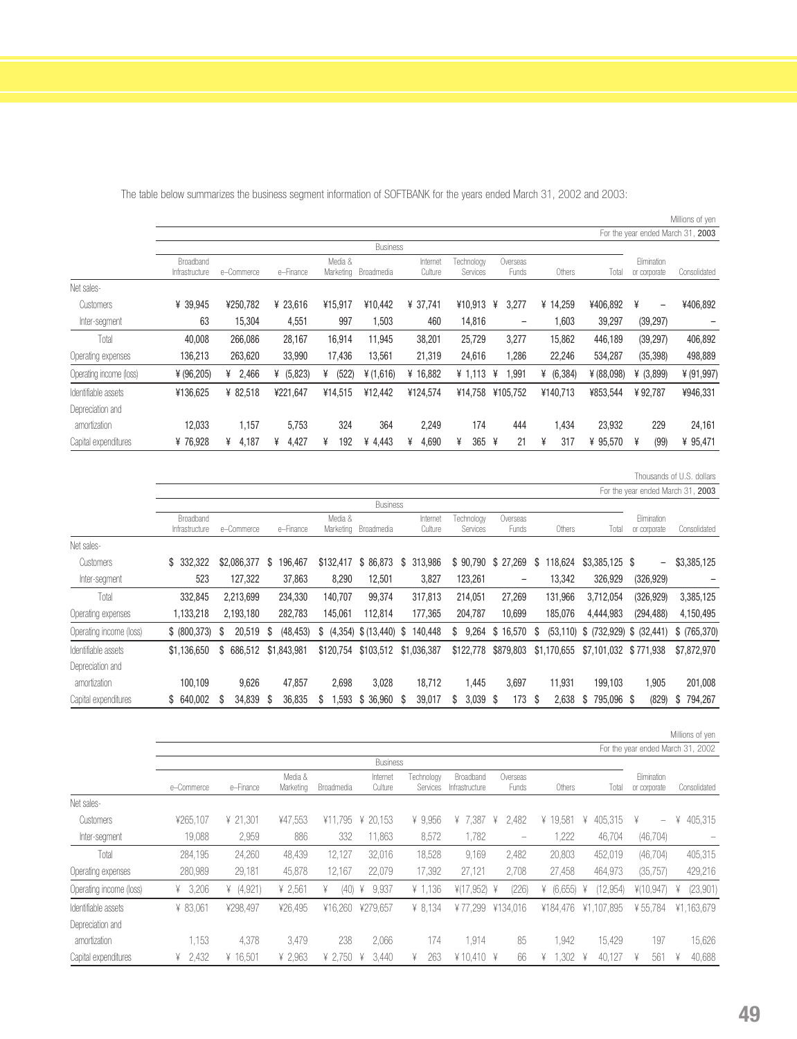The table below summarizes the business segment information of SOFTBANK for the years ended March 31, 2002 and 2003:

Millions of yen

| For the year ended March 31, 2003 | Business | | | | | | | | | | | |
|---|---|---|---|---|---|---|---|---|---|---|---|---|
| | Broadband Infrastructure | e–Commerce | e–Finance | Media & Marketing | Broadmedia | Internet Culture | Technology Services | Overseas Funds | Others | Total | Elimination or corporate | Consolidated |
| Net sales- | | | | | | | | | | | | |
| Customers | ¥ 39,945 | ¥250,782 | ¥ 23,616 | ¥15,917 | ¥10,442 | ¥ 37,741 | ¥10,913 | ¥ 3,277 | ¥ 14,259 | ¥406,892 | ¥ – | ¥406,892 |
| Inter-segment | 63 | 15,304 | 4,551 | 997 | 1,503 | 460 | 14,816 | – | 1,603 | 39,297 | (39,297) | – |
| Total | 40,008 | 266,086 | 28,167 | 16,914 | 11,945 | 38,201 | 25,729 | 3,277 | 15,862 | 446,189 | (39,297) | 406,892 |
| Operating expenses | 136,213 | 263,620 | 33,990 | 17,436 | 13,561 | 21,319 | 24,616 | 1,286 | 22,246 | 534,287 | (35,398) | 498,889 |
| Operating income (loss) | ¥ (96,205) | ¥ 2,466 | ¥ (5,823) | ¥ (522) | ¥ (1,616) | ¥ 16,882 | ¥ 1,113 | ¥ 1,991 | ¥ (6,384) | ¥ (88,098) | ¥ (3,899) | ¥ (91,997) |
| Identifiable assets | ¥136,625 | ¥ 82,518 | ¥221,647 | ¥14,515 | ¥12,442 | ¥124,574 | ¥14,758 | ¥105,752 | ¥140,713 | ¥853,544 | ¥ 92,787 | ¥946,331 |
| Depreciation and amortization | 12,033 | 1,157 | 5,753 | 324 | 364 | 2,249 | 174 | 444 | 1,434 | 23,932 | 229 | 24,161 |
| Capital expenditures | ¥ 76,928 | ¥ 4,187 | ¥ 4,427 | ¥ 192 | ¥ 4,443 | ¥ 4,690 | ¥ 365 | ¥ 21 | ¥ 317 | ¥ 95,570 | ¥ (99) | ¥ 95,471 |

Thousands of U.S. dollars

| For the year ended March 31, 2003 | Business | | | | | | | | | | | |
|---|---|---|---|---|---|---|---|---|---|---|---|---|
| | Broadband Infrastructure | e–Commerce | e–Finance | Media & Marketing | Broadmedia | Internet Culture | Technology Services | Overseas Funds | Others | Total | Elimination or corporate | Consolidated |
| Net sales- | | | | | | | | | | | | |
| Customers | $ 332,322 | $2,086,377 | $ 196,467 | $132,417 | $ 86,873 | $ 313,986 | $ 90,790 | $ 27,269 | $ 118,624 | $3,385,125 | $ – | $3,385,125 |
| Inter-segment | 523 | 127,322 | 37,863 | 8,290 | 12,501 | 3,827 | 123,261 | – | 13,342 | 326,929 | (326,929) | – |
| Total | 332,845 | 2,213,699 | 234,330 | 140,707 | 99,374 | 317,813 | 214,051 | 27,269 | 131,966 | 3,712,054 | (326,929) | 3,385,125 |
| Operating expenses | 1,133,218 | 2,193,180 | 282,783 | 145,061 | 112,814 | 177,365 | 204,787 | 10,699 | 185,076 | 4,444,983 | (294,488) | 4,150,495 |
| Operating income (loss) | $ (800,373) | $ 20,519 | $ (48,453) | $ (4,354) | $ (13,440) | $ 140,448 | $ 9,264 | $ 16,570 | $ (53,110) | $ (732,929) | $ (32,441) | $ (765,370) |
| Identifiable assets | $1,136,650 | $ 686,512 | $1,843,981 | $120,754 | $103,512 | $1,036,387 | $122,778 | $879,803 | $1,170,655 | $7,101,032 | $771,938 | $7,872,970 |
| Depreciation and amortization | 100,109 | 9,626 | 47,857 | 2,698 | 3,028 | 18,712 | 1,445 | 3,697 | 11,931 | 199,103 | 1,905 | 201,008 |
| Capital expenditures | $ 640,002 | $ 34,839 | $ 36,835 | $ 1,593 | $ 36,960 | $ 39,017 | $ 3,039 | $ 173 | $ 2,638 | $ 795,096 | $ (829) | $ 794,267 |

Millions of yen

| For the year ended March 31, 2002 | Business | | | | | | | | | | | |
|---|---|---|---|---|---|---|---|---|---|---|---|---|
| | e–Commerce | e–Finance | Media & Marketing | Broadmedia | Internet Culture | Technology Services | Broadband Infrastructure | Overseas Funds | Others | Total | Elimination or corporate | Consolidated |
| Net sales- | | | | | | | | | | | | |
| Customers | ¥265,107 | ¥ 21,301 | ¥47,553 | ¥11,795 | ¥ 20,153 | ¥ 9,956 | ¥ 7,387 | ¥ 2,482 | ¥ 19,581 | ¥ 405,315 | ¥ – | ¥ 405,315 |
| Inter-segment | 19,088 | 2,959 | 886 | 332 | 11,863 | 8,572 | 1,782 | – | 1,222 | 46,704 | (46,704) | – |
| Total | 284,195 | 24,260 | 48,439 | 12,127 | 32,016 | 18,528 | 9,169 | 2,482 | 20,803 | 452,019 | (46,704) | 405,315 |
| Operating expenses | 280,989 | 29,181 | 45,878 | 12,167 | 22,079 | 17,392 | 27,121 | 2,708 | 27,458 | 464,973 | (35,757) | 429,216 |
| Operating income (loss) | ¥ 3,206 | ¥ (4,921) | ¥ 2,561 | ¥ (40) | ¥ 9,937 | ¥ 1,136 | ¥(17,952) | ¥ (226) | ¥ (6,655) | ¥ (12,954) | ¥(10,947) | ¥ (23,901) |
| Identifiable assets | ¥ 83,061 | ¥298,497 | ¥26,495 | ¥16,260 | ¥279,657 | ¥ 8,134 | ¥ 77,299 | ¥134,016 | ¥184,476 | ¥1,107,895 | ¥ 55,784 | ¥1,163,679 |
| Depreciation and amortization | 1,153 | 4,378 | 3,479 | 238 | 2,066 | 174 | 1,914 | 85 | 1,942 | 15,429 | 197 | 15,626 |
| Capital expenditures | ¥ 2,432 | ¥ 16,501 | ¥ 2,963 | ¥ 2,750 | ¥ 3,440 | ¥ 263 | ¥ 10,410 | ¥ 66 | ¥ 1,302 | ¥ 40,127 | ¥ 561 | ¥ 40,688 |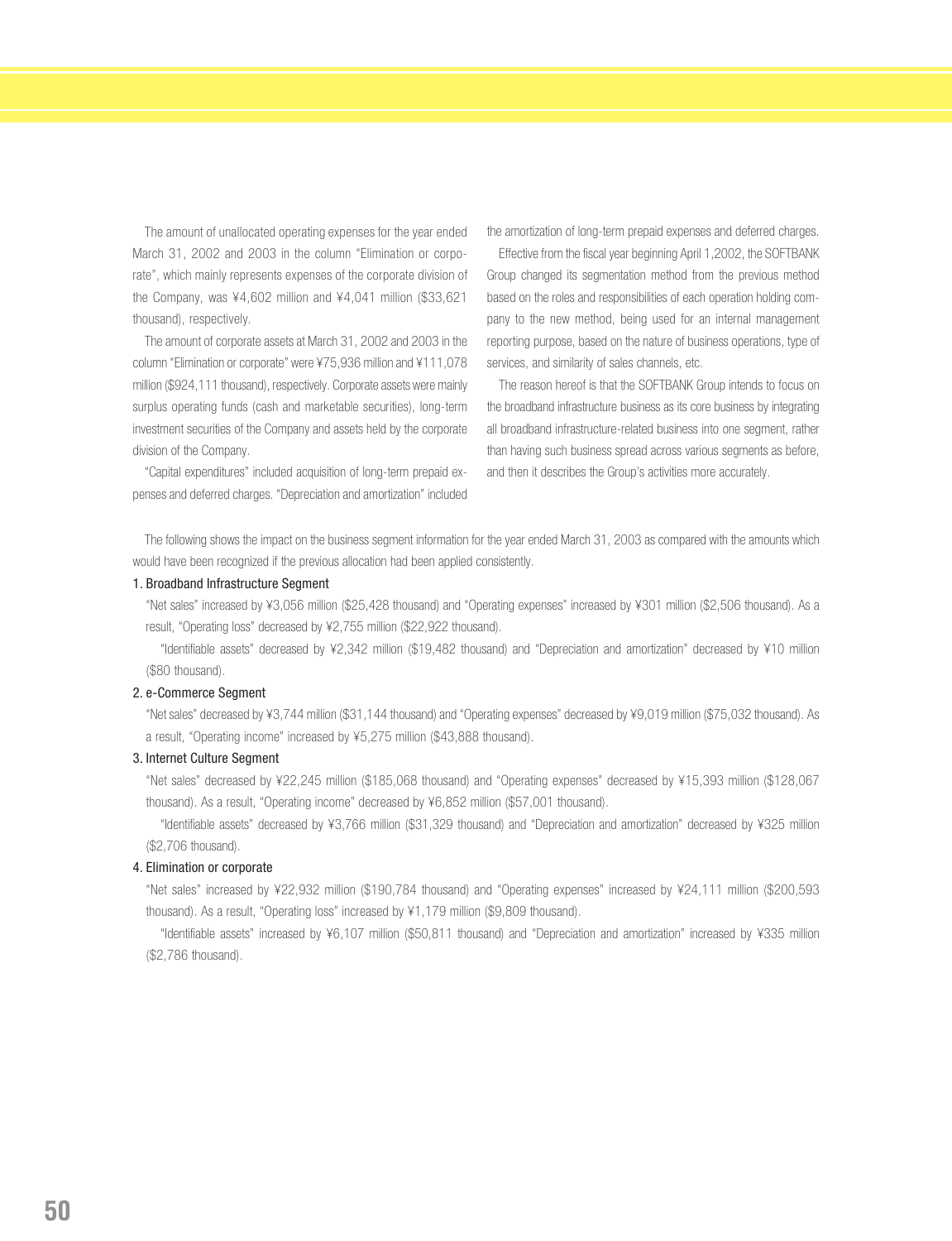The amount of unallocated operating expenses for the year ended March 31, 2002 and 2003 in the column "Elimination or corporate", which mainly represents expenses of the corporate division of the Company, was ¥4,602 million and ¥4,041 million ($33,621 thousand), respectively.

The amount of corporate assets at March 31, 2002 and 2003 in the column "Elimination or corporate" were ¥75,936 million and ¥111,078 million ($924,111 thousand), respectively. Corporate assets were mainly surplus operating funds (cash and marketable securities), long-term investment securities of the Company and assets held by the corporate division of the Company.

"Capital expenditures" included acquisition of long-term prepaid expenses and deferred charges. "Depreciation and amortization" included the amortization of long-term prepaid expenses and deferred charges.

Effective from the fiscal year beginning April 1,2002, the SOFTBANK Group changed its segmentation method from the previous method based on the roles and responsibilities of each operation holding company to the new method, being used for an internal management reporting purpose, based on the nature of business operations, type of services, and similarity of sales channels, etc.

The reason hereof is that the SOFTBANK Group intends to focus on the broadband infrastructure business as its core business by integrating all broadband infrastructure-related business into one segment, rather than having such business spread across various segments as before, and then it describes the Group's activities more accurately.

The following shows the impact on the business segment information for the year ended March 31, 2003 as compared with the amounts which would have been recognized if the previous allocation had been applied consistently.

1. Broadband Infrastructure Segment

"Net sales" increased by ¥3,056 million ($25,428 thousand) and "Operating expenses" increased by ¥301 million ($2,506 thousand). As a result, "Operating loss" decreased by ¥2,755 million ($22,922 thousand).

"Identifiable assets" decreased by ¥2,342 million ($19,482 thousand) and "Depreciation and amortization" decreased by ¥10 million ($80 thousand).

2. e-Commerce Segment

"Net sales" decreased by ¥3,744 million ($31,144 thousand) and "Operating expenses" decreased by ¥9,019 million ($75,032 thousand). As a result, "Operating income" increased by ¥5,275 million ($43,888 thousand).

3. Internet Culture Segment

"Net sales" decreased by ¥22,245 million ($185,068 thousand) and "Operating expenses" decreased by ¥15,393 million ($128,067 thousand). As a result, "Operating income" decreased by ¥6,852 million ($57,001 thousand).

"Identifiable assets" decreased by ¥3,766 million ($31,329 thousand) and "Depreciation and amortization" decreased by ¥325 million ($2,706 thousand).

4. Elimination or corporate

"Net sales" increased by ¥22,932 million ($190,784 thousand) and "Operating expenses" increased by ¥24,111 million ($200,593 thousand). As a result, "Operating loss" increased by ¥1,179 million ($9,809 thousand).

"Identifiable assets" increased by ¥6,107 million ($50,811 thousand) and "Depreciation and amortization" increased by ¥335 million ($2,786 thousand).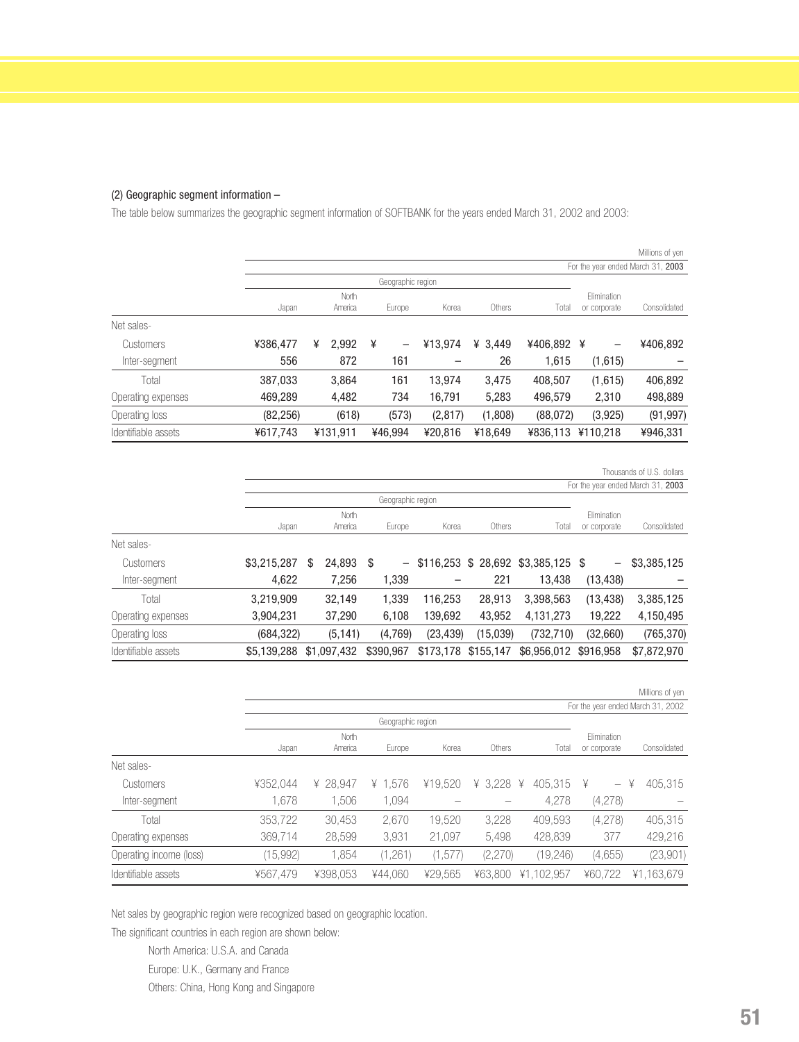(2) Geographic segment information –

The table below summarizes the geographic segment information of SOFTBANK for the years ended March 31, 2002 and 2003:

Millions of yen

| | For the year ended March 31, 2003 | | | | | | | |
|---|---|---|---|---|---|---|---|---|
| | Geographic region | | | | | | | |
| | Japan | North America | Europe | Korea | Others | Total | Elimination or corporate | Consolidated |
| Net sales- | | | | | | | | |
| Customers | ¥386,477 | ¥ 2,992 | ¥ – | ¥13,974 | ¥ 3,449 | ¥406,892 | ¥ – | ¥406,892 |
| Inter-segment | 556 | 872 | 161 | – | 26 | 1,615 | (1,615) | – |
| Total | 387,033 | 3,864 | 161 | 13,974 | 3,475 | 408,507 | (1,615) | 406,892 |
| Operating expenses | 469,289 | 4,482 | 734 | 16,791 | 5,283 | 496,579 | 2,310 | 498,889 |
| Operating loss | (82,256) | (618) | (573) | (2,817) | (1,808) | (88,072) | (3,925) | (91,997) |
| Identifiable assets | ¥617,743 | ¥131,911 | ¥46,994 | ¥20,816 | ¥18,649 | ¥836,113 | ¥110,218 | ¥946,331 |

Thousands of U.S. dollars

| | For the year ended March 31, 2003 | | | | | | | |
|---|---|---|---|---|---|---|---|---|
| | Geographic region | | | | | | | |
| | Japan | North America | Europe | Korea | Others | Total | Elimination or corporate | Consolidated |
| Net sales- | | | | | | | | |
| Customers | $3,215,287 | $ 24,893 | $ – | $116,253 | $ 28,692 | $3,385,125 | $ – | $3,385,125 |
| Inter-segment | 4,622 | 7,256 | 1,339 | – | 221 | 13,438 | (13,438) | – |
| Total | 3,219,909 | 32,149 | 1,339 | 116,253 | 28,913 | 3,398,563 | (13,438) | 3,385,125 |
| Operating expenses | 3,904,231 | 37,290 | 6,108 | 139,692 | 43,952 | 4,131,273 | 19,222 | 4,150,495 |
| Operating loss | (684,322) | (5,141) | (4,769) | (23,439) | (15,039) | (732,710) | (32,660) | (765,370) |
| Identifiable assets | $5,139,288 | $1,097,432 | $390,967 | $173,178 | $155,147 | $6,956,012 | $916,958 | $7,872,970 |

Millions of yen

| | For the year ended March 31, 2002 | | | | | | | |
|---|---|---|---|---|---|---|---|---|
| | Geographic region | | | | | | | |
| | Japan | North America | Europe | Korea | Others | Total | Elimination or corporate | Consolidated |
| Net sales- | | | | | | | | |
| Customers | ¥352,044 | ¥ 28,947 | ¥ 1,576 | ¥19,520 | ¥ 3,228 | ¥ 405,315 | ¥ – | ¥ 405,315 |
| Inter-segment | 1,678 | 1,506 | 1,094 | – | – | 4,278 | (4,278) | – |
| Total | 353,722 | 30,453 | 2,670 | 19,520 | 3,228 | 409,593 | (4,278) | 405,315 |
| Operating expenses | 369,714 | 28,599 | 3,931 | 21,097 | 5,498 | 428,839 | 377 | 429,216 |
| Operating income (loss) | (15,992) | 1,854 | (1,261) | (1,577) | (2,270) | (19,246) | (4,655) | (23,901) |
| Identifiable assets | ¥567,479 | ¥398,053 | ¥44,060 | ¥29,565 | ¥63,800 | ¥1,102,957 | ¥60,722 | ¥1,163,679 |

Net sales by geographic region were recognized based on geographic location.

The significant countries in each region are shown below:

North America: U.S.A. and Canada

Europe: U.K., Germany and France

Others: China, Hong Kong and Singapore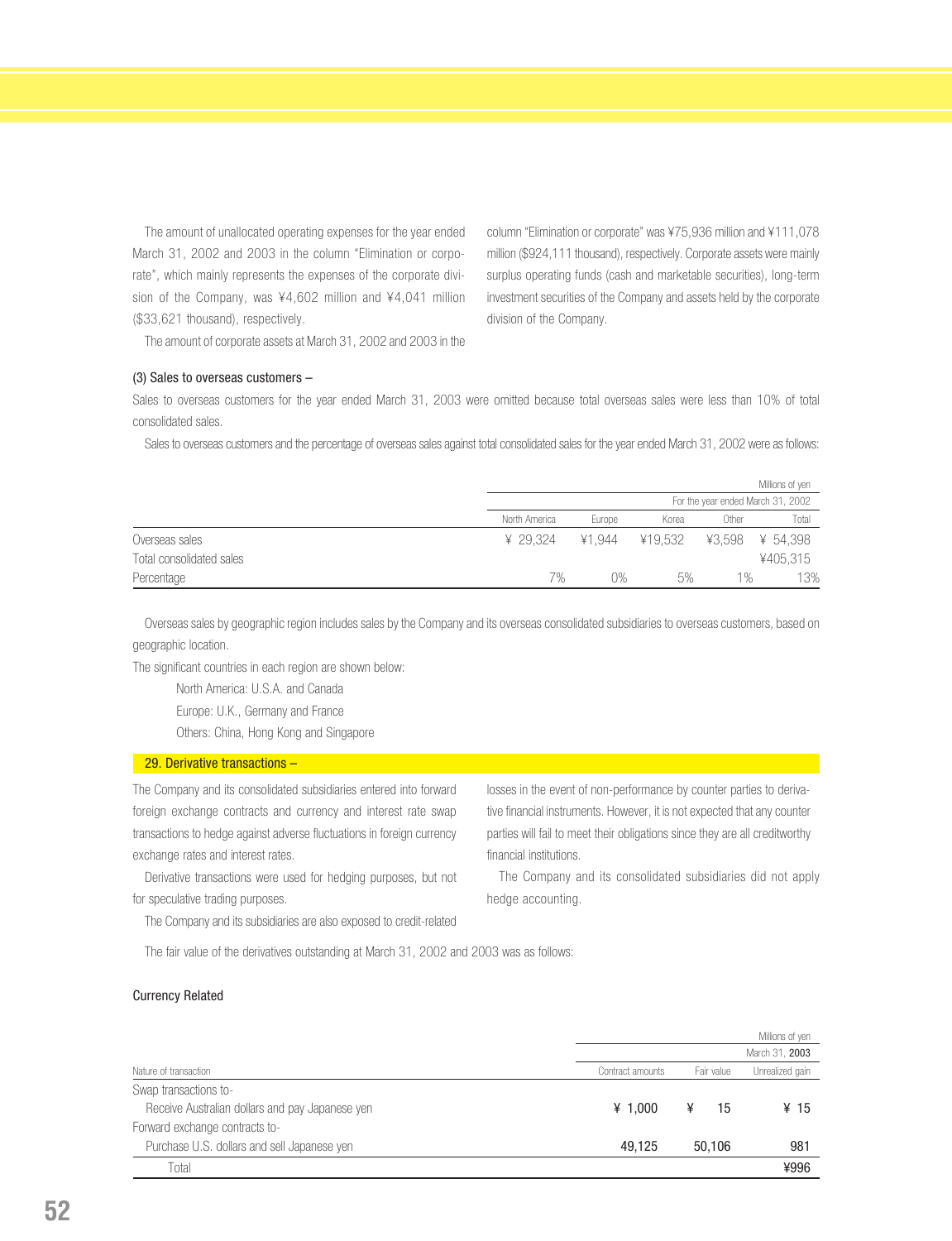The amount of unallocated operating expenses for the year ended March 31, 2002 and 2003 in the column "Elimination or corporate", which mainly represents the expenses of the corporate division of the Company, was ¥4,602 million and ¥4,041 million ($33,621 thousand), respectively.

The amount of corporate assets at March 31, 2002 and 2003 in the column "Elimination or corporate" was ¥75,936 million and ¥111,078 million ($924,111 thousand), respectively. Corporate assets were mainly surplus operating funds (cash and marketable securities), long-term investment securities of the Company and assets held by the corporate division of the Company.

(3) Sales to overseas customers –

Sales to overseas customers for the year ended March 31, 2003 were omitted because total overseas sales were less than 10% of total consolidated sales.

Sales to overseas customers and the percentage of overseas sales against total consolidated sales for the year ended March 31, 2002 were as follows:

| | | | | | Millions of yen |
|---|---|---|---|---|---|
| | For the year ended March 31, 2002 | | | | |
| | North America | Europe | Korea | Other | Total |
| Overseas sales | ¥ 29,324 | ¥1,944 | ¥19,532 | ¥3,598 | ¥ 54,398 |
| Total consolidated sales | | | | | ¥405,315 |
| Percentage | 7% | 0% | 5% | 1% | 13% |

Overseas sales by geographic region includes sales by the Company and its overseas consolidated subsidiaries to overseas customers, based on geographic location.

The significant countries in each region are shown below:

North America: U.S.A. and Canada

Europe: U.K., Germany and France

Others: China, Hong Kong and Singapore

## 29. Derivative transactions –

The Company and its consolidated subsidiaries entered into forward foreign exchange contracts and currency and interest rate swap transactions to hedge against adverse fluctuations in foreign currency exchange rates and interest rates.

Derivative transactions were used for hedging purposes, but not for speculative trading purposes.

The Company and its subsidiaries are also exposed to credit-related losses in the event of non-performance by counter parties to derivative financial instruments. However, it is not expected that any counter parties will fail to meet their obligations since they are all creditworthy financial institutions.

The Company and its consolidated subsidiaries did not apply hedge accounting.

The fair value of the derivatives outstanding at March 31, 2002 and 2003 was as follows:

Currency Related

| | | | Millions of yen |
|---|---|---|---|
| | March 31, **2003** | | |
| Nature of transaction | Contract amounts | Fair value | Unrealized gain |
| Swap transactions to- | | | |
| Receive Australian dollars and pay Japanese yen | **¥ 1,000** | **¥ 15** | **¥ 15** |
| Forward exchange contracts to- | | | |
| Purchase U.S. dollars and sell Japanese yen | **49,125** | **50,106** | **981** |
| Total | | | **¥996** |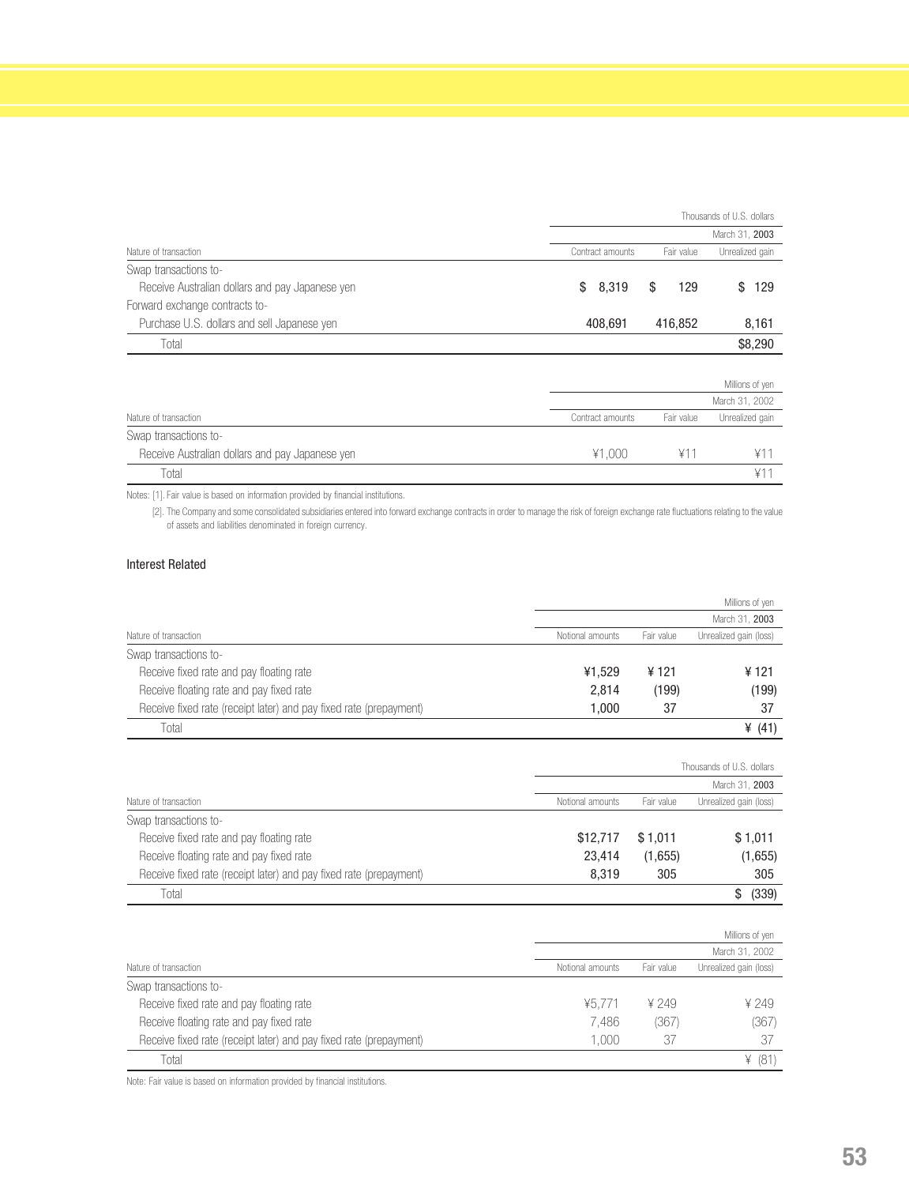| Nature of transaction | Thousands of U.S. dollars | | |
|---|---|---|---|
| | March 31, **2003** | | |
| | Contract amounts | Fair value | Unrealized gain |
| Swap transactions to- | | | |
| Receive Australian dollars and pay Japanese yen | $ 8,319 | $ 129 | $ 129 |
| Forward exchange contracts to- | | | |
| Purchase U.S. dollars and sell Japanese yen | 408,691 | 416,852 | 8,161 |
| Total | | | $8,290 |

| Nature of transaction | Millions of yen | | |
|---|---|---|---|
| | March 31, 2002 | | |
| | Contract amounts | Fair value | Unrealized gain |
| Swap transactions to- | | | |
| Receive Australian dollars and pay Japanese yen | ¥1,000 | ¥11 | ¥11 |
| Total | | | ¥11 |

Notes: [1]. Fair value is based on information provided by financial institutions.

[2]. The Company and some consolidated subsidiaries entered into forward exchange contracts in order to manage the risk of foreign exchange rate fluctuations relating to the value of assets and liabilities denominated in foreign currency.

### Interest Related

| Nature of transaction | Millions of yen | | |
|---|---|---|---|
| | March 31, **2003** | | |
| | Notional amounts | Fair value | Unrealized gain (loss) |
| Swap transactions to- | | | |
| Receive fixed rate and pay floating rate | ¥1,529 | ¥ 121 | ¥ 121 |
| Receive floating rate and pay fixed rate | 2,814 | (199) | (199) |
| Receive fixed rate (receipt later) and pay fixed rate (prepayment) | 1,000 | 37 | 37 |
| Total | | | ¥ (41) |

| Nature of transaction | Thousands of U.S. dollars | | |
|---|---|---|---|
| | March 31, **2003** | | |
| | Notional amounts | Fair value | Unrealized gain (loss) |
| Swap transactions to- | | | |
| Receive fixed rate and pay floating rate | $12,717 | $ 1,011 | $ 1,011 |
| Receive floating rate and pay fixed rate | 23,414 | (1,655) | (1,655) |
| Receive fixed rate (receipt later) and pay fixed rate (prepayment) | 8,319 | 305 | 305 |
| Total | | | $ (339) |

| Nature of transaction | Millions of yen | | |
|---|---|---|---|
| | March 31, 2002 | | |
| | Notional amounts | Fair value | Unrealized gain (loss) |
| Swap transactions to- | | | |
| Receive fixed rate and pay floating rate | ¥5,771 | ¥ 249 | ¥ 249 |
| Receive floating rate and pay fixed rate | 7,486 | (367) | (367) |
| Receive fixed rate (receipt later) and pay fixed rate (prepayment) | 1,000 | 37 | 37 |
| Total | | | ¥ (81) |

Note: Fair value is based on information provided by financial institutions.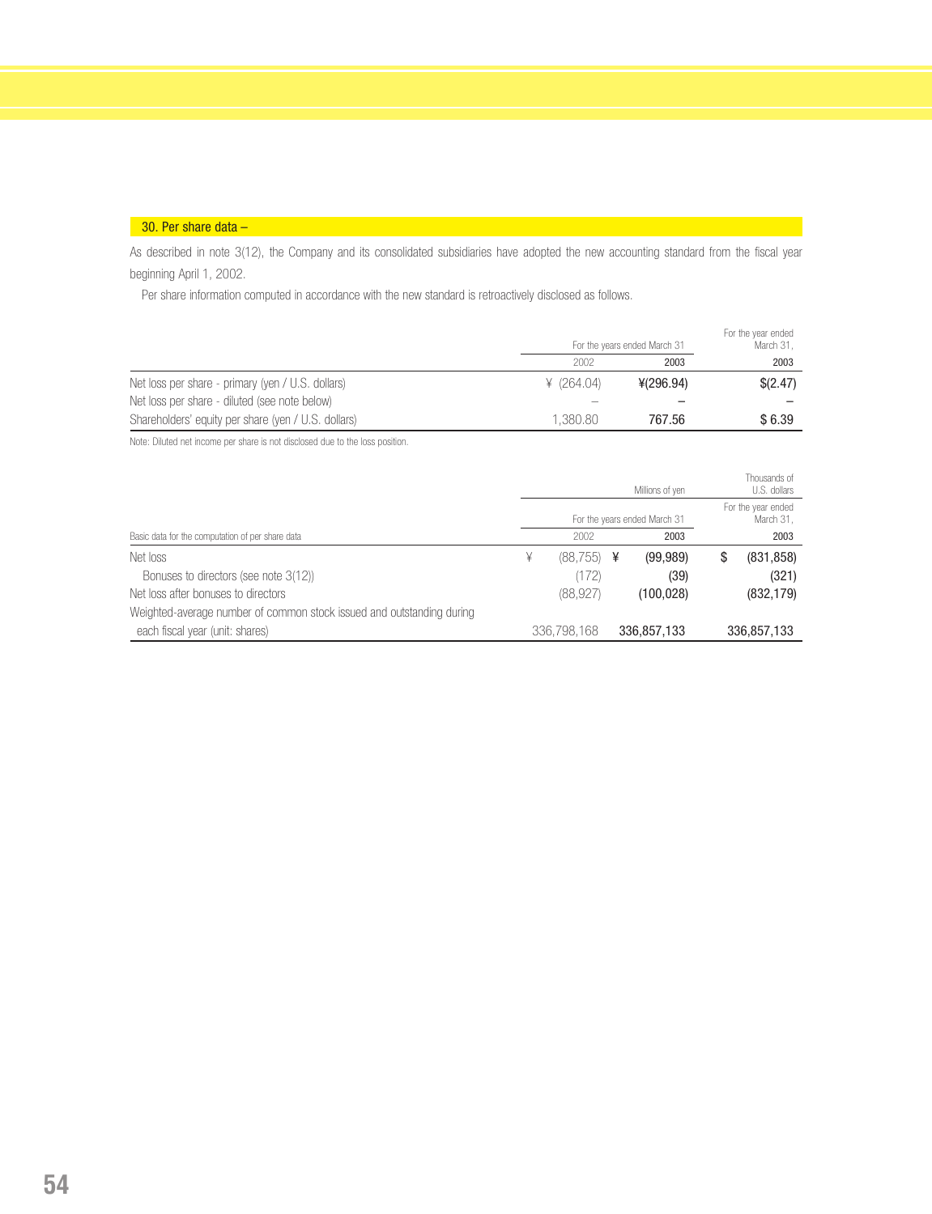## 30. Per share data –

As described in note 3(12), the Company and its consolidated subsidiaries have adopted the new accounting standard from the fiscal year beginning April 1, 2002.

Per share information computed in accordance with the new standard is retroactively disclosed as follows.

| | For the years ended March 31 | | For the year ended March 31, |
|---|---|---|---|
| | 2002 | 2003 | 2003 |
| Net loss per share - primary (yen / U.S. dollars) | ¥ (264.04) | ¥(296.94) | $(2.47) |
| Net loss per share - diluted (see note below) | – | – | – |
| Shareholders' equity per share (yen / U.S. dollars) | 1,380.80 | 767.56 | $ 6.39 |

Note: Diluted net income per share is not disclosed due to the loss position.

| | Millions of yen | | Thousands of U.S. dollars |
|---|---|---|---|
| | For the years ended March 31 | | For the year ended March 31, |
| Basic data for the computation of per share data | 2002 | 2003 | 2003 |
| Net loss | ¥ (88,755) | ¥ (99,989) | $ (831,858) |
| Bonuses to directors (see note 3(12)) | (172) | (39) | (321) |
| Net loss after bonuses to directors | (88,927) | (100,028) | (832,179) |
| Weighted-average number of common stock issued and outstanding during each fiscal year (unit: shares) | 336,798,168 | 336,857,133 | 336,857,133 |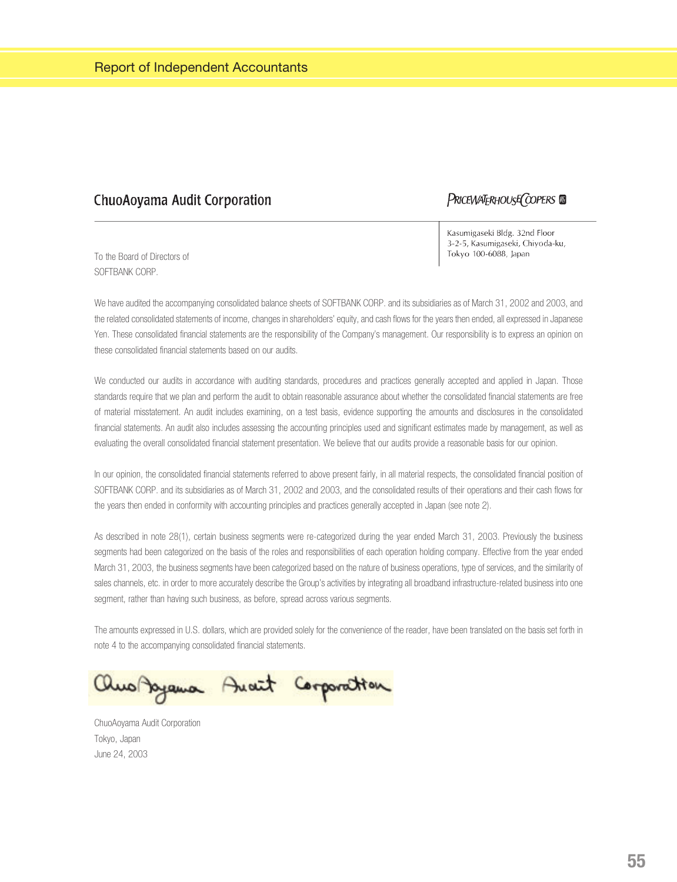# Report of Independent Accountants

**ChuoAoyama Audit Corporation** | **PRICEWATERHOUSECOOPERS**

Kasumigaseki Bldg. 32nd Floor
3-2-5, Kasumigaseki, Chiyoda-ku,
Tokyo 100-6088, Japan

To the Board of Directors of
SOFTBANK CORP.

We have audited the accompanying consolidated balance sheets of SOFTBANK CORP. and its subsidiaries as of March 31, 2002 and 2003, and the related consolidated statements of income, changes in shareholders' equity, and cash flows for the years then ended, all expressed in Japanese Yen. These consolidated financial statements are the responsibility of the Company's management. Our responsibility is to express an opinion on these consolidated financial statements based on our audits.

We conducted our audits in accordance with auditing standards, procedures and practices generally accepted and applied in Japan. Those standards require that we plan and perform the audit to obtain reasonable assurance about whether the consolidated financial statements are free of material misstatement. An audit includes examining, on a test basis, evidence supporting the amounts and disclosures in the consolidated financial statements. An audit also includes assessing the accounting principles used and significant estimates made by management, as well as evaluating the overall consolidated financial statement presentation. We believe that our audits provide a reasonable basis for our opinion.

In our opinion, the consolidated financial statements referred to above present fairly, in all material respects, the consolidated financial position of SOFTBANK CORP. and its subsidiaries as of March 31, 2002 and 2003, and the consolidated results of their operations and their cash flows for the years then ended in conformity with accounting principles and practices generally accepted in Japan (see note 2).

As described in note 28(1), certain business segments were re-categorized during the year ended March 31, 2003. Previously the business segments had been categorized on the basis of the roles and responsibilities of each operation holding company. Effective from the year ended March 31, 2003, the business segments have been categorized based on the nature of business operations, type of services, and the similarity of sales channels, etc. in order to more accurately describe the Group's activities by integrating all broadband infrastructure-related business into one segment, rather than having such business, as before, spread across various segments.

The amounts expressed in U.S. dollars, which are provided solely for the convenience of the reader, have been translated on the basis set forth in note 4 to the accompanying consolidated financial statements.

*ChuoAoyama Audit Corporation*

ChuoAoyama Audit Corporation
Tokyo, Japan
June 24, 2003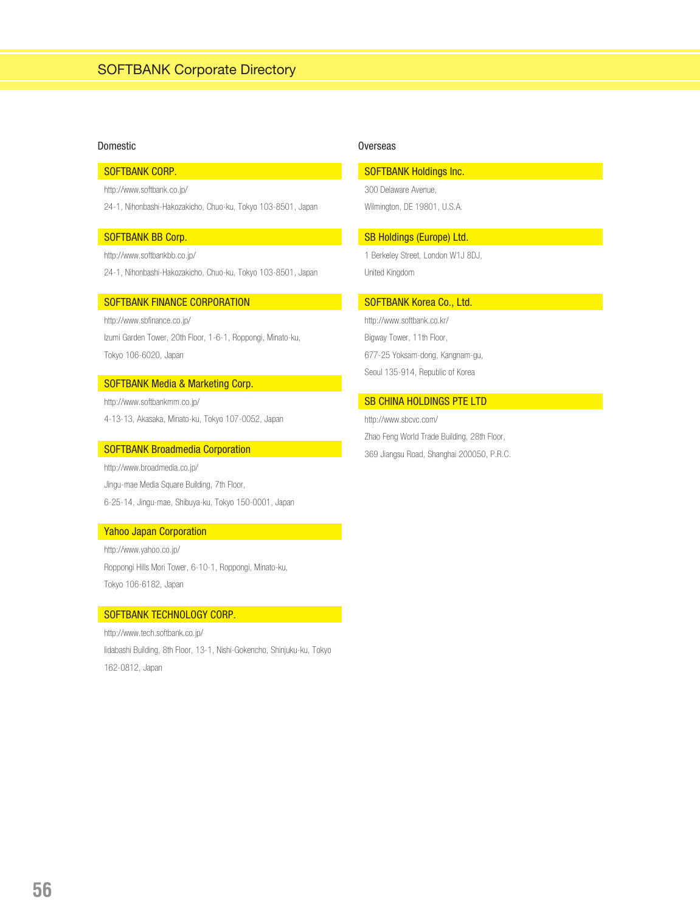# SOFTBANK Corporate Directory

## Domestic

### SOFTBANK CORP.

http://www.softbank.co.jp/

24-1, Nihonbashi-Hakozakicho, Chuo-ku, Tokyo 103-8501, Japan

### SOFTBANK BB Corp.

http://www.softbankbb.co.jp/

24-1, Nihonbashi-Hakozakicho, Chuo-ku, Tokyo 103-8501, Japan

### SOFTBANK FINANCE CORPORATION

http://www.sbfinance.co.jp/

Izumi Garden Tower, 20th Floor, 1-6-1, Roppongi, Minato-ku,

Tokyo 106-6020, Japan

### SOFTBANK Media & Marketing Corp.

http://www.softbankmm.co.jp/

4-13-13, Akasaka, Minato-ku, Tokyo 107-0052, Japan

### SOFTBANK Broadmedia Corporation

http://www.broadmedia.co.jp/

Jingu-mae Media Square Building, 7th Floor,

6-25-14, Jingu-mae, Shibuya-ku, Tokyo 150-0001, Japan

### Yahoo Japan Corporation

http://www.yahoo.co.jp/

Roppongi Hills Mori Tower, 6-10-1, Roppongi, Minato-ku,

Tokyo 106-6182, Japan

### SOFTBANK TECHNOLOGY CORP.

http://www.tech.softbank.co.jp/

Iidabashi Building, 8th Floor, 13-1, Nishi-Gokencho, Shinjuku-ku, Tokyo

162-0812, Japan

## Overseas

### SOFTBANK Holdings Inc.

300 Delaware Avenue,

Wilmington, DE 19801, U.S.A.

### SB Holdings (Europe) Ltd.

1 Berkeley Street, London W1J 8DJ,

United Kingdom

### SOFTBANK Korea Co., Ltd.

http://www.softbank.co.kr/

Bigway Tower, 11th Floor,

677-25 Yoksam-dong, Kangnam-gu,

Seoul 135-914, Republic of Korea

### SB CHINA HOLDINGS PTE LTD

http://www.sbcvc.com/

Zhao Feng World Trade Building, 28th Floor,

369 Jiangsu Road, Shanghai 200050, P.R.C.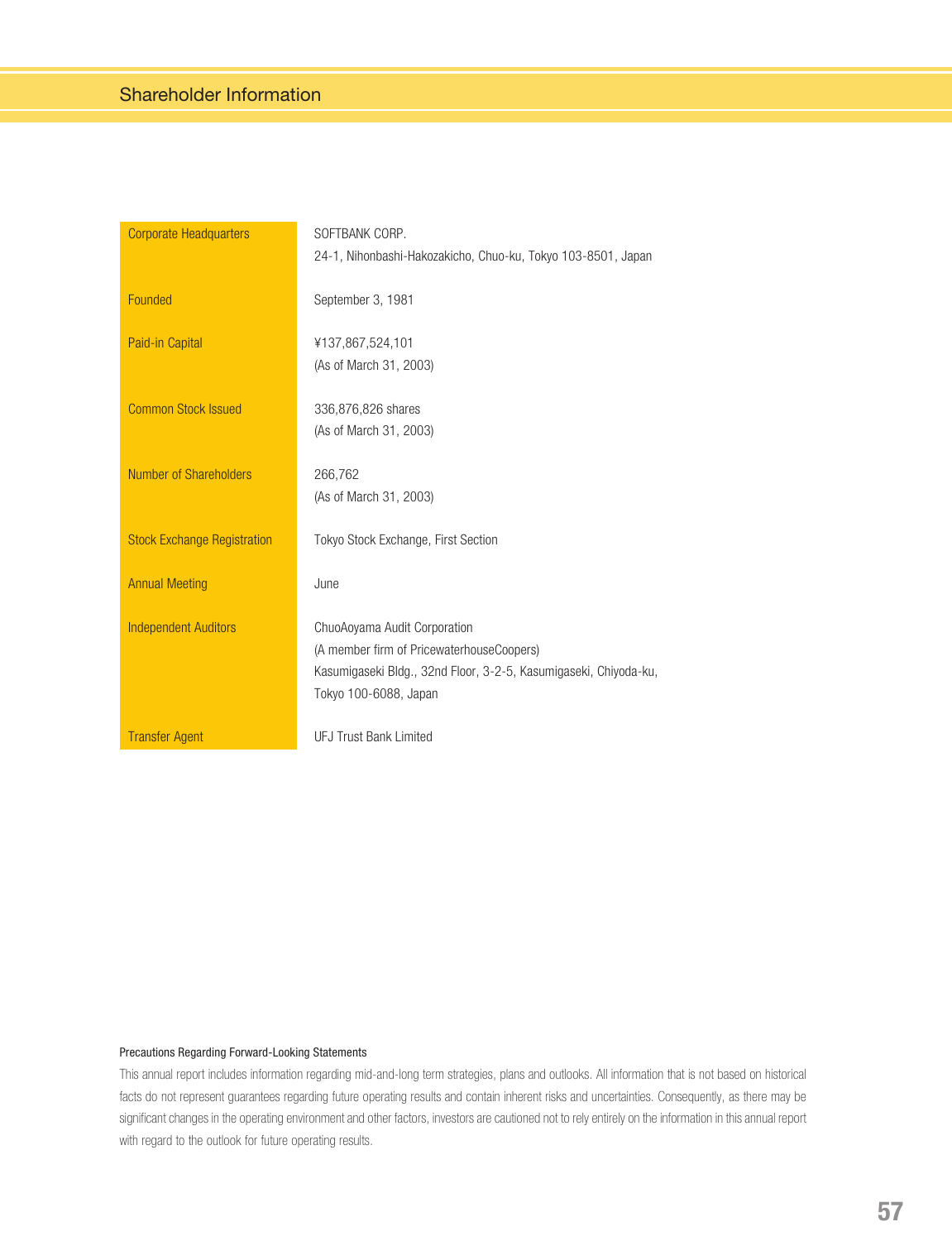# Shareholder Information

| | |
|---|---|
| Corporate Headquarters | SOFTBANK CORP.<br>24-1, Nihonbashi-Hakozakicho, Chuo-ku, Tokyo 103-8501, Japan |
| Founded | September 3, 1981 |
| Paid-in Capital | ¥137,867,524,101<br>(As of March 31, 2003) |
| Common Stock Issued | 336,876,826 shares<br>(As of March 31, 2003) |
| Number of Shareholders | 266,762<br>(As of March 31, 2003) |
| Stock Exchange Registration | Tokyo Stock Exchange, First Section |
| Annual Meeting | June |
| Independent Auditors | ChuoAoyama Audit Corporation<br>(A member firm of PricewaterhouseCoopers)<br>Kasumigaseki Bldg., 32nd Floor, 3-2-5, Kasumigaseki, Chiyoda-ku,<br>Tokyo 100-6088, Japan |
| Transfer Agent | UFJ Trust Bank Limited |

#### Precautions Regarding Forward-Looking Statements

This annual report includes information regarding mid-and-long term strategies, plans and outlooks. All information that is not based on historical facts do not represent guarantees regarding future operating results and contain inherent risks and uncertainties. Consequently, as there may be significant changes in the operating environment and other factors, investors are cautioned not to rely entirely on the information in this annual report with regard to the outlook for future operating results.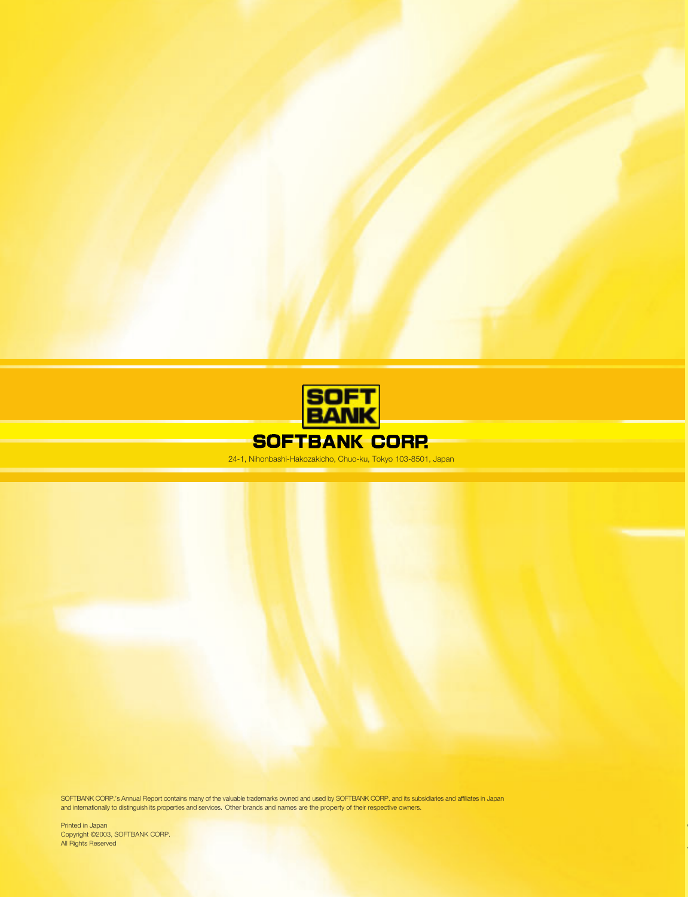SOFT
BANK

**SOFTBANK CORP.**

24-1, Nihonbashi-Hakozakicho, Chuo-ku, Tokyo 103-8501, Japan

SOFTBANK CORP.'s Annual Report contains many of the valuable trademarks owned and used by SOFTBANK CORP. and its subsidiaries and affiliates in Japan and internationally to distinguish its properties and services. Other brands and names are the property of their respective owners.

Printed in Japan
Copyright ©2003, SOFTBANK CORP.
All Rights Reserved